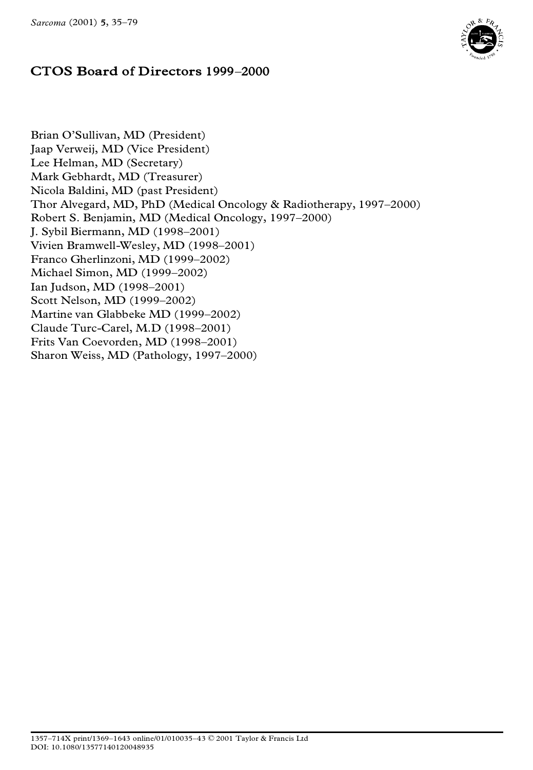## CTOS Board of Directors 1999–2000

Brian O'Sullivan, MD (President)
Jaap Verweij, MD (Vice President)
Lee Helman, MD (Secretary)
Mark Gebhardt, MD (Treasurer)
Nicola Baldini, MD (past President)
Thor Alvegard, MD, PhD (Medical Oncology & Radiotherapy, 1997–2000)
Robert S. Benjamin, MD (Medical Oncology, 1997–2000)
J. Sybil Biermann, MD (1998–2001)
Vivien Bramwell-Wesley, MD (1998–2001)
Franco Gherlinzoni, MD (1999–2002)
Michael Simon, MD (1999–2002)
Ian Judson, MD (1998–2001)
Scott Nelson, MD (1999–2002)
Martine van Glabbeke MD (1999–2002)
Claude Turc-Carel, M.D (1998–2001)
Frits Van Coevorden, MD (1998–2001)
Sharon Weiss, MD (Pathology, 1997–2000)

1357–714X print/1369–1643 online/01/010035–43 © 2001 Taylor & Francis Ltd
DOI: 10.1080/13577140120048935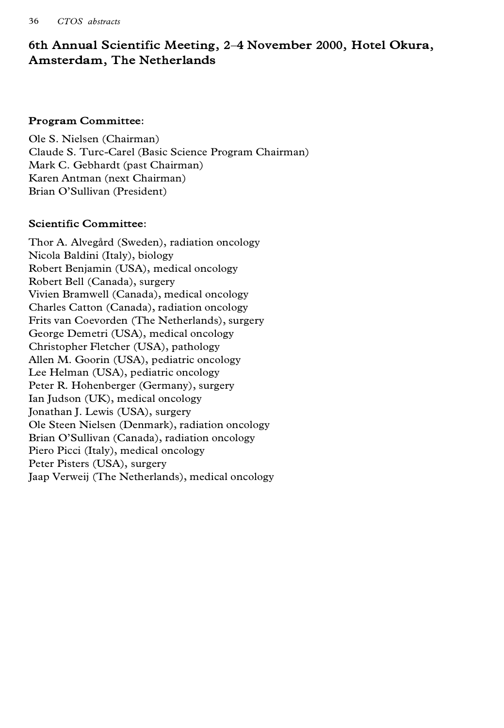## 6th Annual Scientific Meeting, 2–4 November 2000, Hotel Okura, Amsterdam, The Netherlands

**Program Committee**:

Ole S. Nielsen (Chairman)
Claude S. Turc-Carel (Basic Science Program Chairman)
Mark C. Gebhardt (past Chairman)
Karen Antman (next Chairman)
Brian O'Sullivan (President)

**Scientific Committee**:

Thor A. Alvegård (Sweden), radiation oncology
Nicola Baldini (Italy), biology
Robert Benjamin (USA), medical oncology
Robert Bell (Canada), surgery
Vivien Bramwell (Canada), medical oncology
Charles Catton (Canada), radiation oncology
Frits van Coevorden (The Netherlands), surgery
George Demetri (USA), medical oncology
Christopher Fletcher (USA), pathology
Allen M. Goorin (USA), pediatric oncology
Lee Helman (USA), pediatric oncology
Peter R. Hohenberger (Germany), surgery
Ian Judson (UK), medical oncology
Jonathan J. Lewis (USA), surgery
Ole Steen Nielsen (Denmark), radiation oncology
Brian O'Sullivan (Canada), radiation oncology
Piero Picci (Italy), medical oncology
Peter Pisters (USA), surgery
Jaap Verweij (The Netherlands), medical oncology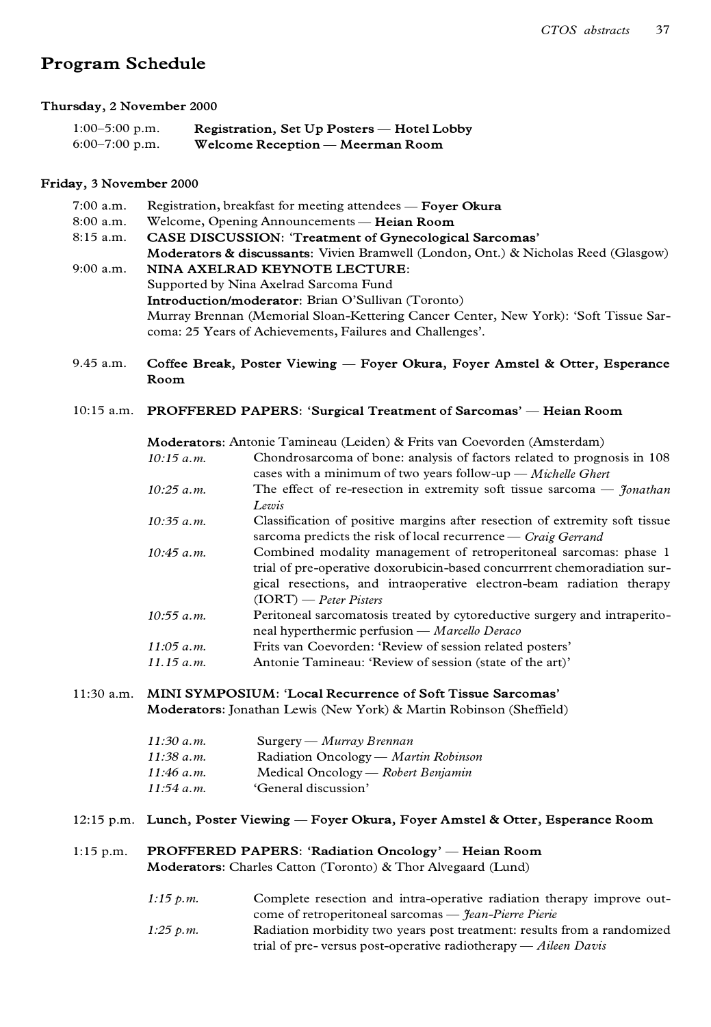## Program Schedule

### Thursday, 2 November 2000

1:00–5:00 p.m. **Registration, Set Up Posters — Hotel Lobby**
6:00–7:00 p.m. **Welcome Reception — Meerman Room**

### Friday, 3 November 2000

7:00 a.m. Registration, breakfast for meeting attendees — **Foyer Okura**

8:00 a.m. Welcome, Opening Announcements — **Heian Room**

8:15 a.m. **CASE DISCUSSION: 'Treatment of Gynecological Sarcomas'**
**Moderators & discussants**: Vivien Bramwell (London, Ont.) & Nicholas Reed (Glasgow)

9:00 a.m. **NINA AXELRAD KEYNOTE LECTURE**:
Supported by Nina Axelrad Sarcoma Fund
**Introduction/moderator**: Brian O'Sullivan (Toronto)
Murray Brennan (Memorial Sloan-Kettering Cancer Center, New York): 'Soft Tissue Sarcoma: 25 Years of Achievements, Failures and Challenges'.

9.45 a.m. **Coffee Break, Poster Viewing — Foyer Okura, Foyer Amstel & Otter, Esperance Room**

10:15 a.m. **PROFFERED PAPERS: 'Surgical Treatment of Sarcomas' — Heian Room**

**Moderators**: Antonie Tamineau (Leiden) & Frits van Coevorden (Amsterdam)

- *10:15 a.m.* Chondrosarcoma of bone: analysis of factors related to prognosis in 108 cases with a minimum of two years follow-up — *Michelle Ghert*
- *10:25 a.m.* The effect of re-resection in extremity soft tissue sarcoma — *Jonathan Lewis*
- *10:35 a.m.* Classification of positive margins after resection of extremity soft tissue sarcoma predicts the risk of local recurrence — *Craig Gerrand*
- *10:45 a.m.* Combined modality management of retroperitoneal sarcomas: phase 1 trial of pre-operative doxorubicin-based concurrrent chemoradiation surgical resections, and intraoperative electron-beam radiation therapy (IORT) — *Peter Pisters*
- *10:55 a.m.* Peritoneal sarcomatosis treated by cytoreductive surgery and intraperitoneal hyperthermic perfusion — *Marcello Deraco*
- *11:05 a.m.* Frits van Coevorden: 'Review of session related posters'
- *11.15 a.m.* Antonie Tamineau: 'Review of session (state of the art)'

11:30 a.m. **MINI SYMPOSIUM: 'Local Recurrence of Soft Tissue Sarcomas'**
**Moderators**: Jonathan Lewis (New York) & Martin Robinson (Sheffield)

- *11:30 a.m.* Surgery — *Murray Brennan*
- *11:38 a.m.* Radiation Oncology — *Martin Robinson*
- *11:46 a.m.* Medical Oncology — *Robert Benjamin*
- *11:54 a.m.* 'General discussion'

12:15 p.m. **Lunch, Poster Viewing — Foyer Okura, Foyer Amstel & Otter, Esperance Room**

1:15 p.m. **PROFFERED PAPERS: 'Radiation Oncology' — Heian Room**
**Moderators**: Charles Catton (Toronto) & Thor Alvegaard (Lund)

- *1:15 p.m.* Complete resection and intra-operative radiation therapy improve outcome of retroperitoneal sarcomas — *Jean-Pierre Pierie*
- *1:25 p.m.* Radiation morbidity two years post treatment: results from a randomized trial of pre- versus post-operative radiotherapy — *Aileen Davis*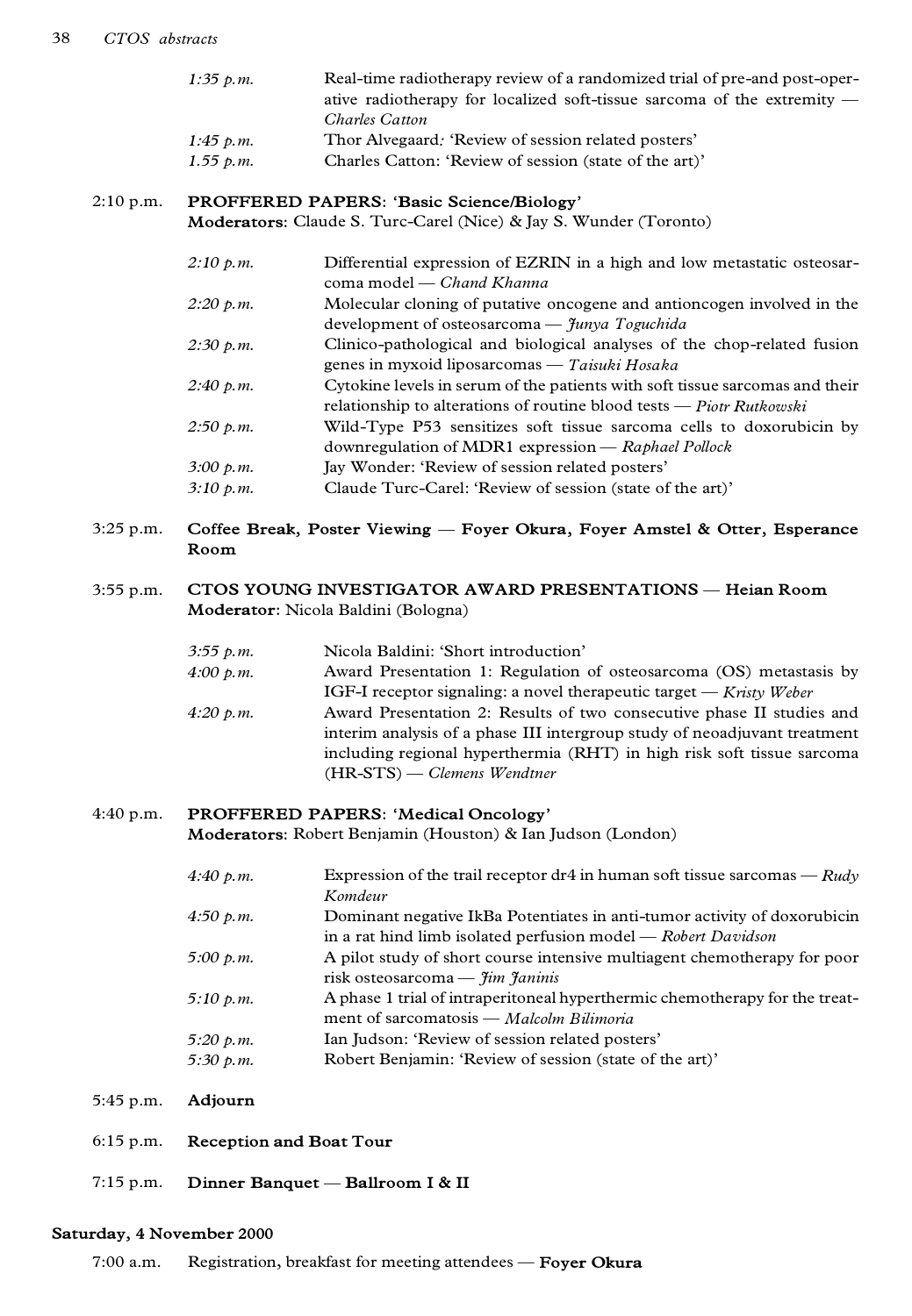| | |
|---|---|
| *1:35 p.m.* | Real-time radiotherapy review of a randomized trial of pre-and post-operative radiotherapy for localized soft-tissue sarcoma of the extremity — *Charles Catton* |
| *1:45 p.m.* | Thor Alvegaard: 'Review of session related posters' |
| *1.55 p.m.* | Charles Catton: 'Review of session (state of the art)' |

2:10 p.m. **PROFFERED PAPERS: 'Basic Science/Biology'**
**Moderators:** Claude S. Turc-Carel (Nice) & Jay S. Wunder (Toronto)

| | |
|---|---|
| *2:10 p.m.* | Differential expression of EZRIN in a high and low metastatic osteosarcoma model — *Chand Khanna* |
| *2:20 p.m.* | Molecular cloning of putative oncogene and antioncogen involved in the development of osteosarcoma — *Junya Toguchida* |
| *2:30 p.m.* | Clinico-pathological and biological analyses of the chop-related fusion genes in myxoid liposarcomas — *Taisuki Hosaka* |
| *2:40 p.m.* | Cytokine levels in serum of the patients with soft tissue sarcomas and their relationship to alterations of routine blood tests — *Piotr Rutkowski* |
| *2:50 p.m.* | Wild-Type P53 sensitizes soft tissue sarcoma cells to doxorubicin by downregulation of MDR1 expression — *Raphael Pollock* |
| *3:00 p.m.* | Jay Wonder: 'Review of session related posters' |
| *3:10 p.m.* | Claude Turc-Carel: 'Review of session (state of the art)' |

3:25 p.m. **Coffee Break, Poster Viewing — Foyer Okura, Foyer Amstel & Otter, Esperance Room**

3:55 p.m. **CTOS YOUNG INVESTIGATOR AWARD PRESENTATIONS — Heian Room**
**Moderator:** Nicola Baldini (Bologna)

| | |
|---|---|
| *3:55 p.m.* | Nicola Baldini: 'Short introduction' |
| *4:00 p.m.* | Award Presentation 1: Regulation of osteosarcoma (OS) metastasis by IGF-I receptor signaling: a novel therapeutic target — *Kristy Weber* |
| *4:20 p.m.* | Award Presentation 2: Results of two consecutive phase II studies and interim analysis of a phase III intergroup study of neoadjuvant treatment including regional hyperthermia (RHT) in high risk soft tissue sarcoma (HR-STS) — *Clemens Wendtner* |

4:40 p.m. **PROFFERED PAPERS: 'Medical Oncology'**
**Moderators:** Robert Benjamin (Houston) & Ian Judson (London)

| | |
|---|---|
| *4:40 p.m.* | Expression of the trail receptor dr4 in human soft tissue sarcomas — *Rudy Komdeur* |
| *4:50 p.m.* | Dominant negative IkBa Potentiates in anti-tumor activity of doxorubicin in a rat hind limb isolated perfusion model — *Robert Davidson* |
| *5:00 p.m.* | A pilot study of short course intensive multiagent chemotherapy for poor risk osteosarcoma — *Jim Janinis* |
| *5:10 p.m.* | A phase 1 trial of intraperitoneal hyperthermic chemotherapy for the treatment of sarcomatosis — *Malcolm Bilimoria* |
| *5:20 p.m.* | Ian Judson: 'Review of session related posters' |
| *5:30 p.m.* | Robert Benjamin: 'Review of session (state of the art)' |

5:45 p.m. **Adjourn**

6:15 p.m. **Reception and Boat Tour**

7:15 p.m. **Dinner Banquet — Ballroom I & II**

**Saturday, 4 November 2000**

7:00 a.m. Registration, breakfast for meeting attendees — **Foyer Okura**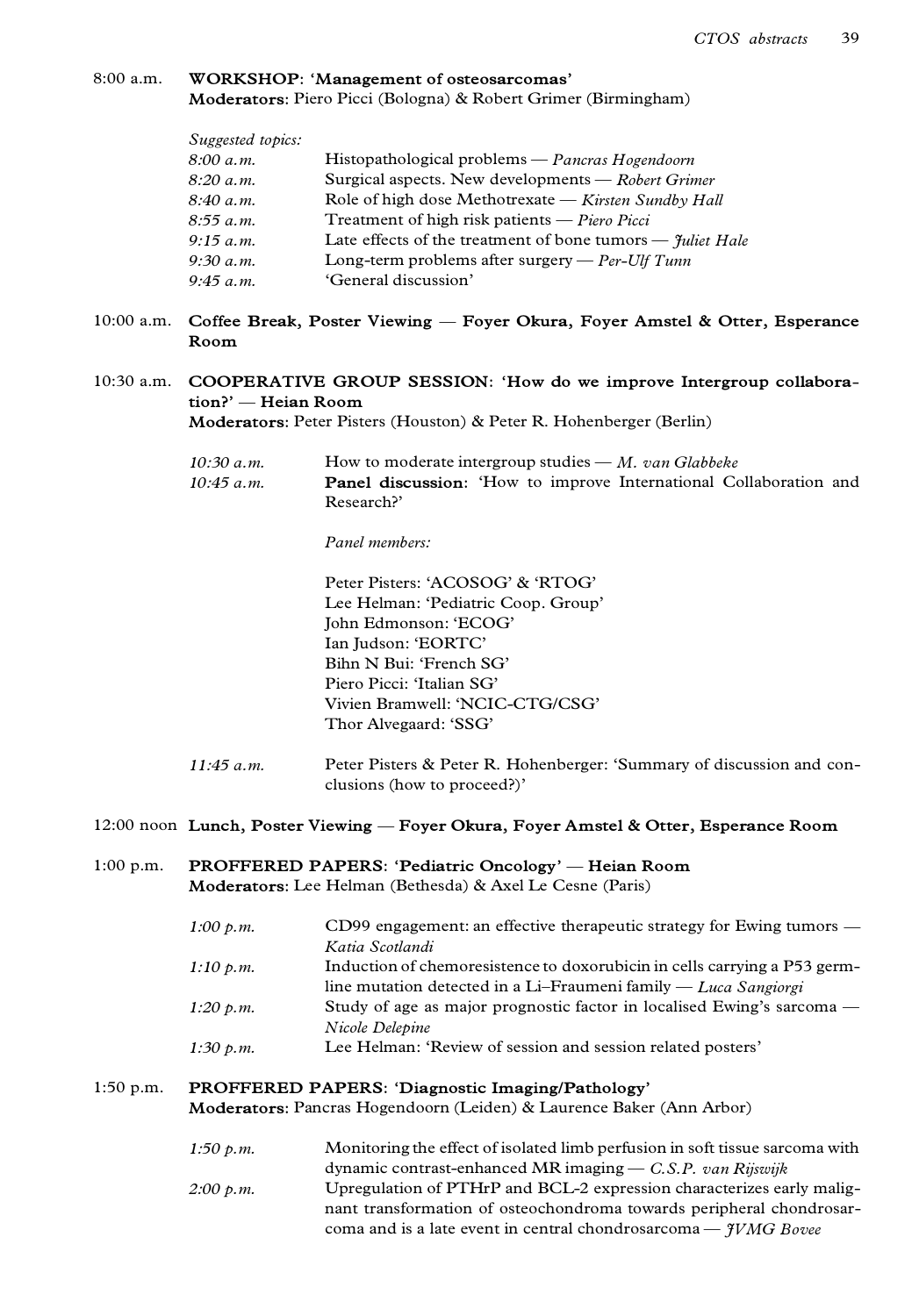8:00 a.m. **WORKSHOP: 'Management of osteosarcomas'**
**Moderators:** Piero Picci (Bologna) & Robert Grimer (Birmingham)

*Suggested topics:*

*8:00 a.m.* Histopathological problems — *Pancras Hogendoorn*
*8:20 a.m.* Surgical aspects. New developments — *Robert Grimer*
*8:40 a.m.* Role of high dose Methotrexate — *Kirsten Sundby Hall*
*8:55 a.m.* Treatment of high risk patients — *Piero Picci*
*9:15 a.m.* Late effects of the treatment of bone tumors — *Juliet Hale*
*9:30 a.m.* Long-term problems after surgery — *Per-Ulf Tunn*
*9:45 a.m.* 'General discussion'

10:00 a.m. **Coffee Break, Poster Viewing — Foyer Okura, Foyer Amstel & Otter, Esperance Room**

10:30 a.m. **COOPERATIVE GROUP SESSION: 'How do we improve Intergroup collaboration?' — Heian Room**
**Moderators:** Peter Pisters (Houston) & Peter R. Hohenberger (Berlin)

*10:30 a.m.* How to moderate intergroup studies — *M. van Glabbeke*
*10:45 a.m.* **Panel discussion:** 'How to improve International Collaboration and Research?'

*Panel members:*

Peter Pisters: 'ACOSOG' & 'RTOG'
Lee Helman: 'Pediatric Coop. Group'
John Edmonson: 'ECOG'
Ian Judson: 'EORTC'
Bihn N Bui: 'French SG'
Piero Picci: 'Italian SG'
Vivien Bramwell: 'NCIC-CTG/CSG'
Thor Alvegaard: 'SSG'

*11:45 a.m.* Peter Pisters & Peter R. Hohenberger: 'Summary of discussion and conclusions (how to proceed?)'

12:00 noon **Lunch, Poster Viewing — Foyer Okura, Foyer Amstel & Otter, Esperance Room**

1:00 p.m. **PROFFERED PAPERS: 'Pediatric Oncology' — Heian Room**
**Moderators:** Lee Helman (Bethesda) & Axel Le Cesne (Paris)

*1:00 p.m.* CD99 engagement: an effective therapeutic strategy for Ewing tumors — *Katia Scotlandi*
*1:10 p.m.* Induction of chemoresistence to doxorubicin in cells carrying a P53 germline mutation detected in a Li–Fraumeni family — *Luca Sangiorgi*
*1:20 p.m.* Study of age as major prognostic factor in localised Ewing's sarcoma — *Nicole Delepine*
*1:30 p.m.* Lee Helman: 'Review of session and session related posters'

1:50 p.m. **PROFFERED PAPERS: 'Diagnostic Imaging/Pathology'**
**Moderators:** Pancras Hogendoorn (Leiden) & Laurence Baker (Ann Arbor)

*1:50 p.m.* Monitoring the effect of isolated limb perfusion in soft tissue sarcoma with dynamic contrast-enhanced MR imaging — *C.S.P. van Rijswijk*
*2:00 p.m.* Upregulation of PTHrP and BCL-2 expression characterizes early malignant transformation of osteochondroma towards peripheral chondrosarcoma and is a late event in central chondrosarcoma — *JVMG Bovee*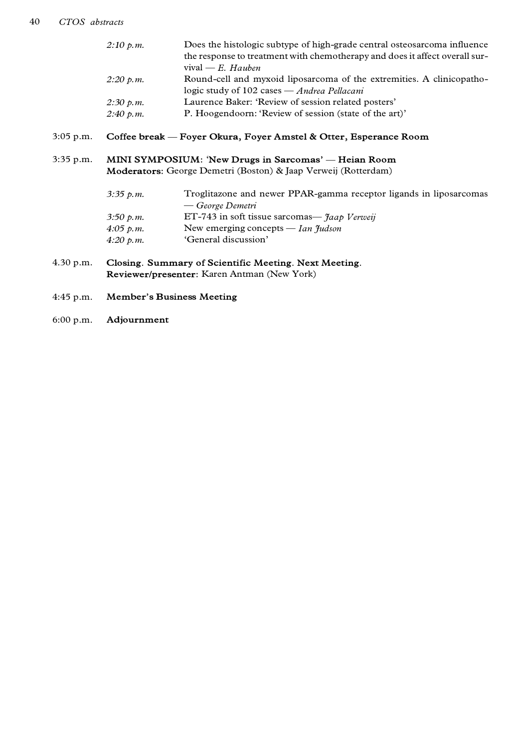| | |
|---|---|
| *2:10 p.m.* | Does the histologic subtype of high-grade central osteosarcoma influence the response to treatment with chemotherapy and does it affect overall survival — *E. Hauben* |
| *2:20 p.m.* | Round-cell and myxoid liposarcoma of the extremities. A clinicopathologic study of 102 cases — *Andrea Pellacani* |
| *2:30 p.m.* | Laurence Baker: 'Review of session related posters' |
| *2:40 p.m.* | P. Hoogendoorn: 'Review of session (state of the art)' |

3:05 p.m. **Coffee break — Foyer Okura, Foyer Amstel & Otter, Esperance Room**

3:35 p.m. **MINI SYMPOSIUM: 'New Drugs in Sarcomas' — Heian Room**
**Moderators:** George Demetri (Boston) & Jaap Verweij (Rotterdam)

| | |
|---|---|
| *3:35 p.m.* | Troglitazone and newer PPAR-gamma receptor ligands in liposarcomas — *George Demetri* |
| *3:50 p.m.* | ET-743 in soft tissue sarcomas— *Jaap Verweij* |
| *4:05 p.m.* | New emerging concepts — *Ian Judson* |
| *4:20 p.m.* | 'General discussion' |

4.30 p.m. **Closing. Summary of Scientific Meeting. Next Meeting.**
**Reviewer/presenter:** Karen Antman (New York)

4:45 p.m. **Member's Business Meeting**

6:00 p.m. **Adjournment**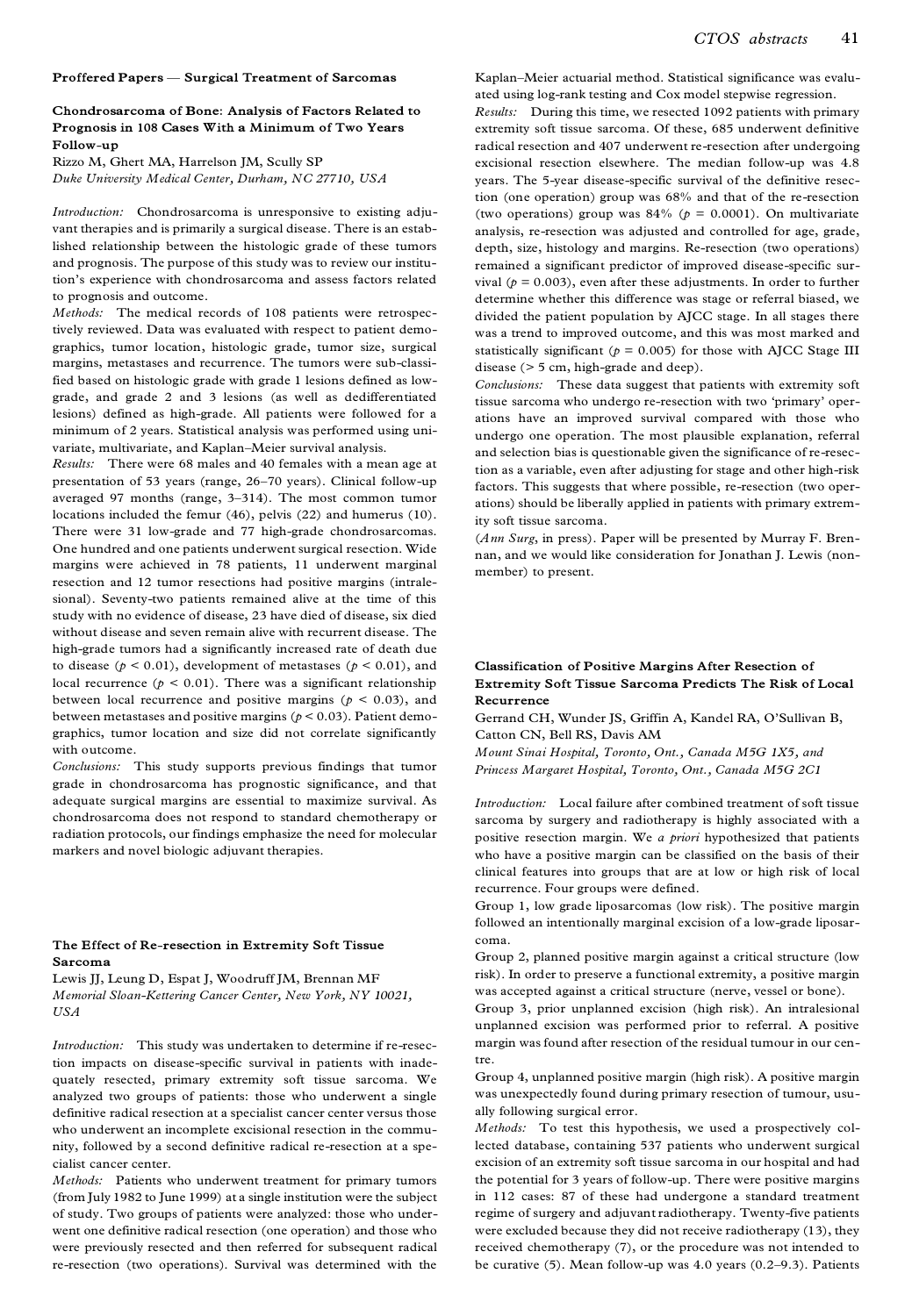**Proffered Papers — Surgical Treatment of Sarcomas**

**Chondrosarcoma of Bone: Analysis of Factors Related to Prognosis in 108 Cases With a Minimum of Two Years Follow-up**

Rizzo M, Ghert MA, Harrelson JM, Scully SP

*Duke University Medical Center, Durham, NC 27710, USA*

*Introduction:* Chondrosarcoma is unresponsive to existing adjuvant therapies and is primarily a surgical disease. There is an established relationship between the histologic grade of these tumors and prognosis. The purpose of this study was to review our institution's experience with chondrosarcoma and assess factors related to prognosis and outcome.

*Methods:* The medical records of 108 patients were retrospectively reviewed. Data was evaluated with respect to patient demographics, tumor location, histologic grade, tumor size, surgical margins, metastases and recurrence. The tumors were sub-classified based on histologic grade with grade 1 lesions defined as low-grade, and grade 2 and 3 lesions (as well as dedifferentiated lesions) defined as high-grade. All patients were followed for a minimum of 2 years. Statistical analysis was performed using univariate, multivariate, and Kaplan–Meier survival analysis.

*Results:* There were 68 males and 40 females with a mean age at presentation of 53 years (range, 26–70 years). Clinical follow-up averaged 97 months (range, 3–314). The most common tumor locations included the femur (46), pelvis (22) and humerus (10). There were 31 low-grade and 77 high-grade chondrosarcomas. One hundred and one patients underwent surgical resection. Wide margins were achieved in 78 patients, 11 underwent marginal resection and 12 tumor resections had positive margins (intralesional). Seventy-two patients remained alive at the time of this study with no evidence of disease, 23 have died of disease, six died without disease and seven remain alive with recurrent disease. The high-grade tumors had a significantly increased rate of death due to disease ($p < 0.01$), development of metastases ($p < 0.01$), and local recurrence ($p < 0.01$). There was a significant relationship between local recurrence and positive margins ($p < 0.03$), and between metastases and positive margins ($p < 0.03$). Patient demographics, tumor location and size did not correlate significantly with outcome.

*Conclusions:* This study supports previous findings that tumor grade in chondrosarcoma has prognostic significance, and that adequate surgical margins are essential to maximize survival. As chondrosarcoma does not respond to standard chemotherapy or radiation protocols, our findings emphasize the need for molecular markers and novel biologic adjuvant therapies.

**The Effect of Re-resection in Extremity Soft Tissue Sarcoma**

Lewis JJ, Leung D, Espat J, Woodruff JM, Brennan MF

*Memorial Sloan-Kettering Cancer Center, New York, NY 10021, USA*

*Introduction:* This study was undertaken to determine if re-resection impacts on disease-specific survival in patients with inadequately resected, primary extremity soft tissue sarcoma. We analyzed two groups of patients: those who underwent a single definitive radical resection at a specialist cancer center versus those who underwent an incomplete excisional resection in the community, followed by a second definitive radical re-resection at a specialist cancer center.

*Methods:* Patients who underwent treatment for primary tumors (from July 1982 to June 1999) at a single institution were the subject of study. Two groups of patients were analyzed: those who underwent one definitive radical resection (one operation) and those who were previously resected and then referred for subsequent radical re-resection (two operations). Survival was determined with the Kaplan–Meier actuarial method. Statistical significance was evaluated using log-rank testing and Cox model stepwise regression.

*Results:* During this time, we resected 1092 patients with primary extremity soft tissue sarcoma. Of these, 685 underwent definitive radical resection and 407 underwent re-resection after undergoing excisional resection elsewhere. The median follow-up was 4.8 years. The 5-year disease-specific survival of the definitive resection (one operation) group was 68% and that of the re-resection (two operations) group was 84% ($p = 0.0001$). On multivariate analysis, re-resection was adjusted and controlled for age, grade, depth, size, histology and margins. Re-resection (two operations) remained a significant predictor of improved disease-specific survival ($p = 0.003$), even after these adjustments. In order to further determine whether this difference was stage or referral biased, we divided the patient population by AJCC stage. In all stages there was a trend to improved outcome, and this was most marked and statistically significant ($p = 0.005$) for those with AJCC Stage III disease (> 5 cm, high-grade and deep).

*Conclusions:* These data suggest that patients with extremity soft tissue sarcoma who undergo re-resection with two 'primary' operations have an improved survival compared with those who undergo one operation. The most plausible explanation, referral and selection bias is questionable given the significance of re-resection as a variable, even after adjusting for stage and other high-risk factors. This suggests that where possible, re-resection (two operations) should be liberally applied in patients with primary extremity soft tissue sarcoma.

(*Ann Surg*, in press). Paper will be presented by Murray F. Brennan, and we would like consideration for Jonathan J. Lewis (non-member) to present.

**Classification of Positive Margins After Resection of Extremity Soft Tissue Sarcoma Predicts The Risk of Local Recurrence**

Gerrand CH, Wunder JS, Griffin A, Kandel RA, O'Sullivan B, Catton CN, Bell RS, Davis AM

*Mount Sinai Hospital, Toronto, Ont., Canada M5G 1X5, and Princess Margaret Hospital, Toronto, Ont., Canada M5G 2C1*

*Introduction:* Local failure after combined treatment of soft tissue sarcoma by surgery and radiotherapy is highly associated with a positive resection margin. We *a priori* hypothesized that patients who have a positive margin can be classified on the basis of their clinical features into groups that are at low or high risk of local recurrence. Four groups were defined.

Group 1, low grade liposarcomas (low risk). The positive margin followed an intentionally marginal excision of a low-grade liposarcoma.

Group 2, planned positive margin against a critical structure (low risk). In order to preserve a functional extremity, a positive margin was accepted against a critical structure (nerve, vessel or bone).

Group 3, prior unplanned excision (high risk). An intralesional unplanned excision was performed prior to referral. A positive margin was found after resection of the residual tumour in our centre.

Group 4, unplanned positive margin (high risk). A positive margin was unexpectedly found during primary resection of tumour, usually following surgical error.

*Methods:* To test this hypothesis, we used a prospectively collected database, containing 537 patients who underwent surgical excision of an extremity soft tissue sarcoma in our hospital and had the potential for 3 years of follow-up. There were positive margins in 112 cases: 87 of these had undergone a standard treatment regime of surgery and adjuvant radiotherapy. Twenty-five patients were excluded because they did not receive radiotherapy (13), they received chemotherapy (7), or the procedure was not intended to be curative (5). Mean follow-up was 4.0 years (0.2–9.3). Patients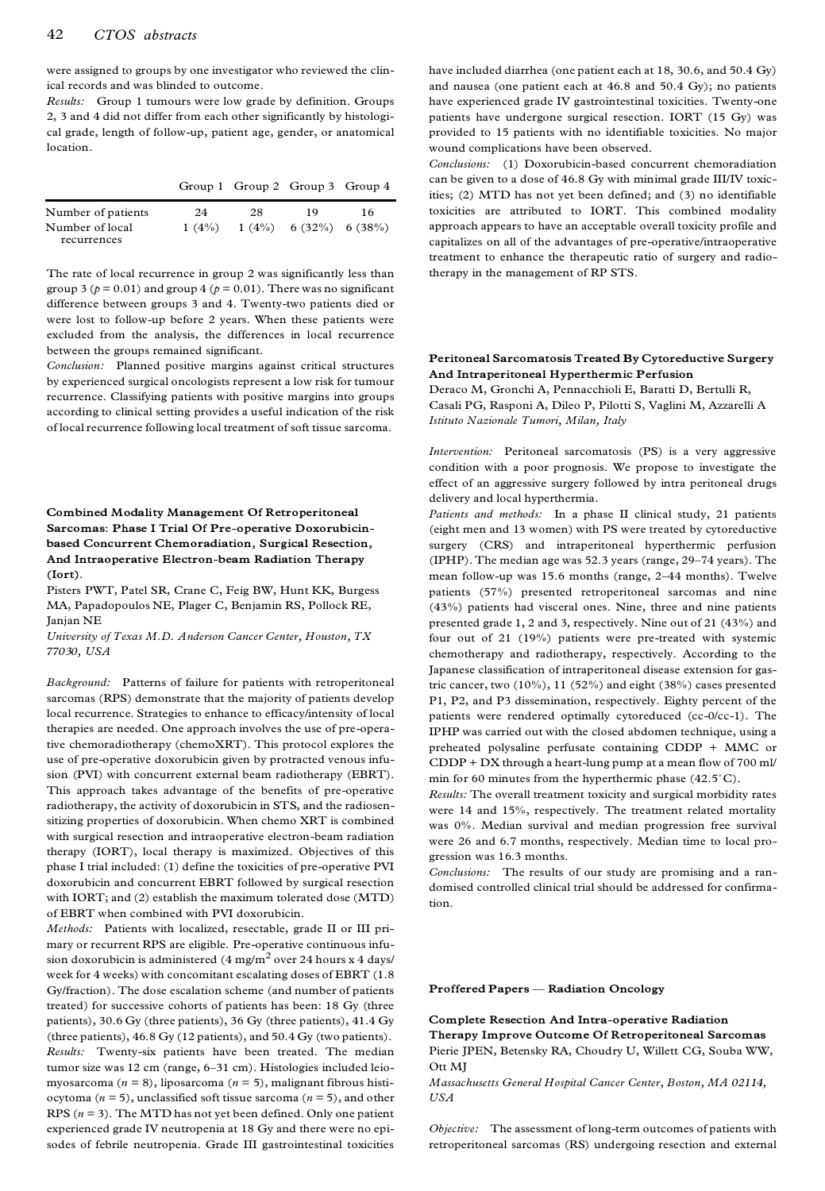were assigned to groups by one investigator who reviewed the clinical records and was blinded to outcome.

*Results:* Group 1 tumours were low grade by definition. Groups 2, 3 and 4 did not differ from each other significantly by histological grade, length of follow-up, patient age, gender, or anatomical location.

| | Group 1 | Group 2 | Group 3 | Group 4 |
|---|---|---|---|---|
| Number of patients | 24 | 28 | 19 | 16 |
| Number of local recurrences | 1 (4%) | 1 (4%) | 6 (32%) | 6 (38%) |

The rate of local recurrence in group 2 was significantly less than group 3 ($p = 0.01$) and group 4 ($p = 0.01$). There was no significant difference between groups 3 and 4. Twenty-two patients died or were lost to follow-up before 2 years. When these patients were excluded from the analysis, the differences in local recurrence between the groups remained significant.

*Conclusion:* Planned positive margins against critical structures by experienced surgical oncologists represent a low risk for tumour recurrence. Classifying patients with positive margins into groups according to clinical setting provides a useful indication of the risk of local recurrence following local treatment of soft tissue sarcoma.

### Combined Modality Management Of Retroperitoneal Sarcomas: Phase I Trial Of Pre-operative Doxorubicin-based Concurrent Chemoradiation, Surgical Resection, And Intraoperative Electron-beam Radiation Therapy (Iort).

Pisters PWT, Patel SR, Crane C, Feig BW, Hunt KK, Burgess MA, Papadopoulos NE, Plager C, Benjamin RS, Pollock RE, Janjan NE

*University of Texas M.D. Anderson Cancer Center, Houston, TX 77030, USA*

*Background:* Patterns of failure for patients with retroperitoneal sarcomas (RPS) demonstrate that the majority of patients develop local recurrence. Strategies to enhance to efficacy/intensity of local therapies are needed. One approach involves the use of pre-operative chemoradiotherapy (chemoXRT). This protocol explores the use of pre-operative doxorubicin given by protracted venous infusion (PVI) with concurrent external beam radiotherapy (EBRT). This approach takes advantage of the benefits of pre-operative radiotherapy, the activity of doxorubicin in STS, and the radiosensitizing properties of doxorubicin. When chemo XRT is combined with surgical resection and intraoperative electron-beam radiation therapy (IORT), local therapy is maximized. Objectives of this phase I trial included: (1) define the toxicities of pre-operative PVI doxorubicin and concurrent EBRT followed by surgical resection with IORT; and (2) establish the maximum tolerated dose (MTD) of EBRT when combined with PVI doxorubicin.

*Methods:* Patients with localized, resectable, grade II or III primary or recurrent RPS are eligible. Pre-operative continuous infusion doxorubicin is administered (4 mg/m$^2$ over 24 hours x 4 days/week for 4 weeks) with concomitant escalating doses of EBRT (1.8 Gy/fraction). The dose escalation scheme (and number of patients treated) for successive cohorts of patients has been: 18 Gy (three patients), 30.6 Gy (three patients), 36 Gy (three patients), 41.4 Gy (three patients), 46.8 Gy (12 patients), and 50.4 Gy (two patients).

*Results:* Twenty-six patients have been treated. The median tumor size was 12 cm (range, 6–31 cm). Histologies included leiomyosarcoma ($n = 8$), liposarcoma ($n = 5$), malignant fibrous histiocytoma ($n = 5$), unclassified soft tissue sarcoma ($n = 5$), and other RPS ($n = 3$). The MTD has not yet been defined. Only one patient experienced grade IV neutropenia at 18 Gy and there were no episodes of febrile neutropenia. Grade III gastrointestinal toxicities have included diarrhea (one patient each at 18, 30.6, and 50.4 Gy) and nausea (one patient each at 46.8 and 50.4 Gy); no patients have experienced grade IV gastrointestinal toxicities. Twenty-one patients have undergone surgical resection. IORT (15 Gy) was provided to 15 patients with no identifiable toxicities. No major wound complications have been observed.

*Conclusions:* (1) Doxorubicin-based concurrent chemoradiation can be given to a dose of 46.8 Gy with minimal grade III/IV toxicities; (2) MTD has not yet been defined; and (3) no identifiable toxicities are attributed to IORT. This combined modality approach appears to have an acceptable overall toxicity profile and capitalizes on all of the advantages of pre-operative/intraoperative treatment to enhance the therapeutic ratio of surgery and radiotherapy in the management of RP STS.

### Peritoneal Sarcomatosis Treated By Cytoreductive Surgery And Intraperitoneal Hyperthermic Perfusion

Deraco M, Gronchi A, Pennacchioli E, Baratti D, Bertulli R, Casali PG, Rasponi A, Dileo P, Pilotti S, Vaglini M, Azzarelli A

*Istituto Nazionale Tumori, Milan, Italy*

*Intervention:* Peritoneal sarcomatosis (PS) is a very aggressive condition with a poor prognosis. We propose to investigate the effect of an aggressive surgery followed by intra peritoneal drugs delivery and local hyperthermia.

*Patients and methods:* In a phase II clinical study, 21 patients (eight men and 13 women) with PS were treated by cytoreductive surgery (CRS) and intraperitoneal hyperthermic perfusion (IPHP). The median age was 52.3 years (range, 29–74 years). The mean follow-up was 15.6 months (range, 2–44 months). Twelve patients (57%) presented retroperitoneal sarcomas and nine (43%) patients had visceral ones. Nine, three and nine patients presented grade 1, 2 and 3, respectively. Nine out of 21 (43%) and four out of 21 (19%) patients were pre-treated with systemic chemotherapy and radiotherapy, respectively. According to the Japanese classification of intraperitoneal disease extension for gastric cancer, two (10%), 11 (52%) and eight (38%) cases presented P1, P2, and P3 dissemination, respectively. Eighty percent of the patients were rendered optimally cytoreduced (cc-0/cc-1). The IPHP was carried out with the closed abdomen technique, using a preheated polysaline perfusate containing CDDP + MMC or CDDP + DX through a heart-lung pump at a mean flow of 700 ml/min for 60 minutes from the hyperthermic phase (42.5°C).

*Results:* The overall treatment toxicity and surgical morbidity rates were 14 and 15%, respectively. The treatment related mortality was 0%. Median survival and median progression free survival were 26 and 6.7 months, respectively. Median time to local progression was 16.3 months.

*Conclusions:* The results of our study are promising and a randomised controlled clinical trial should be addressed for confirmation.

## Proffered Papers — Radiation Oncology

### Complete Resection And Intra-operative Radiation Therapy Improve Outcome Of Retroperitoneal Sarcomas

Pierie JPEN, Betensky RA, Choudry U, Willett CG, Souba WW, Ott MJ

*Massachusetts General Hospital Cancer Center, Boston, MA 02114, USA*

*Objective:* The assessment of long-term outcomes of patients with retroperitoneal sarcomas (RS) undergoing resection and external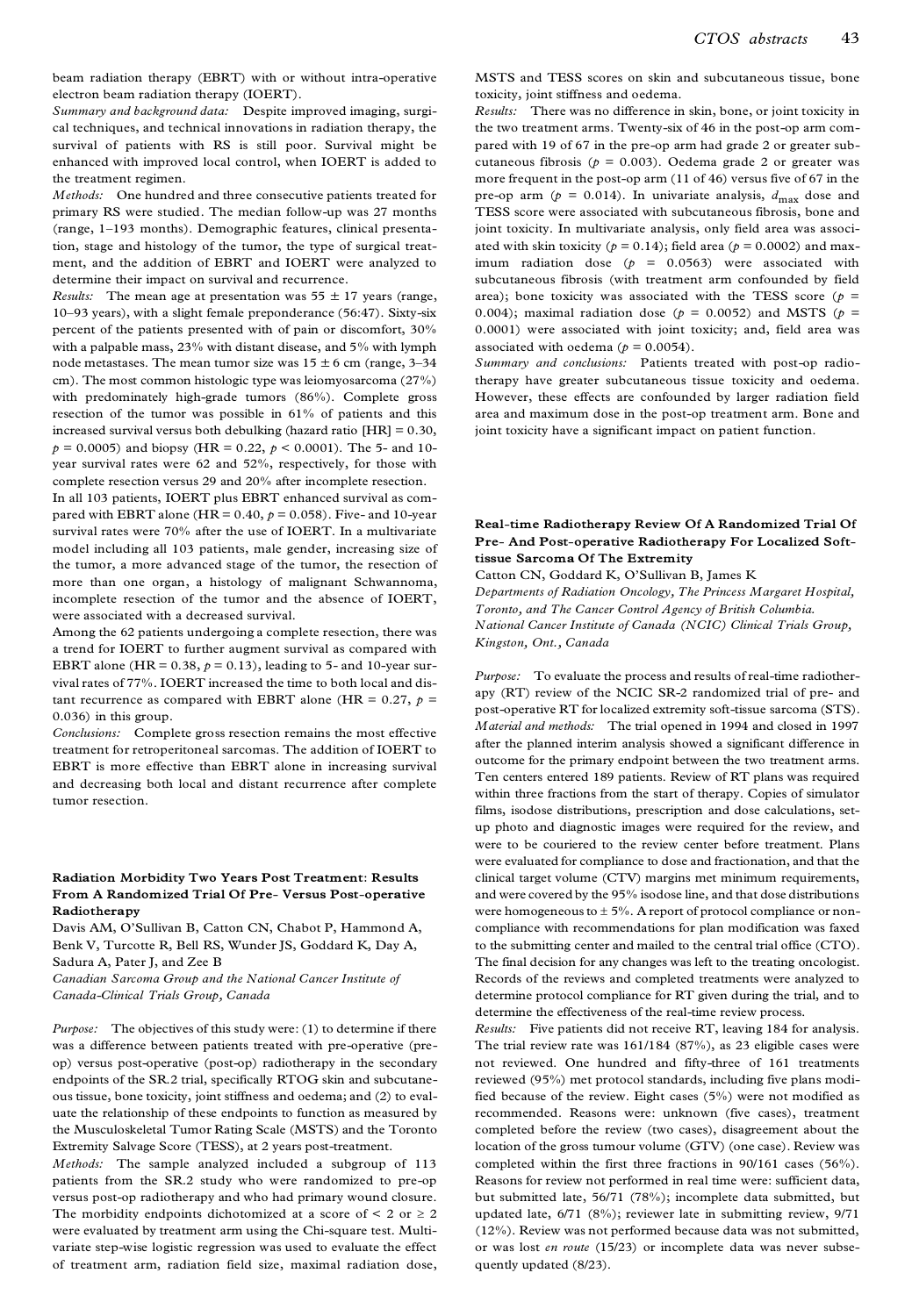beam radiation therapy (EBRT) with or without intra-operative electron beam radiation therapy (IOERT).

*Summary and background data:* Despite improved imaging, surgical techniques, and technical innovations in radiation therapy, the survival of patients with RS is still poor. Survival might be enhanced with improved local control, when IOERT is added to the treatment regimen.

*Methods:* One hundred and three consecutive patients treated for primary RS were studied. The median follow-up was 27 months (range, 1–193 months). Demographic features, clinical presentation, stage and histology of the tumor, the type of surgical treatment, and the addition of EBRT and IOERT were analyzed to determine their impact on survival and recurrence.

*Results:* The mean age at presentation was 55 ± 17 years (range, 10–93 years), with a slight female preponderance (56:47). Sixty-six percent of the patients presented with of pain or discomfort, 30% with a palpable mass, 23% with distant disease, and 5% with lymph node metastases. The mean tumor size was 15 ± 6 cm (range, 3–34 cm). The most common histologic type was leiomyosarcoma (27%) with predominately high-grade tumors (86%). Complete gross resection of the tumor was possible in 61% of patients and this increased survival versus both debulking (hazard ratio [HR] = 0.30, $p = 0.0005$) and biopsy (HR = 0.22, $p < 0.0001$). The 5- and 10-year survival rates were 62 and 52%, respectively, for those with complete resection versus 29 and 20% after incomplete resection.

In all 103 patients, IOERT plus EBRT enhanced survival as compared with EBRT alone (HR = 0.40, $p = 0.058$). Five- and 10-year survival rates were 70% after the use of IOERT. In a multivariate model including all 103 patients, male gender, increasing size of the tumor, a more advanced stage of the tumor, the resection of more than one organ, a histology of malignant Schwannoma, incomplete resection of the tumor and the absence of IOERT, were associated with a decreased survival.

Among the 62 patients undergoing a complete resection, there was a trend for IOERT to further augment survival as compared with EBRT alone (HR = 0.38, $p = 0.13$), leading to 5- and 10-year survival rates of 77%. IOERT increased the time to both local and distant recurrence as compared with EBRT alone (HR = 0.27, $p = 0.036$) in this group.

*Conclusions:* Complete gross resection remains the most effective treatment for retroperitoneal sarcomas. The addition of IOERT to EBRT is more effective than EBRT alone in increasing survival and decreasing both local and distant recurrence after complete tumor resection.

### Radiation Morbidity Two Years Post Treatment: Results From A Randomized Trial Of Pre- Versus Post-operative Radiotherapy

Davis AM, O'Sullivan B, Catton CN, Chabot P, Hammond A, Benk V, Turcotte R, Bell RS, Wunder JS, Goddard K, Day A, Sadura A, Pater J, and Zee B

*Canadian Sarcoma Group and the National Cancer Institute of Canada-Clinical Trials Group, Canada*

*Purpose:* The objectives of this study were: (1) to determine if there was a difference between patients treated with pre-operative (pre-op) versus post-operative (post-op) radiotherapy in the secondary endpoints of the SR.2 trial, specifically RTOG skin and subcutaneous tissue, bone toxicity, joint stiffness and oedema; and (2) to evaluate the relationship of these endpoints to function as measured by the Musculoskeletal Tumor Rating Scale (MSTS) and the Toronto Extremity Salvage Score (TESS), at 2 years post-treatment.

*Methods:* The sample analyzed included a subgroup of 113 patients from the SR.2 study who were randomized to pre-op versus post-op radiotherapy and who had primary wound closure. The morbidity endpoints dichotomized at a score of < 2 or ≥ 2 were evaluated by treatment arm using the Chi-square test. Multivariate step-wise logistic regression was used to evaluate the effect of treatment arm, radiation field size, maximal radiation dose, MSTS and TESS scores on skin and subcutaneous tissue, bone toxicity, joint stiffness and oedema.

*Results:* There was no difference in skin, bone, or joint toxicity in the two treatment arms. Twenty-six of 46 in the post-op arm compared with 19 of 67 in the pre-op arm had grade 2 or greater subcutaneous fibrosis ($p = 0.003$). Oedema grade 2 or greater was more frequent in the post-op arm (11 of 46) versus five of 67 in the pre-op arm ($p = 0.014$). In univariate analysis, $d_{max}$ dose and TESS score were associated with subcutaneous fibrosis, bone and joint toxicity. In multivariate analysis, only field area was associated with skin toxicity ($p = 0.14$); field area ($p = 0.0002$) and maximum radiation dose ($p = 0.0563$) were associated with subcutaneous fibrosis (with treatment arm confounded by field area); bone toxicity was associated with the TESS score ($p = 0.004$); maximal radiation dose ($p = 0.0052$) and MSTS ($p = 0.0001$) were associated with joint toxicity; and, field area was associated with oedema ($p = 0.0054$).

*Summary and conclusions:* Patients treated with post-op radiotherapy have greater subcutaneous tissue toxicity and oedema. However, these effects are confounded by larger radiation field area and maximum dose in the post-op treatment arm. Bone and joint toxicity have a significant impact on patient function.

### Real-time Radiotherapy Review Of A Randomized Trial Of Pre- And Post-operative Radiotherapy For Localized Soft-tissue Sarcoma Of The Extremity

Catton CN, Goddard K, O'Sullivan B, James K

*Departments of Radiation Oncology, The Princess Margaret Hospital, Toronto, and The Cancer Control Agency of British Columbia. National Cancer Institute of Canada (NCIC) Clinical Trials Group, Kingston, Ont., Canada*

*Purpose:* To evaluate the process and results of real-time radiotherapy (RT) review of the NCIC SR-2 randomized trial of pre- and post-operative RT for localized extremity soft-tissue sarcoma (STS).

*Material and methods:* The trial opened in 1994 and closed in 1997 after the planned interim analysis showed a significant difference in outcome for the primary endpoint between the two treatment arms. Ten centers entered 189 patients. Review of RT plans was required within three fractions from the start of therapy. Copies of simulator films, isodose distributions, prescription and dose calculations, set-up photo and diagnostic images were required for the review, and were to be couriered to the review center before treatment. Plans were evaluated for compliance to dose and fractionation, and that the clinical target volume (CTV) margins met minimum requirements, and were covered by the 95% isodose line, and that dose distributions were homogeneous to ± 5%. A report of protocol compliance or non-compliance with recommendations for plan modification was faxed to the submitting center and mailed to the central trial office (CTO). The final decision for any changes was left to the treating oncologist. Records of the reviews and completed treatments were analyzed to determine protocol compliance for RT given during the trial, and to determine the effectiveness of the real-time review process.

*Results:* Five patients did not receive RT, leaving 184 for analysis. The trial review rate was 161/184 (87%), as 23 eligible cases were not reviewed. One hundred and fifty-three of 161 treatments reviewed (95%) met protocol standards, including five plans modified because of the review. Eight cases (5%) were not modified as recommended. Reasons were: unknown (five cases), treatment completed before the review (two cases), disagreement about the location of the gross tumour volume (GTV) (one case). Review was completed within the first three fractions in 90/161 cases (56%). Reasons for review not performed in real time were: sufficient data, but submitted late, 56/71 (78%); incomplete data submitted, but updated late, 6/71 (8%); reviewer late in submitting review, 9/71 (12%). Review was not performed because data was not submitted, or was lost *en route* (15/23) or incomplete data was never subsequently updated (8/23).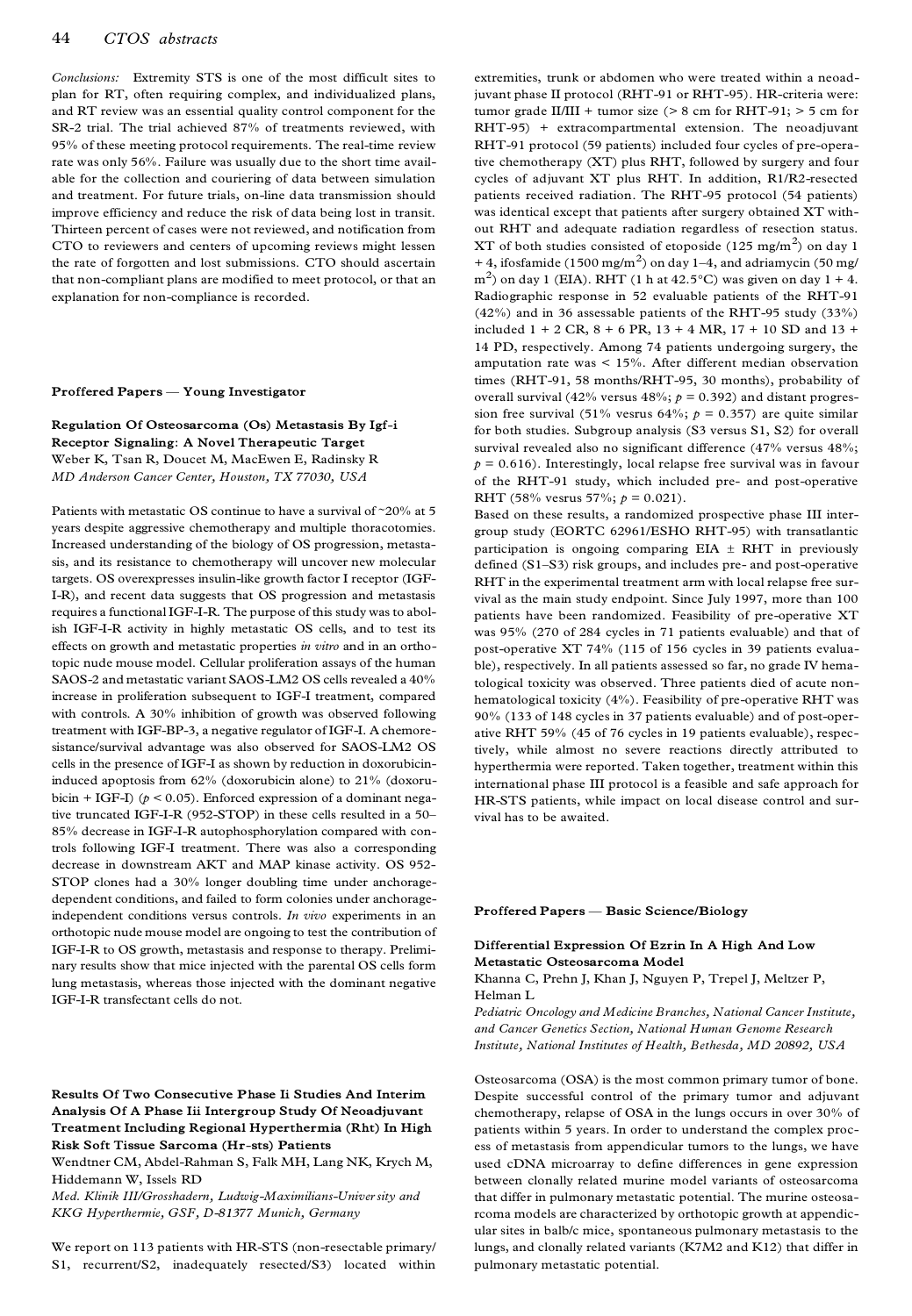*Conclusions:* Extremity STS is one of the most difficult sites to plan for RT, often requiring complex, and individualized plans, and RT review was an essential quality control component for the SR-2 trial. The trial achieved 87% of treatments reviewed, with 95% of these meeting protocol requirements. The real-time review rate was only 56%. Failure was usually due to the short time available for the collection and couriering of data between simulation and treatment. For future trials, on-line data transmission should improve efficiency and reduce the risk of data being lost in transit. Thirteen percent of cases were not reviewed, and notification from CTO to reviewers and centers of upcoming reviews might lessen the rate of forgotten and lost submissions. CTO should ascertain that non-compliant plans are modified to meet protocol, or that an explanation for non-compliance is recorded.

## Proffered Papers — Young Investigator

### Regulation Of Osteosarcoma (Os) Metastasis By Igf-i Receptor Signaling: A Novel Therapeutic Target

Weber K, Tsan R, Doucet M, MacEwen E, Radinsky R

*MD Anderson Cancer Center, Houston, TX 77030, USA*

Patients with metastatic OS continue to have a survival of ~20% at 5 years despite aggressive chemotherapy and multiple thoracotomies. Increased understanding of the biology of OS progression, metastasis, and its resistance to chemotherapy will uncover new molecular targets. OS overexpresses insulin-like growth factor I receptor (IGF-I-R), and recent data suggests that OS progression and metastasis requires a functional IGF-I-R. The purpose of this study was to abolish IGF-I-R activity in highly metastatic OS cells, and to test its effects on growth and metastatic properties *in vitro* and in an orthotopic nude mouse model. Cellular proliferation assays of the human SAOS-2 and metastatic variant SAOS-LM2 OS cells revealed a 40% increase in proliferation subsequent to IGF-I treatment, compared with controls. A 30% inhibition of growth was observed following treatment with IGF-BP-3, a negative regulator of IGF-I. A chemoresistance/survival advantage was also observed for SAOS-LM2 OS cells in the presence of IGF-I as shown by reduction in doxorubicin-induced apoptosis from 62% (doxorubicin alone) to 21% (doxorubicin + IGF-I) ($p < 0.05$). Enforced expression of a dominant negative truncated IGF-I-R (952-STOP) in these cells resulted in a 50–85% decrease in IGF-I-R autophosphorylation compared with controls following IGF-I treatment. There was also a corresponding decrease in downstream AKT and MAP kinase activity. OS 952-STOP clones had a 30% longer doubling time under anchorage-dependent conditions, and failed to form colonies under anchorage-independent conditions versus controls. *In vivo* experiments in an orthotopic nude mouse model are ongoing to test the contribution of IGF-I-R to OS growth, metastasis and response to therapy. Preliminary results show that mice injected with the parental OS cells form lung metastasis, whereas those injected with the dominant negative IGF-I-R transfectant cells do not.

### Results Of Two Consecutive Phase Ii Studies And Interim Analysis Of A Phase Iii Intergroup Study Of Neoadjuvant Treatment Including Regional Hyperthermia (Rht) In High Risk Soft Tissue Sarcoma (Hr-sts) Patients

Wendtner CM, Abdel-Rahman S, Falk MH, Lang NK, Krych M, Hiddemann W, Issels RD

*Med. Klinik III/Grosshadern, Ludwig-Maximilians-University and KKG Hyperthermie, GSF, D-81377 Munich, Germany*

We report on 113 patients with HR-STS (non-resectable primary/S1, recurrent/S2, inadequately resected/S3) located within extremities, trunk or abdomen who were treated within a neoadjuvant phase II protocol (RHT-91 or RHT-95). HR-criteria were: tumor grade II/III + tumor size (> 8 cm for RHT-91; > 5 cm for RHT-95) + extracompartmental extension. The neoadjuvant RHT-91 protocol (59 patients) included four cycles of pre-operative chemotherapy (XT) plus RHT, followed by surgery and four cycles of adjuvant XT plus RHT. In addition, R1/R2-resected patients received radiation. The RHT-95 protocol (54 patients) was identical except that patients after surgery obtained XT without RHT and adequate radiation regardless of resection status. XT of both studies consisted of etoposide (125 mg/m$^2$) on day 1 + 4, ifosfamide (1500 mg/m$^2$) on day 1–4, and adriamycin (50 mg/m$^2$) on day 1 (EIA). RHT (1 h at 42.5°C) was given on day 1 + 4. Radiographic response in 52 evaluable patients of the RHT-91 (42%) and in 36 assessable patients of the RHT-95 study (33%) included 1 + 2 CR, 8 + 6 PR, 13 + 4 MR, 17 + 10 SD and 13 + 14 PD, respectively. Among 74 patients undergoing surgery, the amputation rate was < 15%. After different median observation times (RHT-91, 58 months/RHT-95, 30 months), probability of overall survival (42% versus 48%; $p = 0.392$) and distant progression free survival (51% vesrus 64%; $p = 0.357$) are quite similar for both studies. Subgroup analysis (S3 versus S1, S2) for overall survival revealed also no significant difference (47% versus 48%; $p = 0.616$). Interestingly, local relapse free survival was in favour of the RHT-91 study, which included pre- and post-operative RHT (58% vesrus 57%; $p = 0.021$).

Based on these results, a randomized prospective phase III intergroup study (EORTC 62961/ESHO RHT-95) with transatlantic participation is ongoing comparing EIA ± RHT in previously defined (S1–S3) risk groups, and includes pre- and post-operative RHT in the experimental treatment arm with local relapse free survival as the main study endpoint. Since July 1997, more than 100 patients have been randomized. Feasibility of pre-operative XT was 95% (270 of 284 cycles in 71 patients evaluable) and that of post-operative XT 74% (115 of 156 cycles in 39 patients evaluable), respectively. In all patients assessed so far, no grade IV hematological toxicity was observed. Three patients died of acute non-hematological toxicity (4%). Feasibility of pre-operative RHT was 90% (133 of 148 cycles in 37 patients evaluable) and of post-operative RHT 59% (45 of 76 cycles in 19 patients evaluable), respectively, while almost no severe reactions directly attributed to hyperthermia were reported. Taken together, treatment within this international phase III protocol is a feasible and safe approach for HR-STS patients, while impact on local disease control and survival has to be awaited.

## Proffered Papers — Basic Science/Biology

### Differential Expression Of Ezrin In A High And Low Metastatic Osteosarcoma Model

Khanna C, Prehn J, Khan J, Nguyen P, Trepel J, Meltzer P, Helman L

*Pediatric Oncology and Medicine Branches, National Cancer Institute, and Cancer Genetics Section, National Human Genome Research Institute, National Institutes of Health, Bethesda, MD 20892, USA*

Osteosarcoma (OSA) is the most common primary tumor of bone. Despite successful control of the primary tumor and adjuvant chemotherapy, relapse of OSA in the lungs occurs in over 30% of patients within 5 years. In order to understand the complex process of metastasis from appendicular tumors to the lungs, we have used cDNA microarray to define differences in gene expression between clonally related murine model variants of osteosarcoma that differ in pulmonary metastatic potential. The murine osteosarcoma models are characterized by orthotopic growth at appendicular sites in balb/c mice, spontaneous pulmonary metastasis to the lungs, and clonally related variants (K7M2 and K12) that differ in pulmonary metastatic potential.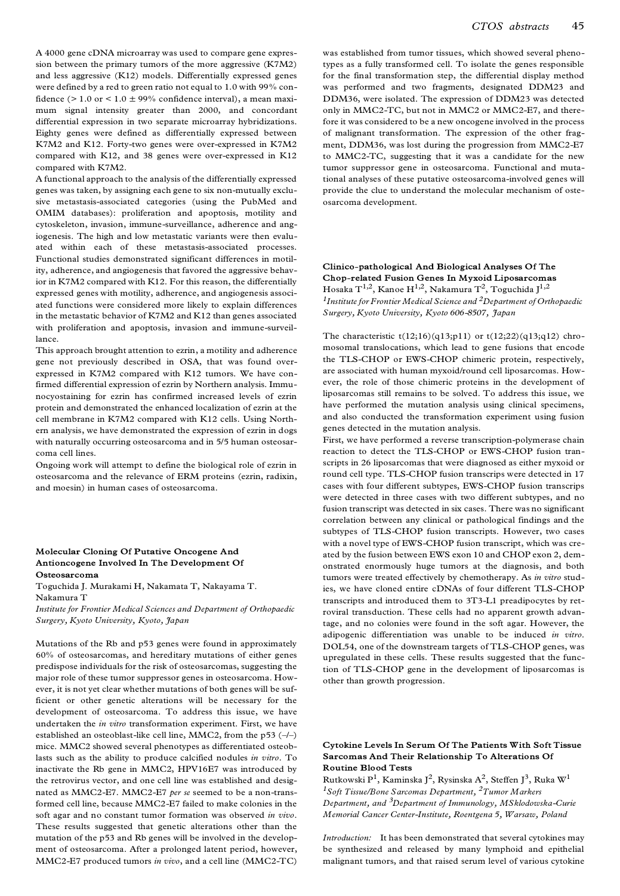A 4000 gene cDNA microarray was used to compare gene expression between the primary tumors of the more aggressive (K7M2) and less aggressive (K12) models. Differentially expressed genes were defined by a red to green ratio not equal to 1.0 with 99% confidence (> 1.0 or < 1.0 ± 99% confidence interval), a mean maximum signal intensity greater than 2000, and concordant differential expression in two separate microarray hybridizations. Eighty genes were defined as differentially expressed between K7M2 and K12. Forty-two genes were over-expressed in K7M2 compared with K12, and 38 genes were over-expressed in K12 compared with K7M2.

A functional approach to the analysis of the differentially expressed genes was taken, by assigning each gene to six non-mutually exclusive metastasis-associated categories (using the PubMed and OMIM databases): proliferation and apoptosis, motility and cytoskeleton, invasion, immune-surveillance, adherence and angiogenesis. The high and low metastatic variants were then evaluated within each of these metastasis-associated processes. Functional studies demonstrated significant differences in motility, adherence, and angiogenesis that favored the aggressive behavior in K7M2 compared with K12. For this reason, the differentially expressed genes with motility, adherence, and angiogenesis associated functions were considered more likely to explain differences in the metastatic behavior of K7M2 and K12 than genes associated with proliferation and apoptosis, invasion and immune-surveillance.

This approach brought attention to ezrin, a motility and adherence gene not previously described in OSA, that was found over-expressed in K7M2 compared with K12 tumors. We have confirmed differential expression of ezrin by Northern analysis. Immunocyostaining for ezrin has confirmed increased levels of ezrin protein and demonstrated the enhanced localization of ezrin at the cell membrane in K7M2 compared with K12 cells. Using Northern analysis, we have demonstrated the expression of ezrin in dogs with naturally occurring osteosarcoma and in 5/5 human osteosarcoma cell lines.

Ongoing work will attempt to define the biological role of ezrin in osteosarcoma and the relevance of ERM proteins (ezrin, radixin, and moesin) in human cases of osteosarcoma.

### Molecular Cloning Of Putative Oncogene And Antioncogene Involved In The Development Of Osteosarcoma

Toguchida J. Murakami H, Nakamata T, Nakayama T. Nakamura T

*Institute for Frontier Medical Sciences and Department of Orthopaedic Surgery, Kyoto University, Kyoto, Japan*

Mutations of the Rb and p53 genes were found in approximately 60% of osteosarcomas, and hereditary mutations of either genes predispose individuals for the risk of osteosarcomas, suggesting the major role of these tumor suppressor genes in osteosarcoma. However, it is not yet clear whether mutations of both genes will be sufficient or other genetic alterations will be necessary for the development of osteosarcoma. To address this issue, we have undertaken the *in vitro* transformation experiment. First, we have established an osteoblast-like cell line, MMC2, from the p53 (–/–) mice. MMC2 showed several phenotypes as differentiated osteoblasts such as the ability to produce calcified nodules *in vitro*. To inactivate the Rb gene in MMC2, HPV16E7 was introduced by the retrovirus vector, and one cell line was established and designated as MMC2-E7. MMC2-E7 *per se* seemed to be a non-transformed cell line, because MMC2-E7 failed to make colonies in the soft agar and no constant tumor formation was observed *in vivo*. These results suggested that genetic alterations other than the mutation of the p53 and Rb genes will be involved in the development of osteosarcoma. After a prolonged latent period, however, MMC2-E7 produced tumors *in vivo*, and a cell line (MMC2-TC) was established from tumor tissues, which showed several phenotypes as a fully transformed cell. To isolate the genes responsible for the final transformation step, the differential display method was performed and two fragments, designated DDM23 and DDM36, were isolated. The expression of DDM23 was detected only in MMC2-TC, but not in MMC2 or MMC2-E7, and therefore it was considered to be a new oncogene involved in the process of malignant transformation. The expression of the other fragment, DDM36, was lost during the progression from MMC2-E7 to MMC2-TC, suggesting that it was a candidate for the new tumor suppressor gene in osteosarcoma. Functional and mutational analyses of these putative osteosarcoma-involved genes will provide the clue to understand the molecular mechanism of osteosarcoma development.

### Clinico-pathological And Biological Analyses Of The Chop-related Fusion Genes In Myxoid Liposarcomas

Hosaka T[1,2], Kanoe H[1,2], Nakamura T[2], Toguchida J[1,2]

[1]*Institute for Frontier Medical Science and* [2]*Department of Orthopaedic Surgery, Kyoto University, Kyoto 606-8507, Japan*

The characteristic t(12;16)(q13;p11) or t(12;22)(q13;q12) chromosomal translocations, which lead to gene fusions that encode the TLS-CHOP or EWS-CHOP chimeric protein, respectively, are associated with human myxoid/round cell liposarcomas. However, the role of those chimeric proteins in the development of liposarcomas still remains to be solved. To address this issue, we have performed the mutation analysis using clinical specimens, and also conducted the transformation experiment using fusion genes detected in the mutation analysis.

First, we have performed a reverse transcription-polymerase chain reaction to detect the TLS-CHOP or EWS-CHOP fusion transcripts in 26 liposarcomas that were diagnosed as either myxoid or round cell type. TLS-CHOP fusion transcripts were detected in 17 cases with four different subtypes, EWS-CHOP fusion transcrips were detected in three cases with two different subtypes, and no fusion transcript was detected in six cases. There was no significant correlation between any clinical or pathological findings and the subtypes of TLS-CHOP fusion transcripts. However, two cases with a novel type of EWS-CHOP fusion transcript, which was created by the fusion between EWS exon 10 and CHOP exon 2, demonstrated enormously huge tumors at the diagnosis, and both tumors were treated effectively by chemotherapy. As *in vitro* studies, we have cloned entire cDNAs of four different TLS-CHOP transcripts and introduced them to 3T3-L1 preadipocytes by retroviral transduction. These cells had no apparent growth advantage, and no colonies were found in the soft agar. However, the adipogenic differentiation was unable to be induced *in vitro*. DOL54, one of the downstream targets of TLS-CHOP genes, was upregulated in these cells. These results suggested that the function of TLS-CHOP gene in the development of liposarcomas is other than growth progression.

### Cytokine Levels In Serum Of The Patients With Soft Tissue Sarcomas And Their Relationship To Alterations Of Routine Blood Tests

Rutkowski P[1], Kaminska J[2], Rysinska A[2], Steffen J[3], Ruka W[1]

[1]*Soft Tissue/Bone Sarcomas Department,* [2]*Tumor Markers Department, and* [3]*Department of Immunology, MSklodowska-Curie Memorial Cancer Center-Institute, Roentgena 5, Warsaw, Poland*

*Introduction:* It has been demonstrated that several cytokines may be synthesized and released by many lymphoid and epithelial malignant tumors, and that raised serum level of various cytokine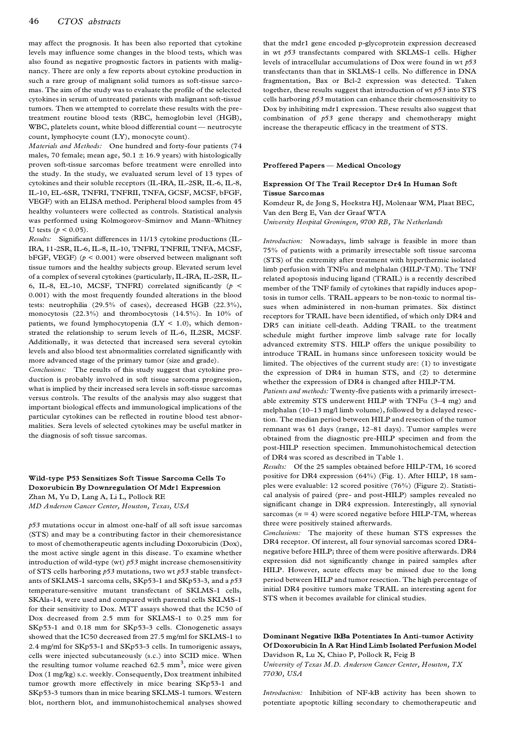may affect the prognosis. It has been also reported that cytokine levels may influence some changes in the blood tests, which was also found as negative prognostic factors in patients with malignancy. There are only a few reports about cytokine production in such a rare group of malignant solid tumors as soft-tissue sarcomas. The aim of the study was to evaluate the profile of the selected cytokines in serum of untreated patients with malignant soft-tissue tumors. Then we attempted to correlate these results with the pretreatment routine blood tests (RBC, hemoglobin level (HGB), WBC, platelets count, white blood differential count — neutrocyte count, lymphocyte count (LY), monocyte count).

*Materials and Methods:* One hundred and forty-four patients (74 males, 70 female; mean age, 50.1 ± 16.9 years) with histologically proven soft-tissue sarcomas before treatment were enrolled into the study. In the study, we evaluated serum level of 13 types of cytokines and their soluble receptors (IL-IRA, IL-2SR, IL-6, IL-8, IL-10, EL-6SR, TNFRI, TNFRII, TNFA, GCSF, MCSF, bFGF, VEGF) with an ELISA method. Peripheral blood samples from 45 healthy volunteers were collected as controls. Statistical analysis was performed using Kolmogorov–Smirnov and Mann–Whitney U tests ($p < 0.05$).

*Results:* Significant differences in 11/13 cytokine productions (IL-IRA, 11-2SR, IL-6, IL-8, IL-10, TNFRI, TNFRII, TNFA, MCSF, bFGF, VEGF) ($p < 0.001$) were observed between malignant soft tissue tumors and the healthy subjects group. Elevated serum level of a complex of several cytokines (particularly, IL-IRA, IL-2SR, IL-6, IL-8, EL-10, MCSF, TNFRI) correlated significantly ($p < 0.001$) with the most frequently founded alterations in the blood tests: neutrophilia (29.5% of cases), decreased HGB (22.3%), monocytosis (22.3%) and thrombocytosis (14.5%). In 10% of patients, we found lymphocytopenia (LY < 1.0), which demonstrated the relationship to serum levels of IL-6, IL2SR, MCSF. Additionally, it was detected that increased sera several cytokin levels and also blood test abnormalities correlated significantly with more advanced stage of the primary tumor (size and grade).

*Conclusions:* The results of this study suggest that cytokine production is probably involved in soft tissue sarcoma progression, what is implied by their increased sera levels in soft-tissue sarcomas versus controls. The results of the analysis may also suggest that important biological effects and immunological implications of the particular cytokines can be reflected in routine blood test abnormalities. Sera levels of selected cytokines may be useful matker in the diagnosis of soft tissue sarcomas.

### Wild-type P53 Sensitizes Soft Tissue Sarcoma Cells To Doxorubicin By Downregulation Of Mdr1 Expression

Zhan M, Yu D, Lang A, Li L, Pollock RE

*MD Anderson Cancer Center, Houston, Texas, USA*

*p53* mutations occur in almost one-half of all soft issue sarcomas (STS) and may be a contributing factor in their chemoresistance to most of chemotherapeutic agents including Doxorubicin (Dox), the most active single agent in this disease. To examine whether introduction of wild-type (wt) *p53* might increase chemosensitivity of STS cells harboring *p53* mutations, two wt *p53* stable transfectants of SKLMS-1 sarcoma cells, SKp53-1 and SKp53-3, and a *p53* temperature-sensitive mutant transfectant of SKLMS-1 cells, SKAla-14, were used and compared with parental cells SKLMS-1 for their sensitivity to Dox. MTT assays showed that the IC50 of Dox decreased from 2.5 mm for SKLMS-1 to 0.25 mm for SKp53-1 and 0.18 mm for SKp53-3 cells. Clonogenetic assays showed that the IC50 decreased from 27.5 mg/ml for SKLMS-1 to 2.4 mg/ml for SKp53-1 and SKp53-3 cells. In tumorigenic assays, cells were injected subcutaneously (s.c.) into SCID mice. When the resulting tumor volume reached 62.5 $mm^3$, mice were given Dox (1 mg/kg) s.c. weekly. Consequently, Dox treatment inhibited tumor growth more effectively in mice bearing SKp53-1 and SKp53-3 tumors than in mice bearing SKLMS-1 tumors. Western blot, northern blot, and immunohistochemical analyses showed that the mdr1 gene encoded p-glycoprotein expression decreased in wt *p53* transfectants compared with SKLMS-1 cells. Higher levels of intracellular accumulations of Dox were found in wt *p53* transfectants than that in SKLMS-1 cells. No difference in DNA fragmentation, Bax or Bcl-2 expression was detected. Taken together, these results suggest that introduction of wt *p53* into STS cells harboring *p53* mutation can enhance their chemosensitivity to Dox by inhibiting mdr1 expression. These results also suggest that combination of *p53* gene therapy and chemotherapy might increase the therapeutic efficacy in the treatment of STS.

## Proffered Papers — Medical Oncology

### Expression Of The Trail Receptor Dr4 In Human Soft Tissue Sarcomas

Komdeur R, de Jong S, Hoekstra HJ, Molenaar WM, Plaat BEC, Van den Berg E, Van der Graaf WTA

*University Hospital Groningen, 9700 RB, The Netherlands*

*Introduction:* Nowadays, limb salvage is feasible in more than 75% of patients with a primarily irresectable soft tissue sarcoma (STS) of the extremity after treatment with hyperthermic isolated limb perfusion with TNFα and melphalan (HILP-TM). The TNF related apoptosis inducing ligand (TRAIL) is a recently described member of the TNF family of cytokines that rapidly induces apoptosis in tumor cells. TRAIL appears to be non-toxic to normal tissues when administered in non-human primates. Six distinct receptors for TRAIL have been identified, of which only DR4 and DR5 can initiate cell-death. Adding TRAIL to the treatment schedule might further improve limb salvage rate for locally advanced extremity STS. HILP offers the unique possibility to introduce TRAIL in humans since unforeseen toxicity would be limited. The objectives of the current study are: (1) to investigate the expression of DR4 in human STS, and (2) to determine whether the expression of DR4 is changed after HILP-TM.

*Patients and methods:* Twenty-five patients with a primarily irresectable extremity STS underwent HILP with TNFα (3–4 mg) and melphalan (10–13 mg/l limb volume), followed by a delayed resection. The median period between HILP and resection of the tumor remnant was 61 days (range, 12–81 days). Tumor samples were obtained from the diagnostic pre-HILP specimen and from the post-HILP resection specimen. Immunohistochemical detection of DR4 was scored as described in Table 1.

*Results:* Of the 25 samples obtained before HILP-TM, 16 scored positive for DR4 expression (64%) (Fig. 1). After HILP, 18 samples were evaluable: 12 scored positive (76%) (Figure 2). Statistical analysis of paired (pre- and post-HILP) samples revealed no significant change in DR4 expression. Interestingly, all synovial sarcomas ($n = 4$) were scored negative before HILP-TM, whereas three were positively stained afterwards.

*Conclusions:* The majority of these human STS expresses the DR4 receptor. Of interest, all four synovial sarcomas scored DR4-negative before HILP; three of them were positive afterwards. DR4 expression did not significantly change in paired samples after HILP. However, acute effects may be missed due to the long period between HILP and tumor resection. The high percentage of initial DR4 positive tumors make TRAIL an interesting agent for STS when it becomes available for clinical studies.

### Dominant Negative IkBa Potentiates In Anti-tumor Activity Of Doxorubicin In A Rat Hind Limb Isolated Perfusion Model

Davidson R, Lu X, Chiao P, Pollock R, Feig B

*University of Texas M.D. Anderson Cancer Center, Houston, TX 77030, USA*

*Introduction:* Inhibition of NF-kB activity has been shown to potentiate apoptotic killing secondary to chemotherapeutic and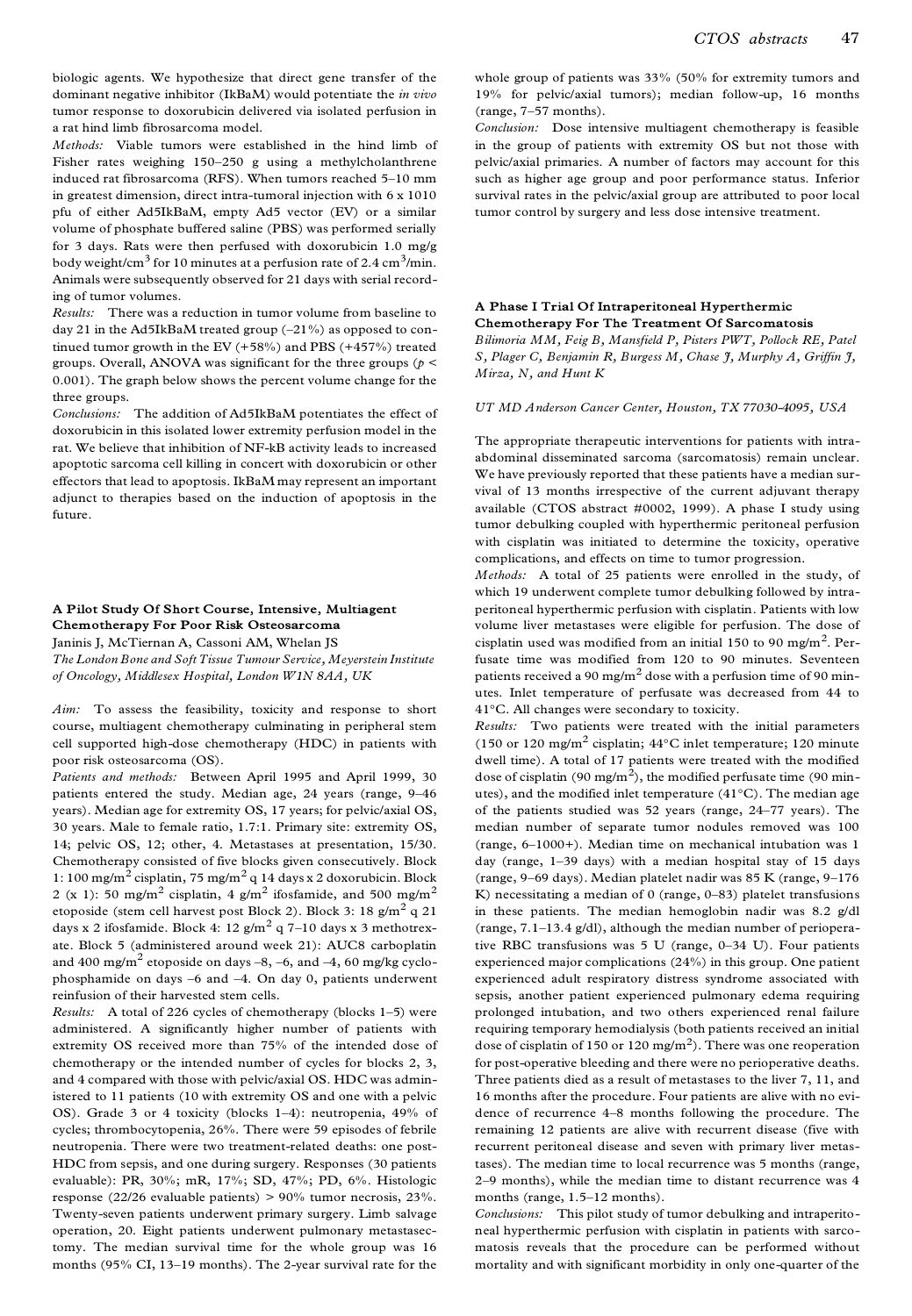biologic agents. We hypothesize that direct gene transfer of the dominant negative inhibitor (IkBaM) would potentiate the *in vivo* tumor response to doxorubicin delivered via isolated perfusion in a rat hind limb fibrosarcoma model.

*Methods:* Viable tumors were established in the hind limb of Fisher rates weighing 150–250 g using a methylcholanthrene induced rat fibrosarcoma (RFS). When tumors reached 5–10 mm in greatest dimension, direct intra-tumoral injection with 6 x 1010 pfu of either Ad5IkBaM, empty Ad5 vector (EV) or a similar volume of phosphate buffered saline (PBS) was performed serially for 3 days. Rats were then perfused with doxorubicin 1.0 mg/g body weight/$cm^3$ for 10 minutes at a perfusion rate of 2.4 $cm^3$/min. Animals were subsequently observed for 21 days with serial recording of tumor volumes.

*Results:* There was a reduction in tumor volume from baseline to day 21 in the Ad5IkBaM treated group (–21%) as opposed to continued tumor growth in the EV (+58%) and PBS (+457%) treated groups. Overall, ANOVA was significant for the three groups ($p <$ 0.001). The graph below shows the percent volume change for the three groups.

*Conclusions:* The addition of Ad5IkBaM potentiates the effect of doxorubicin in this isolated lower extremity perfusion model in the rat. We believe that inhibition of NF-kB activity leads to increased apoptotic sarcoma cell killing in concert with doxorubicin or other effectors that lead to apoptosis. IkBaM may represent an important adjunct to therapies based on the induction of apoptosis in the future.

### A Pilot Study Of Short Course, Intensive, Multiagent Chemotherapy For Poor Risk Osteosarcoma

*Janinis J, McTiernan A, Cassoni AM, Whelan JS*

*The London Bone and Soft Tissue Tumour Service, Meyerstein Institute of Oncology, Middlesex Hospital, London W1N 8AA, UK*

*Aim:* To assess the feasibility, toxicity and response to short course, multiagent chemotherapy culminating in peripheral stem cell supported high-dose chemotherapy (HDC) in patients with poor risk osteosarcoma (OS).

*Patients and methods:* Between April 1995 and April 1999, 30 patients entered the study. Median age, 24 years (range, 9–46 years). Median age for extremity OS, 17 years; for pelvic/axial OS, 30 years. Male to female ratio, 1.7:1. Primary site: extremity OS, 14; pelvic OS, 12; other, 4. Metastases at presentation, 15/30. Chemotherapy consisted of five blocks given consecutively. Block 1: 100 mg/$m^2$ cisplatin, 75 mg/$m^2$ q 14 days x 2 doxorubicin. Block 2 (x 1): 50 mg/$m^2$ cisplatin, 4 g/$m^2$ ifosfamide, and 500 mg/$m^2$ etoposide (stem cell harvest post Block 2). Block 3: 18 g/$m^2$ q 21 days x 2 ifosfamide. Block 4: 12 g/$m^2$ q 7–10 days x 3 methotrexate. Block 5 (administered around week 21): AUC8 carboplatin and 400 mg/$m^2$ etoposide on days –8, –6, and –4, 60 mg/kg cyclophosphamide on days –6 and –4. On day 0, patients underwent reinfusion of their harvested stem cells.

*Results:* A total of 226 cycles of chemotherapy (blocks 1–5) were administered. A significantly higher number of patients with extremity OS received more than 75% of the intended dose of chemotherapy or the intended number of cycles for blocks 2, 3, and 4 compared with those with pelvic/axial OS. HDC was administered to 11 patients (10 with extremity OS and one with a pelvic OS). Grade 3 or 4 toxicity (blocks 1–4): neutropenia, 49% of cycles; thrombocytopenia, 26%. There were 59 episodes of febrile neutropenia. There were two treatment-related deaths: one post-HDC from sepsis, and one during surgery. Responses (30 patients evaluable): PR, 30%; mR, 17%; SD, 47%; PD, 6%. Histologic response (22/26 evaluable patients) > 90% tumor necrosis, 23%. Twenty-seven patients underwent primary surgery. Limb salvage operation, 20. Eight patients underwent pulmonary metastasectomy. The median survival time for the whole group was 16 months (95% CI, 13–19 months). The 2-year survival rate for the whole group of patients was 33% (50% for extremity tumors and 19% for pelvic/axial tumors); median follow-up, 16 months (range, 7–57 months).

*Conclusion:* Dose intensive multiagent chemotherapy is feasible in the group of patients with extremity OS but not those with pelvic/axial primaries. A number of factors may account for this such as higher age group and poor performance status. Inferior survival rates in the pelvic/axial group are attributed to poor local tumor control by surgery and less dose intensive treatment.

### A Phase I Trial Of Intraperitoneal Hyperthermic Chemotherapy For The Treatment Of Sarcomatosis

*Bilimoria MM, Feig B, Mansfield P, Pisters PWT, Pollock RE, Patel S, Plager C, Benjamin R, Burgess M, Chase J, Murphy A, Griffin J, Mirza, N, and Hunt K*

*UT MD Anderson Cancer Center, Houston, TX 77030-4095, USA*

The appropriate therapeutic interventions for patients with intra-abdominal disseminated sarcoma (sarcomatosis) remain unclear. We have previously reported that these patients have a median survival of 13 months irrespective of the current adjuvant therapy available (CTOS abstract #0002, 1999). A phase I study using tumor debulking coupled with hyperthermic peritoneal perfusion with cisplatin was initiated to determine the toxicity, operative complications, and effects on time to tumor progression.

*Methods:* A total of 25 patients were enrolled in the study, of which 19 underwent complete tumor debulking followed by intraperitoneal hyperthermic perfusion with cisplatin. Patients with low volume liver metastases were eligible for perfusion. The dose of cisplatin used was modified from an initial 150 to 90 mg/$m^2$. Perfusate time was modified from 120 to 90 minutes. Seventeen patients received a 90 mg/$m^2$ dose with a perfusion time of 90 minutes. Inlet temperature of perfusate was decreased from 44 to 41°C. All changes were secondary to toxicity.

*Results:* Two patients were treated with the initial parameters (150 or 120 mg/$m^2$ cisplatin; 44°C inlet temperature; 120 minute dwell time). A total of 17 patients were treated with the modified dose of cisplatin (90 mg/$m^2$), the modified perfusate time (90 minutes), and the modified inlet temperature (41°C). The median age of the patients studied was 52 years (range, 24–77 years). The median number of separate tumor nodules removed was 100 (range, 6–1000+). Median time on mechanical intubation was 1 day (range, 1–39 days) with a median hospital stay of 15 days (range, 9–69 days). Median platelet nadir was 85 K (range, 9–176 K) necessitating a median of 0 (range, 0–83) platelet transfusions in these patients. The median hemoglobin nadir was 8.2 g/dl (range, 7.1–13.4 g/dl), although the median number of perioperative RBC transfusions was 5 U (range, 0–34 U). Four patients experienced major complications (24%) in this group. One patient experienced adult respiratory distress syndrome associated with sepsis, another patient experienced pulmonary edema requiring prolonged intubation, and two others experienced renal failure requiring temporary hemodialysis (both patients received an initial dose of cisplatin of 150 or 120 mg/$m^2$). There was one reoperation for post-operative bleeding and there were no perioperative deaths. Three patients died as a result of metastases to the liver 7, 11, and 16 months after the procedure. Four patients are alive with no evidence of recurrence 4–8 months following the procedure. The remaining 12 patients are alive with recurrent disease (five with recurrent peritoneal disease and seven with primary liver metastases). The median time to local recurrence was 5 months (range, 2–9 months), while the median time to distant recurrence was 4 months (range, 1.5–12 months).

*Conclusions:* This pilot study of tumor debulking and intraperitoneal hyperthermic perfusion with cisplatin in patients with sarcomatosis reveals that the procedure can be performed without mortality and with significant morbidity in only one-quarter of the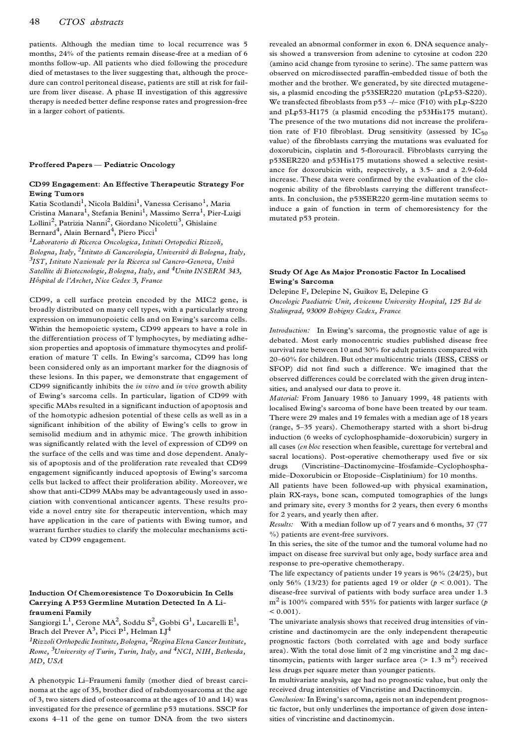patients. Although the median time to local recurrence was 5 months, 24% of the patients remain disease-free at a median of 6 months follow-up. All patients who died following the procedure died of metastases to the liver suggesting that, although the procedure can control peritoneal disease, patients are still at risk for failure from liver disease. A phase II investigation of this aggressive therapy is needed better define response rates and progression-free in a larger cohort of patients.

## Proffered Papers — Pediatric Oncology

### CD99 Engagement: An Effective Therapeutic Strategy For Ewing Tumors

Katia Scotlandi[1], Nicola Baldini[1], Vanessa Cerisano[1], Maria Cristina Manara[1], Stefania Benini[1], Massimo Serra[1], Pier-Luigi Lollini[2], Patrizia Nanni[2], Giordano Nicoletti[3], Ghislaine Bernard[4], Alain Bernard[4], Piero Picci[1]

*[1]Laboratorio di Ricerca Oncologica, Istituti Ortopedici Rizzoli, Bologna, Italy, [2]Istituto di Cancerologia, Università di Bologna, Italy, [3]IST, Istituto Nazionale per la Ricerca sul Cancro-Genova, Unitá Satellite di Biotecnologie, Bologna, Italy, and [4]Unitø INSERM 343, Hôspital de l'Archet, Nice Cedex 3, France*

CD99, a cell surface protein encoded by the MIC2 gene, is broadly distributed on many cell types, with a particularly strong expression on immunopoietic cells and on Ewing's sarcoma cells. Within the hemopoietic system, CD99 appears to have a role in the differentiation process of T lymphocytes, by mediating adhesion properties and apoptosis of immature thymocytes and proliferation of mature T cells. In Ewing's sarcoma, CD99 has long been considered only as an important marker for the diagnosis of these lesions. In this paper, we demonstrate that engagement of CD99 significantly inhibits the *in vitro* and *in vivo* growth ability of Ewing's sarcoma cells. In particular, ligation of CD99 with specific MAbs resulted in a significant induction of apoptosis and of the homotypic adhesion potential of these cells as well as in a significant inhibition of the ability of Ewing's cells to grow in semisolid medium and in athymic mice. The growth inhibition was significantly related with the level of expression of CD99 on the surface of the cells and was time and dose dependent. Analysis of apoptosis and of the proliferation rate revealed that CD99 engagement significantly induced apoptosis of Ewing's sarcoma cells but lacked to affect their proliferation ability. Moreover, we show that anti-CD99 MAbs may be advantageously used in association with conventional anticancer agents. These results provide a novel entry site for therapeutic intervention, which may have application in the care of patients with Ewing tumor, and warrant further studies to clarify the molecular mechanisms activated by CD99 engagement.

### Induction Of Chemoresistence To Doxorubicin In Cells Carrying A P53 Germline Mutation Detected In A Li-fraumeni Family

Sangiorgi L[1], Cerone MA[2], Soddu S[2], Gobbi G[1], Lucarelli E[1], Brach del Prever A[3], Picci P[1], Helman LJ[4]

*[1]Rizzoli Orthopedic Institute, Bologna, [2]Regina Elena Cancer Institute, Rome, [3]University of Turin, Turin, Italy, and [4]NCI, NIH, Bethesda, MD, USA*

A phenotypic Li–Fraumeni family (mother died of breast carcinoma at the age of 35, brother died of rabdomyosarcoma at the age of 3, two sisters died of osteosarcoma at the ages of 10 and 14) was investigated for the presence of germline p53 mutations. SSCP for exons 4–11 of the gene on tumor DNA from the two sisters revealed an abnormal conformer in exon 6. DNA sequence analysis showed a transversion from adenine to cytosine at codon 220 (amino acid change from tyrosine to serine). The same pattern was observed on microdissected paraffin-embedded tissue of both the mother and the brother. We generated, by site directed mutagenesis, a plasmid encoding the p53SER220 mutation (pLp53-S220). We transfected fibroblasts from p53 –/– mice (F10) with pLp-S220 and pLp53-H175 (a plasmid encoding the p53His175 mutant). The presence of the two mutations did not increase the proliferation rate of F10 fibroblast. Drug sensitivity (assessed by $IC_{50}$ value) of the fibroblasts carrying the mutations was evaluated for doxorubicin, cisplatin and 5-florouracil. Fibroblasts carrying the p53SER220 and p53His175 mutations showed a selective resistance for doxorubicin with, respectively, a 3.5- and a 2.9-fold increase. These data were confirmed by the evaluation of the clonogenic ability of the fibroblasts carrying the different transfectants. In conclusion, the p53SER220 germ-line mutation seems to induce a gain of function in term of chemoresistency for the mutated p53 protein.

### Study Of Age As Major Pronostic Factor In Localised Ewing's Sarcoma

Delepine F, Delepine N, Guikov E, Delepine G

*Oncologic Paediatric Unit, Avicenne University Hospital, 125 Bd de Stalingrad, 93009 Bobigny Cedex, France*

*Introduction:* In Ewing's sarcoma, the prognostic value of age is debated. Most early monocentric studies published disease free survival rate between 10 and 30% for adult patients compared with 20–60% for children. But other multicentric trials (IESS, CESS or SFOP) did not find such a difference. We imagined that the observed differences could be correlated with the given drug intensities, and analysed our data to prove it.

*Material:* From January 1986 to January 1999, 48 patients with localised Ewing's sarcoma of bone have been treated by our team. There were 29 males and 19 females with a median age of 18 years (range, 5–35 years). Chemotherapy started with a short bi-drug induction (6 weeks of cyclophosphamide–doxorubicin) surgery in all cases (*en bloc* resection when feasible, curettage for vertebral and sacral locations). Post-operative chemotherapy used five or six drugs (Vincristine–Dactinomycine–Ifosfamide–Cyclophosphamide–Doxorubicin or Etoposide–Cisplatinium) for 10 months.

All patients have been followed-up with physical examination, plain RX-rays, bone scan, computed tomographies of the lungs and primary site, every 3 months for 2 years, then every 6 months for 2 years, and yearly then after.

*Results:* With a median follow up of 7 years and 6 months, 37 (77 %) patients are event-free survivors.

In this series, the site of the tumor and the tumoral volume had no impact on disease free survival but only age, body surface area and response to pre-operative chemotherapy.

The life expectancy of patients under 19 years is 96% (24/25), but only 56% (13/23) for patients aged 19 or older ($p < 0.001$). The disease-free survival of patients with body surface area under 1.3 $m^2$ is 100% compared with 55% for patients with larger surface ($p < 0.001$).

The univariate analysis shows that received drug intensities of vincristine and dactinomycin are the only independent therapeutic prognostic factors (both correlated with age and body surface area). With the total dose limit of 2 mg vincristine and 2 mg dactinomycin, patients with larger surface area (> 1.3 $m^2$) received less drugs per square meter than younger patients.

In multivariate analysis, age had no prognostic value, but only the received drug intensities of Vincristine and Dactinomycin.

*Conclusion:* In Ewing's sarcoma, ageis not an independent prognostic factor, but only underlines the importance of given dose intensities of vincristine and dactinomycin.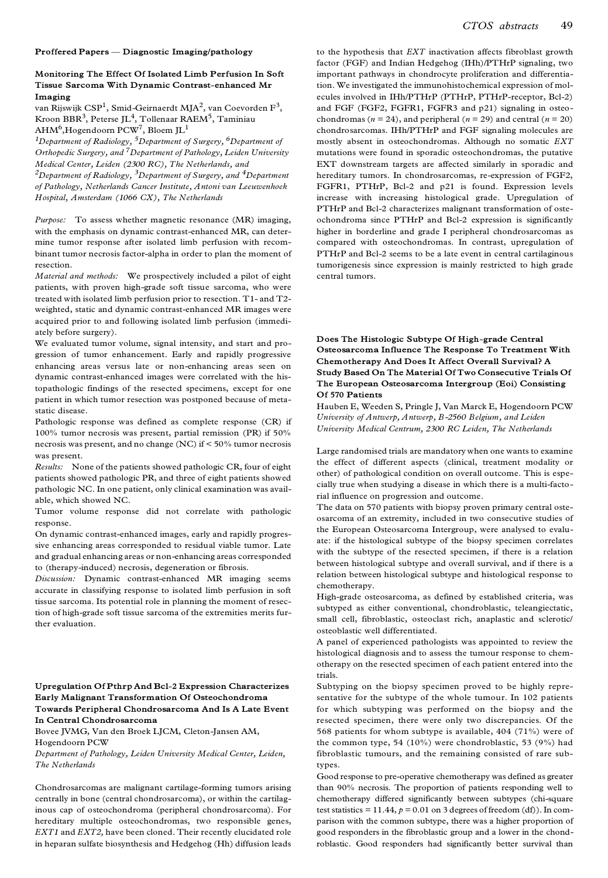## Proffered Papers — Diagnostic Imaging/pathology

### Monitoring The Effect Of Isolated Limb Perfusion In Soft Tissue Sarcoma With Dynamic Contrast-enhanced Mr Imaging

van Rijswijk CSP[1], Smid-Geirnaerdt MJA[2], van Coevorden F[3], Kroon BBR[3], Peterse JL[4], Tollenaar RAEM[5], Taminiau AHM[6], Hogendoorn PCW[7], Bloem JL[1]

*[1]Department of Radiology, [5]Department of Surgery, [6]Department of Orthopedic Surgery, and [7]Department of Pathology, Leiden University Medical Center, Leiden (2300 RC), The Netherlands, and [2]Department of Radiology, [3]Department of Surgery, and [4]Department of Pathology, Netherlands Cancer Institute, Antoni van Leeuwenhoek Hospital, Amsterdam (1066 CX), The Netherlands*

*Purpose:* To assess whether magnetic resonance (MR) imaging, with the emphasis on dynamic contrast-enhanced MR, can determine tumor response after isolated limb perfusion with recombinant tumor necrosis factor-alpha in order to plan the moment of resection.

*Material and methods:* We prospectively included a pilot of eight patients, with proven high-grade soft tissue sarcoma, who were treated with isolated limb perfusion prior to resection. T1- and T2-weighted, static and dynamic contrast-enhanced MR images were acquired prior to and following isolated limb perfusion (immediately before surgery).

We evaluated tumor volume, signal intensity, and start and progression of tumor enhancement. Early and rapidly progressive enhancing areas versus late or non-enhancing areas seen on dynamic contrast-enhanced images were correlated with the histopathologic findings of the resected specimens, except for one patient in which tumor resection was postponed because of metastatic disease.

Pathologic response was defined as complete response (CR) if 100% tumor necrosis was present, partial remission (PR) if 50% necrosis was present, and no change (NC) if < 50% tumor necrosis was present.

*Results:* None of the patients showed pathologic CR, four of eight patients showed pathologic PR, and three of eight patients showed pathologic NC. In one patient, only clinical examination was available, which showed NC.

Tumor volume response did not correlate with pathologic response.

On dynamic contrast-enhanced images, early and rapidly progressive enhancing areas corresponded to residual viable tumor. Late and gradual enhancing areas or non-enhancing areas corresponded to (therapy-induced) necrosis, degeneration or fibrosis.

*Discussion:* Dynamic contrast-enhanced MR imaging seems accurate in classifying response to isolated limb perfusion in soft tissue sarcoma. Its potential role in planning the moment of resection of high-grade soft tissue sarcoma of the extremities merits further evaluation.

### Upregulation Of Pthrp And Bcl-2 Expression Characterizes Early Malignant Transformation Of Osteochondroma Towards Peripheral Chondrosarcoma And Is A Late Event In Central Chondrosarcoma

Bovee JVMG, Van den Broek LJCM, Cleton-Jansen AM, Hogendoorn PCW

*Department of Pathology, Leiden University Medical Center, Leiden, The Netherlands*

Chondrosarcomas are malignant cartilage-forming tumors arising centrally in bone (central chondrosarcoma), or within the cartilaginous cap of osteochondroma (peripheral chondrosarcoma). For hereditary multiple osteochondromas, two responsible genes, *EXT1* and *EXT2,* have been cloned. Their recently elucidated role in heparan sulfate biosynthesis and Hedgehog (Hh) diffusion leads to the hypothesis that *EXT* inactivation affects fibroblast growth factor (FGF) and Indian Hedgehog (IHh)/PTHrP signaling, two important pathways in chondrocyte proliferation and differentiation. We investigated the immunohistochemical expression of molecules involved in IHh/PTHrP (PTHrP, PTHrP-receptor, Bcl-2) and FGF (FGF2, FGFR1, FGFR3 and p21) signaling in osteochondromas ($n = 24$), and peripheral ($n = 29$) and central ($n = 20$) chondrosarcomas. IHh/PTHrP and FGF signaling molecules are mostly absent in osteochondromas. Although no somatic *EXT* mutations were found in sporadic osteochondromas, the putative EXT downstream targets are affected similarly in sporadic and hereditary tumors. In chondrosarcomas, re-expression of FGF2, FGFR1, PTHrP, Bcl-2 and p21 is found. Expression levels increase with increasing histological grade. Upregulation of PTHrP and Bcl-2 characterizes malignant transformation of osteochondroma since PTHrP and Bcl-2 expression is significantly higher in borderline and grade I peripheral chondrosarcomas as compared with osteochondromas. In contrast, upregulation of PTHrP and Bcl-2 seems to be a late event in central cartilaginous tumorigenesis since expression is mainly restricted to high grade central tumors.

### Does The Histologic Subtype Of High-grade Central Osteosarcoma Influence The Response To Treatment With Chemotherapy And Does It Affect Overall Survival? A Study Based On The Material Of Two Consecutive Trials Of The European Osteosarcoma Intergroup (Eoi) Consisting Of 570 Patients

Hauben E, Weeden S, Pringle J, Van Marck E, Hogendoorn PCW

*University of Antwerp, Antwerp, B-2560 Belgium, and Leiden University Medical Centrum, 2300 RC Leiden, The Netherlands*

Large randomised trials are mandatory when one wants to examine the effect of different aspects (clinical, treatment modality or other) of pathological condition on overall outcome. This is especially true when studying a disease in which there is a multi-factorial influence on progression and outcome.

The data on 570 patients with biopsy proven primary central osteosarcoma of an extremity, included in two consecutive studies of the European Osteosarcoma Intergroup, were analysed to evaluate: if the histological subtype of the biopsy specimen correlates with the subtype of the resected specimen, if there is a relation between histological subtype and overall survival, and if there is a relation between histological subtype and histological response to chemotherapy.

High-grade osteosarcoma, as defined by established criteria, was subtyped as either conventional, chondroblastic, teleangiectatic, small cell, fibroblastic, osteoclast rich, anaplastic and sclerotic/osteoblastic well differentiated.

A panel of experienced pathologists was appointed to review the histological diagnosis and to assess the tumour response to chemotherapy on the resected specimen of each patient entered into the trials.

Subtyping on the biopsy specimen proved to be highly representative for the subtype of the whole tumour. In 102 patients for which subtyping was performed on the biopsy and the resected specimen, there were only two discrepancies. Of the 568 patients for whom subtype is available, 404 (71%) were of the common type, 54 (10%) were chondroblastic, 53 (9%) had fibroblastic tumours, and the remaining consisted of rare subtypes.

Good response to pre-operative chemotherapy was defined as greater than 90% necrosis. The proportion of patients responding well to chemotherapy differed significantly between subtypes (chi-square test statistics = 11.44, $p = 0.01$ on 3 degrees of freedom (df)). In comparison with the common subtype, there was a higher proportion of good responders in the fibroblastic group and a lower in the chondroblastic. Good responders had significantly better survival than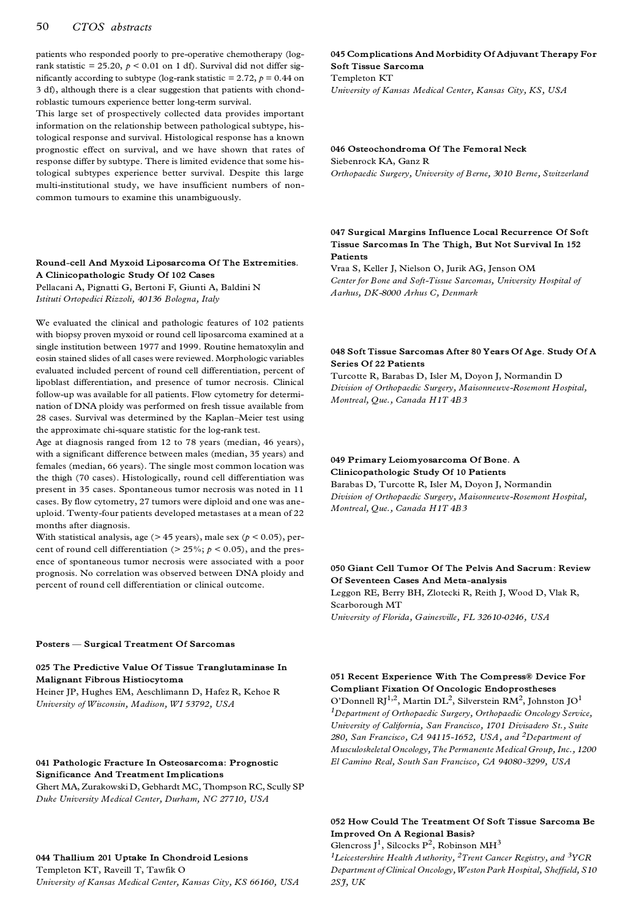patients who responded poorly to pre-operative chemotherapy (log-rank statistic = 25.20, $p < 0.01$ on 1 df). Survival did not differ significantly according to subtype (log-rank statistic = 2.72, $p = 0.44$ on 3 df), although there is a clear suggestion that patients with chondroblastic tumours experience better long-term survival.

This large set of prospectively collected data provides important information on the relationship between pathological subtype, histological response and survival. Histological response has a known prognostic effect on survival, and we have shown that rates of response differ by subtype. There is limited evidence that some histological subtypes experience better survival. Despite this large multi-institutional study, we have insufficient numbers of non-common tumours to examine this unambiguously.

### Round-cell And Myxoid Liposarcoma Of The Extremities. A Clinicopathologic Study Of 102 Cases

Pellacani A, Pignatti G, Bertoni F, Giunti A, Baldini N

*Istituti Ortopedici Rizzoli, 40136 Bologna, Italy*

We evaluated the clinical and pathologic features of 102 patients with biopsy proven myxoid or round cell liposarcoma examined at a single institution between 1977 and 1999. Routine hematoxylin and eosin stained slides of all cases were reviewed. Morphologic variables evaluated included percent of round cell differentiation, percent of lipoblast differentiation, and presence of tumor necrosis. Clinical follow-up was available for all patients. Flow cytometry for determination of DNA ploidy was performed on fresh tissue available from 28 cases. Survival was determined by the Kaplan–Meier test using the approximate chi-square statistic for the log-rank test.

Age at diagnosis ranged from 12 to 78 years (median, 46 years), with a significant difference between males (median, 35 years) and females (median, 66 years). The single most common location was the thigh (70 cases). Histologically, round cell differentiation was present in 35 cases. Spontaneous tumor necrosis was noted in 11 cases. By flow cytometry, 27 tumors were diploid and one was aneuploid. Twenty-four patients developed metastases at a mean of 22 months after diagnosis.

With statistical analysis, age (> 45 years), male sex ($p < 0.05$), percent of round cell differentiation (> 25%; $p < 0.05$), and the presence of spontaneous tumor necrosis were associated with a poor prognosis. No correlation was observed between DNA ploidy and percent of round cell differentiation or clinical outcome.

## Posters — Surgical Treatment Of Sarcomas

### 025 The Predictive Value Of Tissue Tranglutaminase In Malignant Fibrous Histiocytoma

Heiner JP, Hughes EM, Aeschlimann D, Hafez R, Kehoe R

*University of Wisconsin, Madison, WI 53792, USA*

### 041 Pathologic Fracture In Osteosarcoma: Prognostic Significance And Treatment Implications

Ghert MA, Zurakowski D, Gebhardt MC, Thompson RC, Scully SP

*Duke University Medical Center, Durham, NC 27710, USA*

### 044 Thallium 201 Uptake In Chondroid Lesions

Templeton KT, Raveill T, Tawfik O

*University of Kansas Medical Center, Kansas City, KS 66160, USA*

### 045 Complications And Morbidity Of Adjuvant Therapy For Soft Tissue Sarcoma

Templeton KT

*University of Kansas Medical Center, Kansas City, KS, USA*

### 046 Osteochondroma Of The Femoral Neck

Siebenrock KA, Ganz R

*Orthopaedic Surgery, University of Berne, 3010 Berne, Switzerland*

### 047 Surgical Margins Influence Local Recurrence Of Soft Tissue Sarcomas In The Thigh, But Not Survival In 152 Patients

Vraa S, Keller J, Nielson O, Jurik AG, Jenson OM

*Center for Bone and Soft-Tissue Sarcomas, University Hospital of Aarhus, DK-8000 Arhus C, Denmark*

### 048 Soft Tissue Sarcomas After 80 Years Of Age. Study Of A Series Of 22 Patients

Turcotte R, Barabas D, Isler M, Doyon J, Normandin D

*Division of Orthopaedic Surgery, Maisonneuve-Rosemont Hospital, Montreal, Que., Canada H1T 4B3*

### 049 Primary Leiomyosarcoma Of Bone. A Clinicopathologic Study Of 10 Patients

Barabas D, Turcotte R, Isler M, Doyon J, Normandin

*Division of Orthopaedic Surgery, Maisonneuve-Rosemont Hospital, Montreal, Que., Canada H1T 4B3*

### 050 Giant Cell Tumor Of The Pelvis And Sacrum: Review Of Seventeen Cases And Meta-analysis

Leggon RE, Berry BH, Zlotecki R, Reith J, Wood D, Vlak R, Scarborough MT

*University of Florida, Gainesville, FL 32610-0246, USA*

### 051 Recent Experience With The Compress® Device For Compliant Fixation Of Oncologic Endoprostheses

O'Donnell RJ[1,2], Martin DL[2], Silverstein RM[2], Johnston JO[1]

*[1]Department of Orthopaedic Surgery, Orthopaedic Oncology Service, University of California, San Francisco, 1701 Divisadero St., Suite 280, San Francisco, CA 94115-1652, USA, and [2]Department of Musculoskeletal Oncology, The Permanente Medical Group, Inc., 1200 El Camino Real, South San Francisco, CA 94080-3299, USA*

### 052 How Could The Treatment Of Soft Tissue Sarcoma Be Improved On A Regional Basis?

Glencross J[1], Silcocks P[2], Robinson MH[3]

*[1]Leicestershire Health Authority, [2]Trent Cancer Registry, and [3]YCR Department of Clinical Oncology, Weston Park Hospital, Sheffield, S10 2SJ, UK*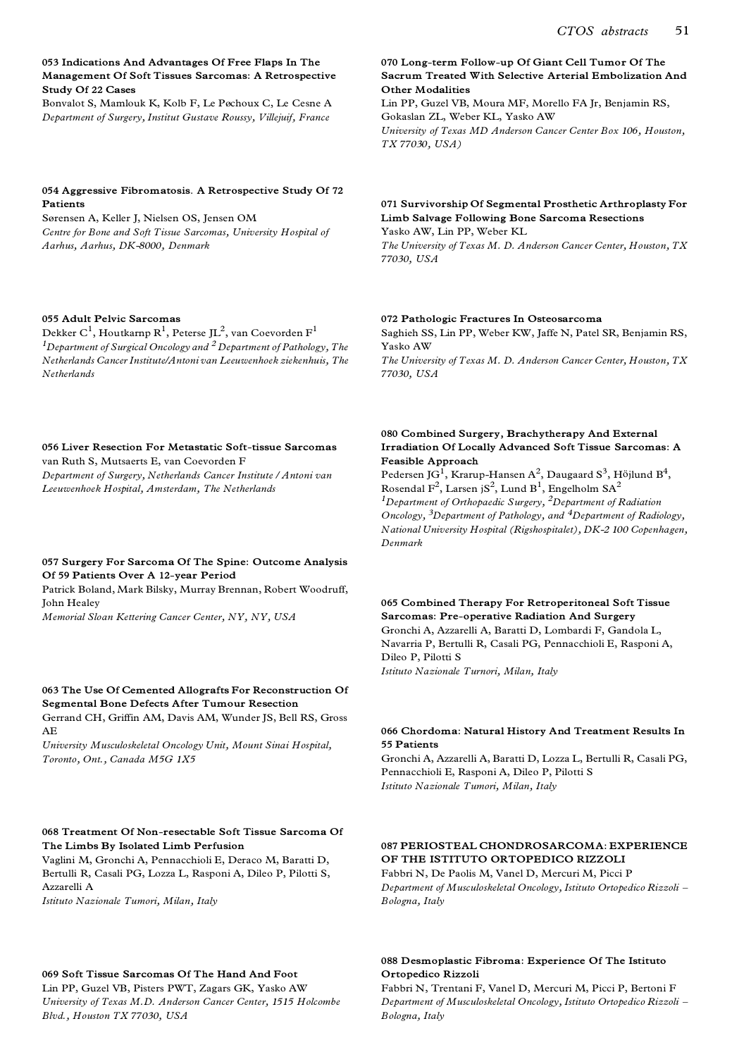**053 Indications And Advantages Of Free Flaps In The Management Of Soft Tissues Sarcomas: A Retrospective Study Of 22 Cases**

Bonvalot S, Mamlouk K, Kolb F, Le Pøchoux C, Le Cesne A

*Department of Surgery, Institut Gustave Roussy, Villejuif, France*

**054 Aggressive Fibromatosis. A Retrospective Study Of 72 Patients**

Sørensen A, Keller J, Nielsen OS, Jensen OM

*Centre for Bone and Soft Tissue Sarcomas, University Hospital of Aarhus, Aarhus, DK-8000, Denmark*

**055 Adult Pelvic Sarcomas**

Dekker C[1], Houtkarnp R[1], Peterse JL[2], van Coevorden F[1]

*[1]Department of Surgical Oncology and [2]Department of Pathology, The Netherlands Cancer Institute/Antoni van Leeuwenhoek ziekenhuis, The Netherlands*

**056 Liver Resection For Metastatic Soft-tissue Sarcomas**

van Ruth S, Mutsaerts E, van Coevorden F

*Department of Surgery, Netherlands Cancer Institute / Antoni van Leeuwenhoek Hospital, Amsterdam, The Netherlands*

**057 Surgery For Sarcoma Of The Spine: Outcome Analysis Of 59 Patients Over A 12-year Period**

Patrick Boland, Mark Bilsky, Murray Brennan, Robert Woodruff, John Healey

*Memorial Sloan Kettering Cancer Center, NY, NY, USA*

**063 The Use Of Cemented Allografts For Reconstruction Of Segmental Bone Defects After Tumour Resection**

Gerrand CH, Griffin AM, Davis AM, Wunder JS, Bell RS, Gross AE

*University Musculoskeletal Oncology Unit, Mount Sinai Hospital, Toronto, Ont., Canada M5G 1X5*

**068 Treatment Of Non-resectable Soft Tissue Sarcoma Of The Limbs By Isolated Limb Perfusion**

Vaglini M, Gronchi A, Pennacchioli E, Deraco M, Baratti D, Bertulli R, Casali PG, Lozza L, Rasponi A, Dileo P, Pilotti S, Azzarelli A

*Istituto Nazionale Tumori, Milan, Italy*

**069 Soft Tissue Sarcomas Of The Hand And Foot**

Lin PP, Guzel VB, Pisters PWT, Zagars GK, Yasko AW

*University of Texas M.D. Anderson Cancer Center, 1515 Holcombe Blvd., Houston TX 77030, USA*

**070 Long-term Follow-up Of Giant Cell Tumor Of The Sacrum Treated With Selective Arterial Embolization And Other Modalities**

Lin PP, Guzel VB, Moura MF, Morello FA Jr, Benjamin RS, Gokaslan ZL, Weber KL, Yasko AW

*University of Texas MD Anderson Cancer Center Box 106, Houston, TX 77030, USA)*

**071 Survivorship Of Segmental Prosthetic Arthroplasty For Limb Salvage Following Bone Sarcoma Resections**

Yasko AW, Lin PP, Weber KL

*The University of Texas M. D. Anderson Cancer Center, Houston, TX 77030, USA*

**072 Pathologic Fractures In Osteosarcoma**

Saghieh SS, Lin PP, Weber KW, Jaffe N, Patel SR, Benjamin RS, Yasko AW

*The University of Texas M. D. Anderson Cancer Center, Houston, TX 77030, USA*

**080 Combined Surgery, Brachytherapy And External Irradiation Of Locally Advanced Soft Tissue Sarcomas: A Feasible Approach**

Pedersen JG[1], Krarup-Hansen A[2], Daugaard S[3], Höjlund B[4], Rosendal F[2], Larsen jS[2], Lund B[1], Engelholm SA[2]

*[1]Department of Orthopaedic Surgery, [2]Department of Radiation Oncology, [3]Department of Pathology, and [4]Department of Radiology, National University Hospital (Rigshospitalet), DK-2 100 Copenhagen, Denmark*

**065 Combined Therapy For Retroperitoneal Soft Tissue Sarcomas: Pre-operative Radiation And Surgery**

Gronchi A, Azzarelli A, Baratti D, Lombardi F, Gandola L, Navarria P, Bertulli R, Casali PG, Pennacchioli E, Rasponi A, Dileo P, Pilotti S

*Istituto Nazionale Turnori, Milan, Italy*

**066 Chordoma: Natural History And Treatment Results In 55 Patients**

Gronchi A, Azzarelli A, Baratti D, Lozza L, Bertulli R, Casali PG, Pennacchioli E, Rasponi A, Dileo P, Pilotti S

*Istituto Nazionale Tumori, Milan, Italy*

**087 PERIOSTEAL CHONDROSARCOMA: EXPERIENCE OF THE ISTITUTO ORTOPEDICO RIZZOLI**

Fabbri N, De Paolis M, Vanel D, Mercuri M, Picci P

*Department of Musculoskeletal Oncology, Istituto Ortopedico Rizzoli – Bologna, Italy*

**088 Desmoplastic Fibroma: Experience Of The Istituto Ortopedico Rizzoli**

Fabbri N, Trentani F, Vanel D, Mercuri M, Picci P, Bertoni F

*Department of Musculoskeletal Oncology, Istituto Ortopedico Rizzoli – Bologna, Italy*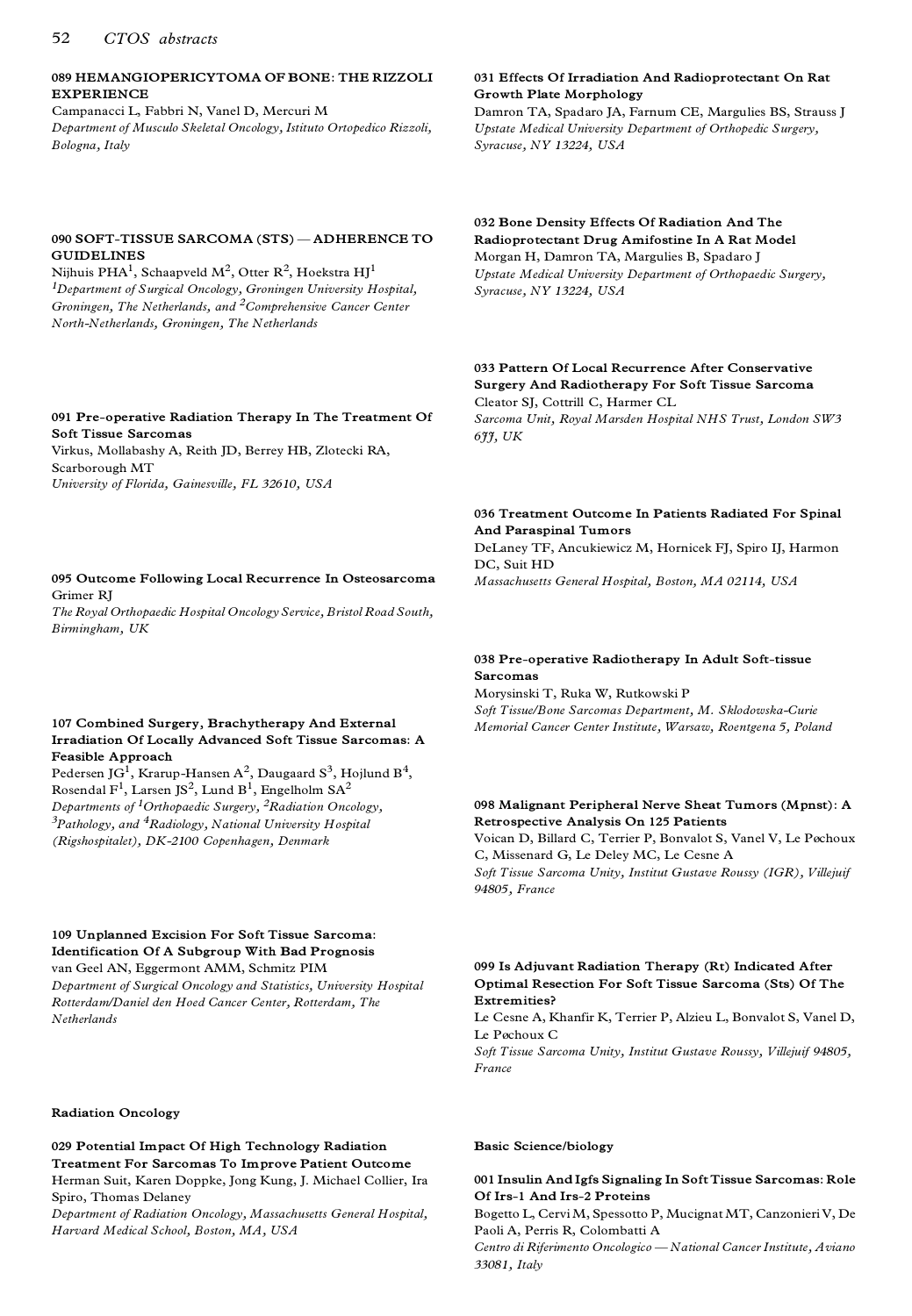### 089 HEMANGIOPERICYTOMA OF BONE: THE RIZZOLI EXPERIENCE

Campanacci L, Fabbri N, Vanel D, Mercuri M

*Department of Musculo Skeletal Oncology, Istituto Ortopedico Rizzoli, Bologna, Italy*

### 090 SOFT-TISSUE SARCOMA (STS) — ADHERENCE TO GUIDELINES

Nijhuis PHA[1], Schaapveld M[2], Otter R[2], Hoekstra HJ[1]

*[1]Department of Surgical Oncology, Groningen University Hospital, Groningen, The Netherlands, and [2]Comprehensive Cancer Center North-Netherlands, Groningen, The Netherlands*

### 091 Pre-operative Radiation Therapy In The Treatment Of Soft Tissue Sarcomas

Virkus, Mollabashy A, Reith JD, Berrey HB, Zlotecki RA, Scarborough MT

*University of Florida, Gainesville, FL 32610, USA*

### 095 Outcome Following Local Recurrence In Osteosarcoma

Grimer RJ

*The Royal Orthopaedic Hospital Oncology Service, Bristol Road South, Birmingham, UK*

### 107 Combined Surgery, Brachytherapy And External Irradiation Of Locally Advanced Soft Tissue Sarcomas: A Feasible Approach

Pedersen JG[1], Krarup-Hansen A[2], Daugaard S[3], Hojlund B[4], Rosendal F[1], Larsen JS[2], Lund B[1], Engelholm SA[2]

*Departments of [1]Orthopaedic Surgery, [2]Radiation Oncology, [3]Pathology, and [4]Radiology, National University Hospital (Rigshospitalet), DK-2100 Copenhagen, Denmark*

### 109 Unplanned Excision For Soft Tissue Sarcoma: Identification Of A Subgroup With Bad Prognosis

van Geel AN, Eggermont AMM, Schmitz PIM

*Department of Surgical Oncology and Statistics, University Hospital Rotterdam/Daniel den Hoed Cancer Center, Rotterdam, The Netherlands*

## Radiation Oncology

### 029 Potential Impact Of High Technology Radiation Treatment For Sarcomas To Improve Patient Outcome

Herman Suit, Karen Doppke, Jong Kung, J. Michael Collier, Ira Spiro, Thomas Delaney

*Department of Radiation Oncology, Massachusetts General Hospital, Harvard Medical School, Boston, MA, USA*

### 031 Effects Of Irradiation And Radioprotectant On Rat Growth Plate Morphology

Damron TA, Spadaro JA, Farnum CE, Margulies BS, Strauss J

*Upstate Medical University Department of Orthopedic Surgery, Syracuse, NY 13224, USA*

### 032 Bone Density Effects Of Radiation And The Radioprotectant Drug Amifostine In A Rat Model

Morgan H, Damron TA, Margulies B, Spadaro J

*Upstate Medical University Department of Orthopaedic Surgery, Syracuse, NY 13224, USA*

### 033 Pattern Of Local Recurrence After Conservative Surgery And Radiotherapy For Soft Tissue Sarcoma

Cleator SJ, Cottrill C, Harmer CL

*Sarcoma Unit, Royal Marsden Hospital NHS Trust, London SW3 6JJ, UK*

### 036 Treatment Outcome In Patients Radiated For Spinal And Paraspinal Tumors

DeLaney TF, Ancukiewicz M, Hornicek FJ, Spiro IJ, Harmon DC, Suit HD

*Massachusetts General Hospital, Boston, MA 02114, USA*

### 038 Pre-operative Radiotherapy In Adult Soft-tissue Sarcomas

Morysinski T, Ruka W, Rutkowski P

*Soft Tissue/Bone Sarcomas Department, M. Sklodowska-Curie Memorial Cancer Center Institute, Warsaw, Roentgena 5, Poland*

### 098 Malignant Peripheral Nerve Sheat Tumors (Mpnst): A Retrospective Analysis On 125 Patients

Voican D, Billard C, Terrier P, Bonvalot S, Vanel V, Le Pœchoux C, Missenard G, Le Deley MC, Le Cesne A

*Soft Tissue Sarcoma Unity, Institut Gustave Roussy (IGR), Villejuif 94805, France*

### 099 Is Adjuvant Radiation Therapy (Rt) Indicated After Optimal Resection For Soft Tissue Sarcoma (Sts) Of The Extremities?

Le Cesne A, Khanfir K, Terrier P, Alzieu L, Bonvalot S, Vanel D, Le Pœchoux C

*Soft Tissue Sarcoma Unity, Institut Gustave Roussy, Villejuif 94805, France*

## Basic Science/biology

### 001 Insulin And Igfs Signaling In Soft Tissue Sarcomas: Role Of Irs-1 And Irs-2 Proteins

Bogetto L, Cervi M, Spessotto P, Mucignat MT, Canzonieri V, De Paoli A, Perris R, Colombatti A

*Centro di Riferimento Oncologico — National Cancer Institute, Aviano 33081, Italy*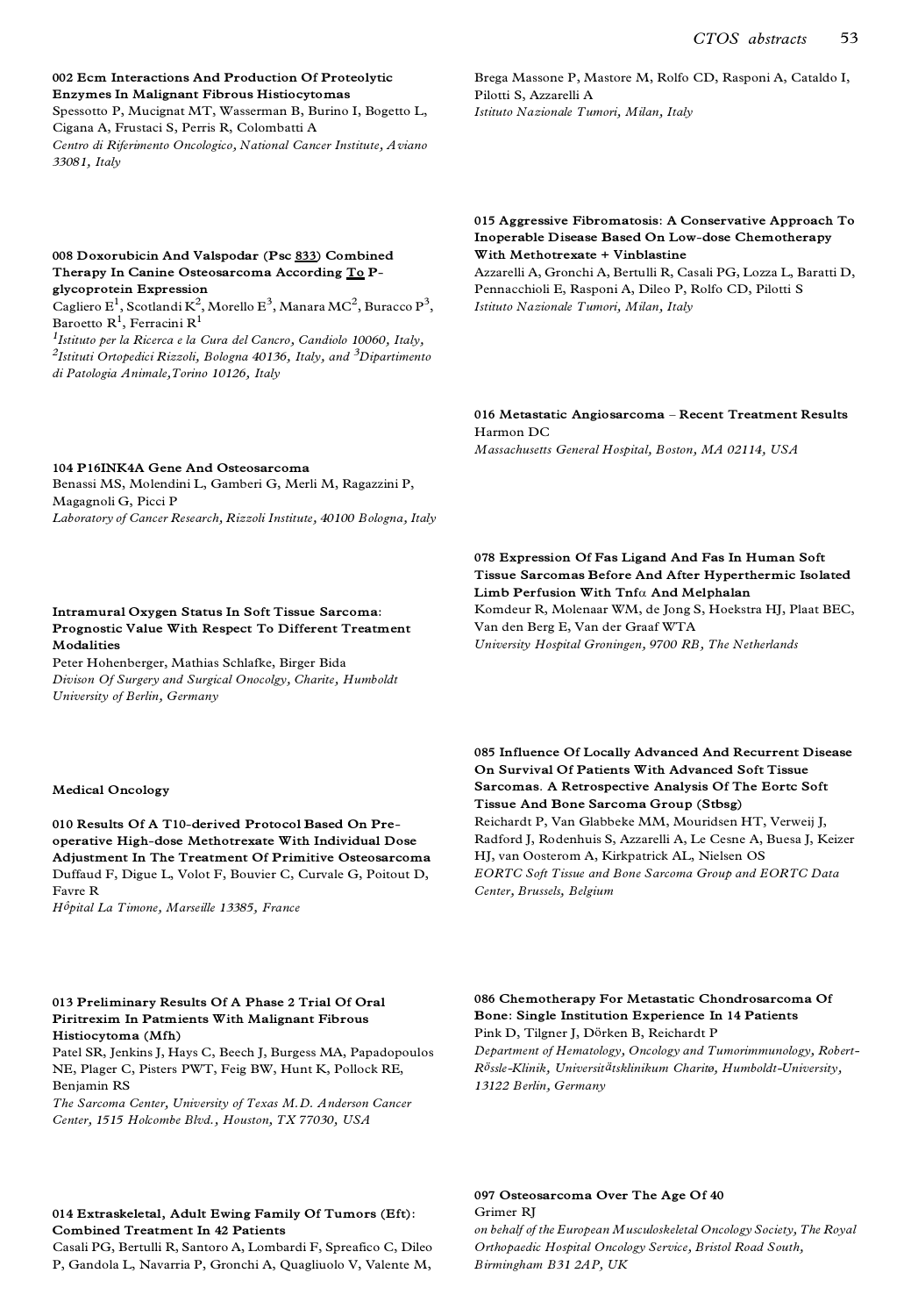**002 Ecm Interactions And Production Of Proteolytic Enzymes In Malignant Fibrous Histiocytomas**
Spessotto P, Mucignat MT, Wasserman B, Burino I, Bogetto L, Cigana A, Frustaci S, Perris R, Colombatti A
*Centro di Riferimento Oncologico, National Cancer Institute, Aviano 33081, Italy*

**008 Doxorubicin And Valspodar (Psc 833) Combined Therapy In Canine Osteosarcoma According To P-glycoprotein Expression**
Cagliero E[1], Scotlandi K[2], Morello E[3], Manara MC[2], Buracco P[3], Baroetto R[1], Ferracini R[1]
*[1]Istituto per la Ricerca e la Cura del Cancro, Candiolo 10060, Italy, [2]Istituti Ortopedici Rizzoli, Bologna 40136, Italy, and [3]Dipartimento di Patologia Animale, Torino 10126, Italy*

**104 P16INK4A Gene And Osteosarcoma**
Benassi MS, Molendini L, Gamberi G, Merli M, Ragazzini P, Magagnoli G, Picci P
*Laboratory of Cancer Research, Rizzoli Institute, 40100 Bologna, Italy*

**Intramural Oxygen Status In Soft Tissue Sarcoma: Prognostic Value With Respect To Different Treatment Modalities**
Peter Hohenberger, Mathias Schlafke, Birger Bida
*Divison Of Surgery and Surgical Onocolgy, Charite, Humboldt University of Berlin, Germany*

## Medical Oncology

**010 Results Of A T10-derived Protocol Based On Pre-operative High-dose Methotrexate With Individual Dose Adjustment In The Treatment Of Primitive Osteosarcoma**
Duffaud F, Digue L, Volot F, Bouvier C, Curvale G, Poitout D, Favre R
*Hôpital La Timone, Marseille 13385, France*

**013 Preliminary Results Of A Phase 2 Trial Of Oral Piritrexim In Patmients With Malignant Fibrous Histiocytoma (Mfh)**
Patel SR, Jenkins J, Hays C, Beech J, Burgess MA, Papadopoulos NE, Plager C, Pisters PWT, Feig BW, Hunt K, Pollock RE, Benjamin RS
*The Sarcoma Center, University of Texas M.D. Anderson Cancer Center, 1515 Holcombe Blvd., Houston, TX 77030, USA*

**014 Extraskeletal, Adult Ewing Family Of Tumors (Eft): Combined Treatment In 42 Patients**
Casali PG, Bertulli R, Santoro A, Lombardi F, Spreafico C, Dileo P, Gandola L, Navarria P, Gronchi A, Quagliuolo V, Valente M, Brega Massone P, Mastore M, Rolfo CD, Rasponi A, Cataldo I, Pilotti S, Azzarelli A
*Istituto Nazionale Tumori, Milan, Italy*

**015 Aggressive Fibromatosis: A Conservative Approach To Inoperable Disease Based On Low-dose Chemotherapy With Methotrexate + Vinblastine**
Azzarelli A, Gronchi A, Bertulli R, Casali PG, Lozza L, Baratti D, Pennacchioli E, Rasponi A, Dileo P, Rolfo CD, Pilotti S
*Istituto Nazionale Tumori, Milan, Italy*

**016 Metastatic Angiosarcoma – Recent Treatment Results**
Harmon DC
*Massachusetts General Hospital, Boston, MA 02114, USA*

**078 Expression Of Fas Ligand And Fas In Human Soft Tissue Sarcomas Before And After Hyperthermic Isolated Limb Perfusion With Tnf$\alpha$ And Melphalan**
Komdeur R, Molenaar WM, de Jong S, Hoekstra HJ, Plaat BEC, Van den Berg E, Van der Graaf WTA
*University Hospital Groningen, 9700 RB, The Netherlands*

**085 Influence Of Locally Advanced And Recurrent Disease On Survival Of Patients With Advanced Soft Tissue Sarcomas. A Retrospective Analysis Of The Eortc Soft Tissue And Bone Sarcoma Group (Stbsg)**
Reichardt P, Van Glabbeke MM, Mouridsen HT, Verweij J, Radford J, Rodenhuis S, Azzarelli A, Le Cesne A, Buesa J, Keizer HJ, van Oosterom A, Kirkpatrick AL, Nielsen OS
*EORTC Soft Tissue and Bone Sarcoma Group and EORTC Data Center, Brussels, Belgium*

**086 Chemotherapy For Metastatic Chondrosarcoma Of Bone: Single Institution Experience In 14 Patients**
Pink D, Tilgner J, Dörken B, Reichardt P
*Department of Hematology, Oncology and Tumorimmunology, Robert-Rössle-Klinik, Universitätsklinikum Charitø, Humboldt-University, 13122 Berlin, Germany*

**097 Osteosarcoma Over The Age Of 40**
Grimer RJ
*on behalf of the European Musculoskeletal Oncology Society, The Royal Orthopaedic Hospital Oncology Service, Bristol Road South, Birmingham B31 2AP, UK*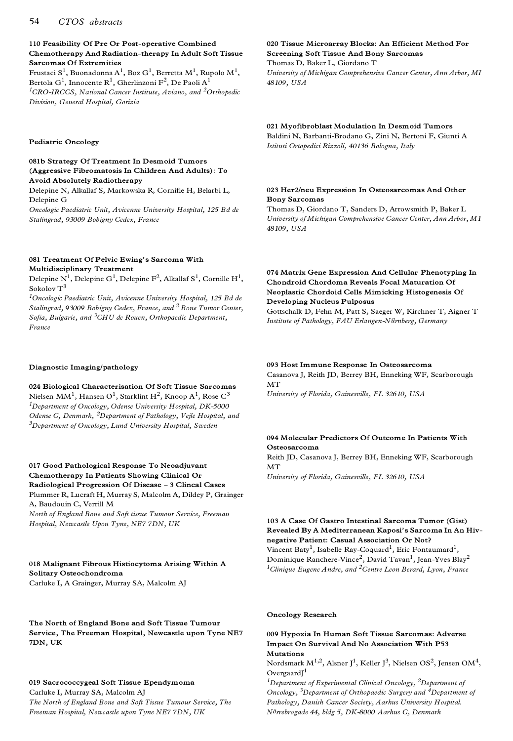**110 Feasibility Of Pre Or Post-operative Combined Chemotherapy And Radiation-therapy In Adult Soft Tissue Sarcomas Of Extremities**
Frustaci S[1], Buonadonna A[1], Boz G[1], Berretta M[1], Rupolo M[1], Bertola G[1], Innocente R[1], Gherlinzoni F[2], De Paoli A[1]
*[1]CRO-IRCCS, National Cancer Institute, Aviano, and [2]Orthopedic Division, General Hospital, Gorizia*

## Pediatric Oncology

**081b Strategy Of Treatment In Desmoid Tumors (Aggressive Fibromatosis In Children And Adults): To Avoid Absolutely Radiotherapy**
Delepine N, Alkallaf S, Markowska R, Cornifie H, Belarbi L, Delepine G
*Oncologic Paediatric Unit, Avicenne University Hospital, 125 Bd de Stalingrad, 93009 Bobigny Cedex, France*

**081 Treatment Of Pelvic Ewing's Sarcoma With Multidisciplinary Treatment**
Delepine N[1], Delepine G[1], Delepine F[2], Alkallaf S[1], Cornille H[1], Sokolov T[3]
*[1]Oncologic Paediatric Unit, Avicenne University Hospital, 125 Bd de Stalingrad, 93009 Bobigny Cedex, France, and [2] Bone Tumor Center, Sofia, Bulgarie, and [3]CHU de Rouen, Orthopaedic Department, France*

## Diagnostic Imaging/pathology

**024 Biological Characterisation Of Soft Tissue Sarcomas**
Nielsen MM[1], Hansen O[1], Starklint H[2], Knoop A[1], Rose C[3]
*[1]Department of Oncology, Odense University Hospital, DK-5000 Odense C, Denmark, [2]Department of Pathology, Vejle Hospital, and [3]Department of Oncology, Lund University Hospital, Sweden*

**017 Good Pathological Response To Neoadjuvant Chemotherapy In Patients Showing Clinical Or Radiological Progression Of Disease – 3 Clincal Cases**
Plummer R, Lucraft H, Murray S, Malcolm A, Dildey P, Grainger A, Baudouin C, Verrill M
*North of England Bone and Soft tissue Tumour Service, Freeman Hospital, Newcastle Upon Tyne, NE7 7DN, UK*

**018 Malignant Fibrous Histiocytoma Arising Within A Solitary Osteochondroma**
Carluke I, A Grainger, Murray SA, Malcolm AJ

**The North of England Bone and Soft Tissue Tumour Service, The Freeman Hospital, Newcastle upon Tyne NE7 7DN, UK**

**019 Sacrococcygeal Soft Tissue Ependymoma**
Carluke I, Murray SA, Malcolm AJ
*The North of England Bone and Soft Tissue Tumour Service, The Freeman Hospital, Newcastle upon Tyne NE7 7DN, UK*

**020 Tissue Microarray Blocks: An Efficient Method For Screening Soft Tissue And Bony Sarcomas**
Thomas D, Baker L, Giordano T
*University of Michigan Comprehensive Cancer Center, Ann Arbor, MI 48109, USA*

**021 Myofibroblast Modulation In Desmoid Tumors**
Baldini N, Barbanti-Brodano G, Zini N, Bertoni F, Giunti A
*Istituti Ortopedici Rizzoli, 40136 Bologna, Italy*

**023 Her2/neu Expression In Osteosarcomas And Other Bony Sarcomas**
Thomas D, Giordano T, Sanders D, Arrowsmith P, Baker L
*University of Michigan Comprehensive Cancer Center, Ann Arbor, M1 48109, USA*

**074 Matrix Gene Expression And Cellular Phenotyping In Chondroid Chordoma Reveals Focal Maturation Of Neoplastic Chordoid Cells Mimicking Histogenesis Of Developing Nucleus Pulposus**
Gottschalk D, Fehn M, Patt S, Saeger W, Kirchner T, Aigner T
*Institute of Pathology, FAU Erlangen-Nürnberg, Germany*

**093 Host Immune Response In Osteosarcoma**
Casanova J, Reith JD, Berrey BH, Enneking WF, Scarborough MT
*University of Florida, Gainesville, FL 32610, USA*

**094 Molecular Predictors Of Outcome In Patients With Osteosarcoma**
Reith JD, Casanova J, Berrey BH, Enneking WF, Scarborough MT
*University of Florida, Gainesville, FL 32610, USA*

**103 A Case Of Gastro Intestinal Sarcoma Tumor (Gist) Revealed By A Mediterranean Kaposi's Sarcoma In An Hiv-negative Patient: Casual Association Or Not?**
Vincent Baty[1], Isabelle Ray-Coquard[1], Eric Fontaumard[1], Dominique Ranchere-Vince[2], David Tavan[1], Jean-Yves Blay[2]
*[1]Clinique Eugene Andre, and [2]Centre Leon Berard, Lyon, France*

## Oncology Research

**009 Hypoxia In Human Soft Tissue Sarcomas: Adverse Impact On Survival And No Association With P53 Mutations**
Nordsmark M[1,2], Alsner J[1], Keller J[3], Nielsen OS[2], Jensen OM[4], OvergaardJ[1]
*[1]Department of Experimental Clinical Oncology, [2]Department of Oncology, [3]Department of Orthopaedic Surgery and [4]Department of Pathology, Danish Cancer Society, Aarhus University Hospital. Nörrebrogade 44, bldg 5, DK-8000 Aarhus C, Denmark*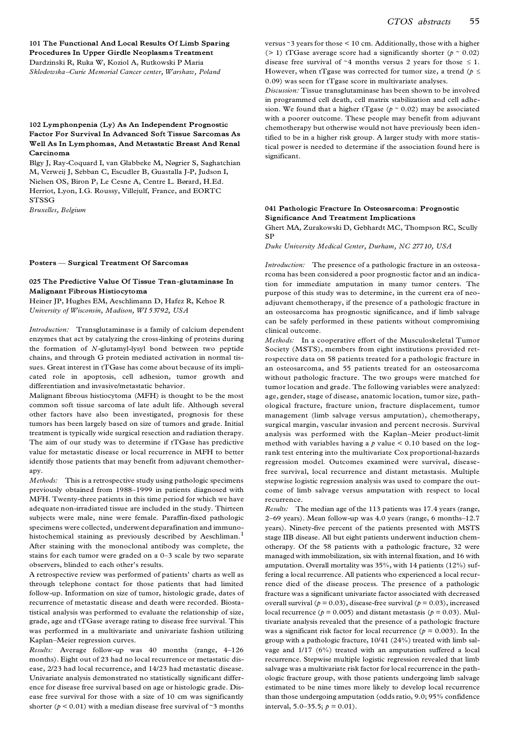### 101 The Functional And Local Results Of Limb Sparing Procedures In Upper Girdle Neoplasms Treatment

Dardzinski R, Ruka W, Koziol A, Rutkowski P Maria

*Sklodowska–Curie Memorial Cancer center, Warshaw, Poland*

### 102 Lymphonpenia (Ly) As An Independent Prognostic Factor For Survival In Advanced Soft Tissue Sarcomas As Well As In Lymphomas, And Metastatic Breast And Renal Carcinoma

Blgy J, Ray-Coquard I, van Glabbeke M, Nøgrier S, Saghatchian M, Verweij J, Sebban C, Escudler B, Guastalla J-P, Judson I, Nielsen OS, Biron P, Le Cesne A, Centre L. Børard, H.Ed. Herriot, Lyon, I.G. Roussy, Villejulf, France, and EORTC STSSG

*Bruxelles, Belgium*

## Posters — Surgical Treatment Of Sarcomas

### 025 The Predictive Value Of Tissue Tran-glutaminase In Malignant Fibrous Histiocytoma

Heiner JP, Hughes EM, Aeschlimann D, Hafez R, Kehoe R

*University of Wisconsin, Madison, WI 53792, USA*

*Introduction:* Transglutaminase is a family of calcium dependent enzymes that act by catalyzing the cross-linking of proteins during the formation of *N*-glutamyl-lysyl bond between two peptide chains, and through G protein mediated activation in normal tissues. Great interest in tTGase has come about because of its implicated role in apoptosis, cell adhesion, tumor growth and differentiation and invasive/metastatic behavior.

Malignant fibrous histiocytoma (MFH) is thought to be the most common soft tissue sarcoma of late adult life. Although several other factors have also been investigated, prognosis for these tumors has been largely based on size of tumors and grade. Initial treatment is typically wide surgical resection and radiation therapy. The aim of our study was to determine if tTGase has predictive value for metastatic disease or local recurrence in MFH to better identify those patients that may benefit from adjuvant chemotherapy.

*Methods:* This is a retrospective study using pathologic specimens previously obtained from 1988–1999 in patients diagnosed with MFH. Twenty-three patients in this time period for which we have adequate non-irradiated tissue are included in the study. Thirteen subjects were male, nine were female. Paraffin-fixed pathologic specimens were collected, underwent deparafination and immunohistochemical staining as previously described by Aeschliman.[1] After staining with the monoclonal antibody was complete, the stains for each tumor were graded on a 0–3 scale by two separate observers, blinded to each other's results.

A retrospective review was performed of patients' charts as well as through telephone contact for those patients that had limited follow-up. Information on size of tumor, histologic grade, dates of recurrence of metastatic disease and death were recorded. Biostatistical analysis was performed to evaluate the relationship of size, grade, age and tTGase average rating to disease free survival. This was performed in a multivariate and univariate fashion utilizing Kaplan–Meier regression curves.

*Results:* Average follow-up was 40 months (range, 4–126 months). Eight out of 23 had no local recurrence or metastatic disease, 2/23 had local recurrence, and 14/23 had metastatic disease. Univariate analysis demonstrated no statistically significant difference for disease free survival based on age or histologic grade. Disease free survival for those with a size of 10 cm was significantly shorter ($p < 0.01$) with a median disease free survival of ~3 months versus ~3 years for those < 10 cm. Additionally, those with a higher (> 1) tTGase average score had a significantly shorter ($p \sim 0.02$) disease free survival of ~4 months versus 2 years for those ≤ 1. However, when tTGase was corrected for tumor size, a trend ($p \leq 0.09$) was seen for tTgase score in multivariate analyses.

*Discussion:* Tissue transglutaminase has been shown to be involved in programmed cell death, cell matrix stabilization and cell adhesion. We found that a higher tTgase ($p \sim 0.02$) may be associated with a poorer outcome. These people may benefit from adjuvant chemotherapy but otherwise would not have previously been identified to be in a higher risk group. A larger study with more statistical power is needed to determine if the association found here is significant.

### 041 Pathologic Fracture In Osteosarcoma: Prognostic Significance And Treatment Implications

Ghert MA, Zurakowski D, Gebhardt MC, Thompson RC, Scully SP

*Duke University Medical Center, Durham, NC 27710, USA*

*Introduction:* The presence of a pathologic fracture in an osteosarcoma has been considered a poor prognostic factor and an indication for immediate amputation in many tumor centers. The purpose of this study was to determine, in the current era of neoadjuvant chemotherapy, if the presence of a pathologic fracture in an osteosarcoma has prognostic significance, and if limb salvage can be safely performed in these patients without compromising clinical outcome.

*Methods:* In a cooperative effort of the Musculoskeletal Tumor Society (MSTS), members from eight institutions provided retrospective data on 58 patients treated for a pathologic fracture in an osteosarcoma, and 55 patients treated for an osteosarcoma without pathologic fracture. The two groups were matched for tumor location and grade. The following variables were analyzed: age, gender, stage of disease, anatomic location, tumor size, pathological fracture, fracture union, fracture displacement, tumor management (limb salvage versus amputation), chemotherapy, surgical margin, vascular invasion and percent necrosis. Survival analysis was performed with the Kaplan–Meier product-limit method with variables having a $p$ value < 0.10 based on the log-rank test entering into the multivariate Cox proportional-hazards regression model. Outcomes examined were survival, disease-free survival, local recurrence and distant metastasis. Multiple stepwise logistic regression analysis was used to compare the outcome of limb salvage versus amputation with respect to local recurrence.

*Results:* The median age of the 113 patients was 17.4 years (range, 2–69 years). Mean follow-up was 4.0 years (range, 6 months–12.7 years). Ninety-five percent of the patients presented with MSTS stage IIB disease. All but eight patients underwent induction chemotherapy. Of the 58 patients with a pathologic fracture, 32 were managed with immobilization, six with internal fixation, and 16 with amputation. Overall mortality was 35%, with 14 patients (12%) suffering a local recurrence. All patients who experienced a local recurrence died of the disease process. The presence of a pathologic fracture was a significant univariate factor associated with decreased overall survival ($p = 0.03$), disease-free survival ($p = 0.03$), increased local recurrence ($p = 0.005$) and distant metastasis ($p = 0.03$). Multivariate analysis revealed that the presence of a pathologic fracture was a significant risk factor for local recurrence ($p = 0.003$). In the group with a pathologic fracture, 10/41 (24%) treated with limb salvage and 1/17 (6%) treated with an amputation suffered a local recurrence. Stepwise multiple logistic regression revealed that limb salvage was a multivariate risk factor for local recurrence in the pathologic fracture group, with those patients undergoing limb salvage estimated to be nine times more likely to develop local recurrence than those undergoing amputation (odds ratio, 9.0; 95% confidence interval, 5.0–35.5; $p = 0.01$).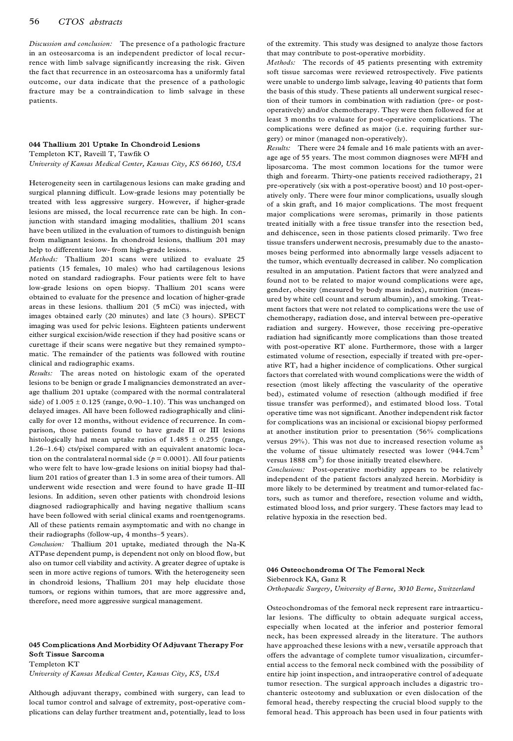*Discussion and conclusion:* The presence of a pathologic fracture in an osteosarcoma is an independent predictor of local recurrence with limb salvage significantly increasing the risk. Given the fact that recurrence in an osteosarcoma has a uniformly fatal outcome, our data indicate that the presence of a pathologic fracture may be a contraindication to limb salvage in these patients.

### 044 Thallium 201 Uptake In Chondroid Lesions

Templeton KT, Raveill T, Tawfik O

*University of Kansas Medical Center, Kansas City, KS 66160, USA*

Heterogeneity seen in cartilagenous lesions can make grading and surgical planning difficult. Low-grade lesions may potentially be treated with less aggressive surgery. However, if higher-grade lesions are missed, the local recurrence rate can be high. In conjunction with standard imaging modalities, thallium 201 scans have been utilized in the evaluation of tumors to distinguish benign from malignant lesions. In chondroid lesions, thallium 201 may help to differentiate low- from high-grade lesions.

*Methods:* Thallium 201 scans were utilized to evaluate 25 patients (15 females, 10 males) who had cartilagenous lesions noted on standard radiographs. Four patients were felt to have low-grade lesions on open biopsy. Thallium 201 scans were obtained to evaluate for the presence and location of higher-grade areas in these lesions. thallium 201 (5 mCi) was injected, with images obtained early (20 minutes) and late (3 hours). SPECT imaging was used for pelvic lesions. Eighteen patients underwent either surgical excision/wide resection if they had positive scans or curettage if their scans were negative but they remained symptomatic. The remainder of the patients was followed with routine clinical and radiographic exams.

*Results:* The areas noted on histologic exam of the operated lesions to be benign or grade I malignancies demonstrated an average thallium 201 uptake (compared with the normal contralateral side) of $1.005 \pm 0.125$ (range, 0.90–1.10). This was unchanged on delayed images. All have been followed radiographically and clinically for over 12 months, without evidence of recurrence. In comparison, those patients found to have grade II or III lesions histologically had mean uptake ratios of $1.485 \pm 0.255$ (range, 1.26–1.64) cts/pixel compared with an equivalent anatomic location on the contralateral normal side ($p = 0.0001$). All four patients who were felt to have low-grade lesions on initial biopsy had thallium 201 ratios of greater than 1.3 in some area of their tumors. All underwent wide resection and were found to have grade II–III lesions. In addition, seven other patients with chondroid lesions diagnosed radiographically and having negative thallium scans have been followed with serial clinical exams and roentgenograms. All of these patients remain asymptomatic and with no change in their radiographs (follow-up, 4 months–5 years).

*Conclusion:* Thallium 201 uptake, mediated through the Na-K ATPase dependent pump, is dependent not only on blood flow, but also on tumor cell viability and activity. A greater degree of uptake is seen in more active regions of tumors. With the heterogeneity seen in chondroid lesions, Thallium 201 may help elucidate those tumors, or regions within tumors, that are more aggressive and, therefore, need more aggressive surgical management.

### 045 Complications And Morbidity Of Adjuvant Therapy For Soft Tissue Sarcoma

Templeton KT

*University of Kansas Medical Center, Kansas City, KS, USA*

Although adjuvant therapy, combined with surgery, can lead to local tumor control and salvage of extremity, post-operative complications can delay further treatment and, potentially, lead to loss of the extremity. This study was designed to analyze those factors that may contribute to post-operative morbidity.

*Methods:* The records of 45 patients presenting with extremity soft tissue sarcomas were reviewed retrospectively. Five patients were unable to undergo limb salvage, leaving 40 patients that form the basis of this study. These patients all underwent surgical resection of their tumors in combination with radiation (pre- or post-operatively) and/or chemotherapy. They were then followed for at least 3 months to evaluate for post-operative complications. The complications were defined as major (i.e. requiring further surgery) or minor (managed non-operatively).

*Results:* There were 24 female and 16 male patients with an average age of 55 years. The most common diagnoses were MFH and liposarcoma. The most common locations for the tumor were thigh and forearm. Thirty-one patients received radiotherapy, 21 pre-operatively (six with a post-operative boost) and 10 post-operatively only. There were four minor complications, usually slough of a skin graft, and 16 major complications. The most frequent major complications were seromas, primarily in those patients treated initially with a free tissue transfer into the resection bed, and dehiscence, seen in those patients closed primarily. Two free tissue transfers underwent necrosis, presumably due to the anastomoses being performed into abnormally large vessels adjacent to the tumor, which eventually decreased in caliber. No complication resulted in an amputation. Patient factors that were analyzed and found not to be related to major wound complications were age, gender, obesity (measured by body mass index), nutrition (measured by white cell count and serum albumin), and smoking. Treatment factors that were not related to complications were the use of chemotherapy, radiation dose, and interval between pre-operative radiation and surgery. However, those receiving pre-operative radiation had significantly more complications than those treated with post-operative RT alone. Furthermore, those with a larger estimated volume of resection, especially if treated with pre-operative RT, had a higher incidence of complications. Other surgical factors that correlated with wound complications were the width of resection (most likely affecting the vascularity of the operative bed), estimated volume of resection (although modified if free tissue transfer was performed), and estimated blood loss. Total operative time was not significant. Another independent risk factor for complications was an incisional or excisional biopsy performed at another institution prior to presentation (56% complications versus 29%). This was not due to increased resection volume as the volume of tissue ultimately resected was lower (944.7cm$^3$ versus 1888 cm$^3$) for those initially treated elsewhere.

*Conclusions:* Post-operative morbidity appears to be relatively independent of the patient factors analyzed herein. Morbidity is more likely to be determined by treatment and tumor-related factors, such as tumor and therefore, resection volume and width, estimated blood loss, and prior surgery. These factors may lead to relative hypoxia in the resection bed.

### 046 Osteochondroma Of The Femoral Neck

Siebenrock KA, Ganz R

*Orthopaedic Surgery, University of Berne, 3010 Berne, Switzerland*

Osteochondromas of the femoral neck represent rare intraarticular lesions. The difficulty to obtain adequate surgical access, especially when located at the inferior and posterior femoral neck, has been expressed already in the literature. The authors have approached these lesions with a new, versatile approach that offers the advantage of complete tumor visualization, circumferential access to the femoral neck combined with the possibility of entire hip joint inspection, and intraoperative control of adequate tumor resection. The surgical approach includes a digastric trochanteric osteotomy and subluxation or even dislocation of the femoral head, thereby respecting the crucial blood supply to the femoral head. This approach has been used in four patients with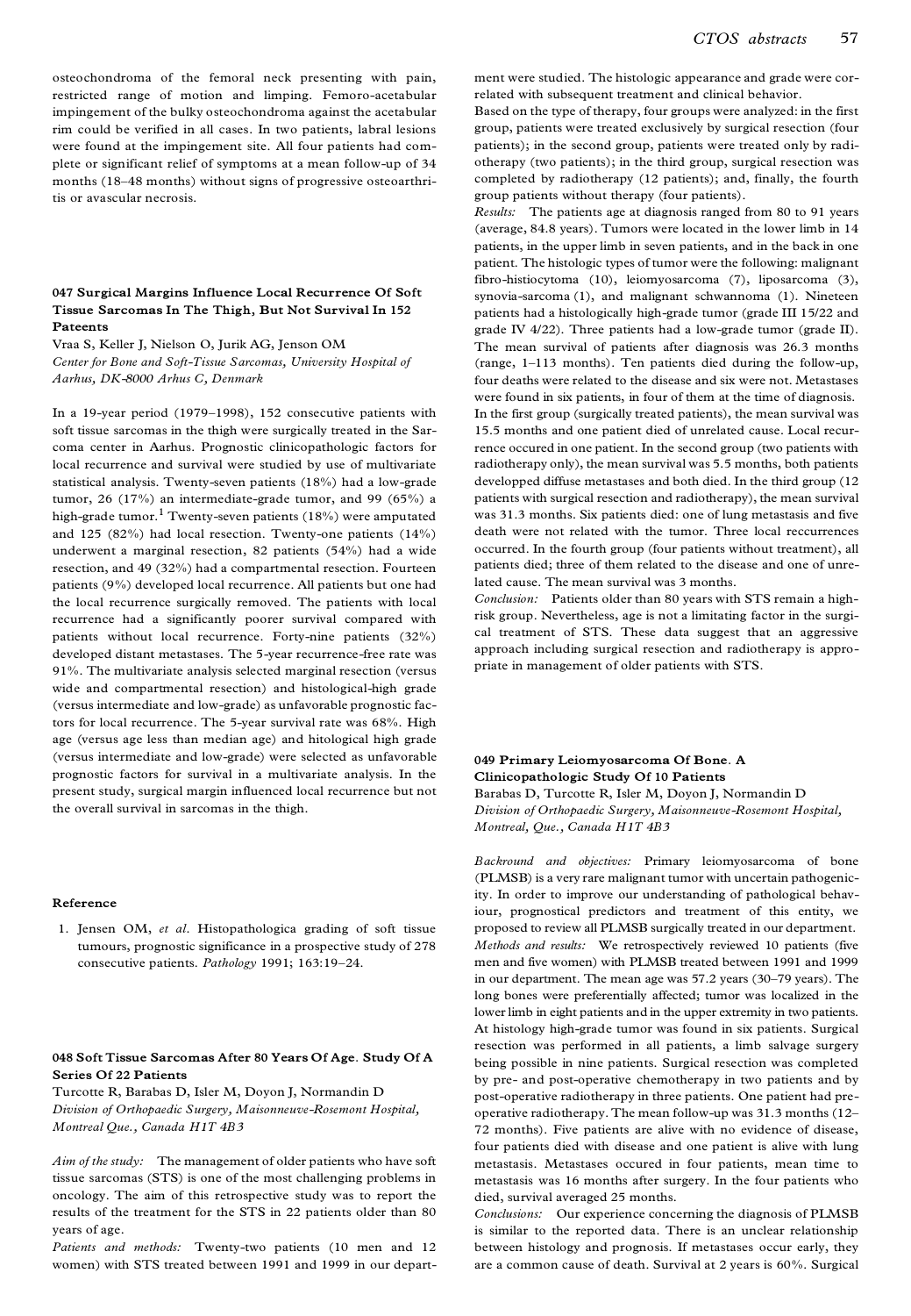osteochondroma of the femoral neck presenting with pain, restricted range of motion and limping. Femoro-acetabular impingement of the bulky osteochondroma against the acetabular rim could be verified in all cases. In two patients, labral lesions were found at the impingement site. All four patients had complete or significant relief of symptoms at a mean follow-up of 34 months (18–48 months) without signs of progressive osteoarthritis or avascular necrosis.

### 047 Surgical Margins Influence Local Recurrence Of Soft Tissue Sarcomas In The Thigh, But Not Survival In 152 Pateents

Vraa S, Keller J, Nielson O, Jurik AG, Jenson OM

*Center for Bone and Soft-Tissue Sarcomas, University Hospital of Aarhus, DK-8000 Arhus C, Denmark*

In a 19-year period (1979–1998), 152 consecutive patients with soft tissue sarcomas in the thigh were surgically treated in the Sarcoma center in Aarhus. Prognostic clinicopathologic factors for local recurrence and survival were studied by use of multivariate statistical analysis. Twenty-seven patients (18%) had a low-grade tumor, 26 (17%) an intermediate-grade tumor, and 99 (65%) a high-grade tumor.[1] Twenty-seven patients (18%) were amputated and 125 (82%) had local resection. Twenty-one patients (14%) underwent a marginal resection, 82 patients (54%) had a wide resection, and 49 (32%) had a compartmental resection. Fourteen patients (9%) developed local recurrence. All patients but one had the local recurrence surgically removed. The patients with local recurrence had a significantly poorer survival compared with patients without local recurrence. Forty-nine patients (32%) developed distant metastases. The 5-year recurrence-free rate was 91%. The multivariate analysis selected marginal resection (versus wide and compartmental resection) and histological-high grade (versus intermediate and low-grade) as unfavorable prognostic factors for local recurrence. The 5-year survival rate was 68%. High age (versus age less than median age) and hitological high grade (versus intermediate and low-grade) were selected as unfavorable prognostic factors for survival in a multivariate analysis. In the present study, surgical margin influenced local recurrence but not the overall survival in sarcomas in the thigh.

#### Reference

1. Jensen OM, *et al.* Histopathologica grading of soft tissue tumours, prognostic significance in a prospective study of 278 consecutive patients. *Pathology* 1991; 163:19–24.

### 048 Soft Tissue Sarcomas After 80 Years Of Age. Study Of A Series Of 22 Patients

Turcotte R, Barabas D, Isler M, Doyon J, Normandin D

*Division of Orthopaedic Surgery, Maisonneuve-Rosemont Hospital, Montreal Que., Canada H1T 4B3*

*Aim of the study:* The management of older patients who have soft tissue sarcomas (STS) is one of the most challenging problems in oncology. The aim of this retrospective study was to report the results of the treatment for the STS in 22 patients older than 80 years of age.

*Patients and methods:* Twenty-two patients (10 men and 12 women) with STS treated between 1991 and 1999 in our department were studied. The histologic appearance and grade were correlated with subsequent treatment and clinical behavior.

Based on the type of therapy, four groups were analyzed: in the first group, patients were treated exclusively by surgical resection (four patients); in the second group, patients were treated only by radiotherapy (two patients); in the third group, surgical resection was completed by radiotherapy (12 patients); and, finally, the fourth group patients without therapy (four patients).

*Results:* The patients age at diagnosis ranged from 80 to 91 years (average, 84.8 years). Tumors were located in the lower limb in 14 patients, in the upper limb in seven patients, and in the back in one patient. The histologic types of tumor were the following: malignant fibro-histiocytoma (10), leiomyosarcoma (7), liposarcoma (3), synovia-sarcoma (1), and malignant schwannoma (1). Nineteen patients had a histologically high-grade tumor (grade III 15/22 and grade IV 4/22). Three patients had a low-grade tumor (grade II). The mean survival of patients after diagnosis was 26.3 months (range, 1–113 months). Ten patients died during the follow-up, four deaths were related to the disease and six were not. Metastases were found in six patients, in four of them at the time of diagnosis. In the first group (surgically treated patients), the mean survival was 15.5 months and one patient died of unrelated cause. Local recurrence occured in one patient. In the second group (two patients with radiotherapy only), the mean survival was 5.5 months, both patients developped diffuse metastases and both died. In the third group (12 patients with surgical resection and radiotherapy), the mean survival was 31.3 months. Six patients died: one of lung metastasis and five death were not related with the tumor. Three local reccurrences occurred. In the fourth group (four patients without treatment), all patients died; three of them related to the disease and one of unrelated cause. The mean survival was 3 months.

*Conclusion:* Patients older than 80 years with STS remain a high-risk group. Nevertheless, age is not a limitating factor in the surgical treatment of STS. These data suggest that an aggressive approach including surgical resection and radiotherapy is appropriate in management of older patients with STS.

### 049 Primary Leiomyosarcoma Of Bone. A Clinicopathologic Study Of 10 Patients

Barabas D, Turcotte R, Isler M, Doyon J, Normandin D

*Division of Orthopaedic Surgery, Maisonneuve-Rosemont Hospital, Montreal, Que., Canada H1T 4B3*

*Backround and objectives:* Primary leiomyosarcoma of bone (PLMSB) is a very rare malignant tumor with uncertain pathogenicity. In order to improve our understanding of pathological behaviour, prognostical predictors and treatment of this entity, we proposed to review all PLMSB surgically treated in our department.

*Methods and results:* We retrospectively reviewed 10 patients (five men and five women) with PLMSB treated between 1991 and 1999 in our department. The mean age was 57.2 years (30–79 years). The long bones were preferentially affected; tumor was localized in the lower limb in eight patients and in the upper extremity in two patients. At histology high-grade tumor was found in six patients. Surgical resection was performed in all patients, a limb salvage surgery being possible in nine patients. Surgical resection was completed by pre- and post-operative chemotherapy in two patients and by post-operative radiotherapy in three patients. One patient had preoperative radiotherapy. The mean follow-up was 31.3 months (12–72 months). Five patients are alive with no evidence of disease, four patients died with disease and one patient is alive with lung metastasis. Metastases occured in four patients, mean time to metastasis was 16 months after surgery. In the four patients who died, survival averaged 25 months.

*Conclusions:* Our experience concerning the diagnosis of PLMSB is similar to the reported data. There is an unclear relationship between histology and prognosis. If metastases occur early, they are a common cause of death. Survival at 2 years is 60%. Surgical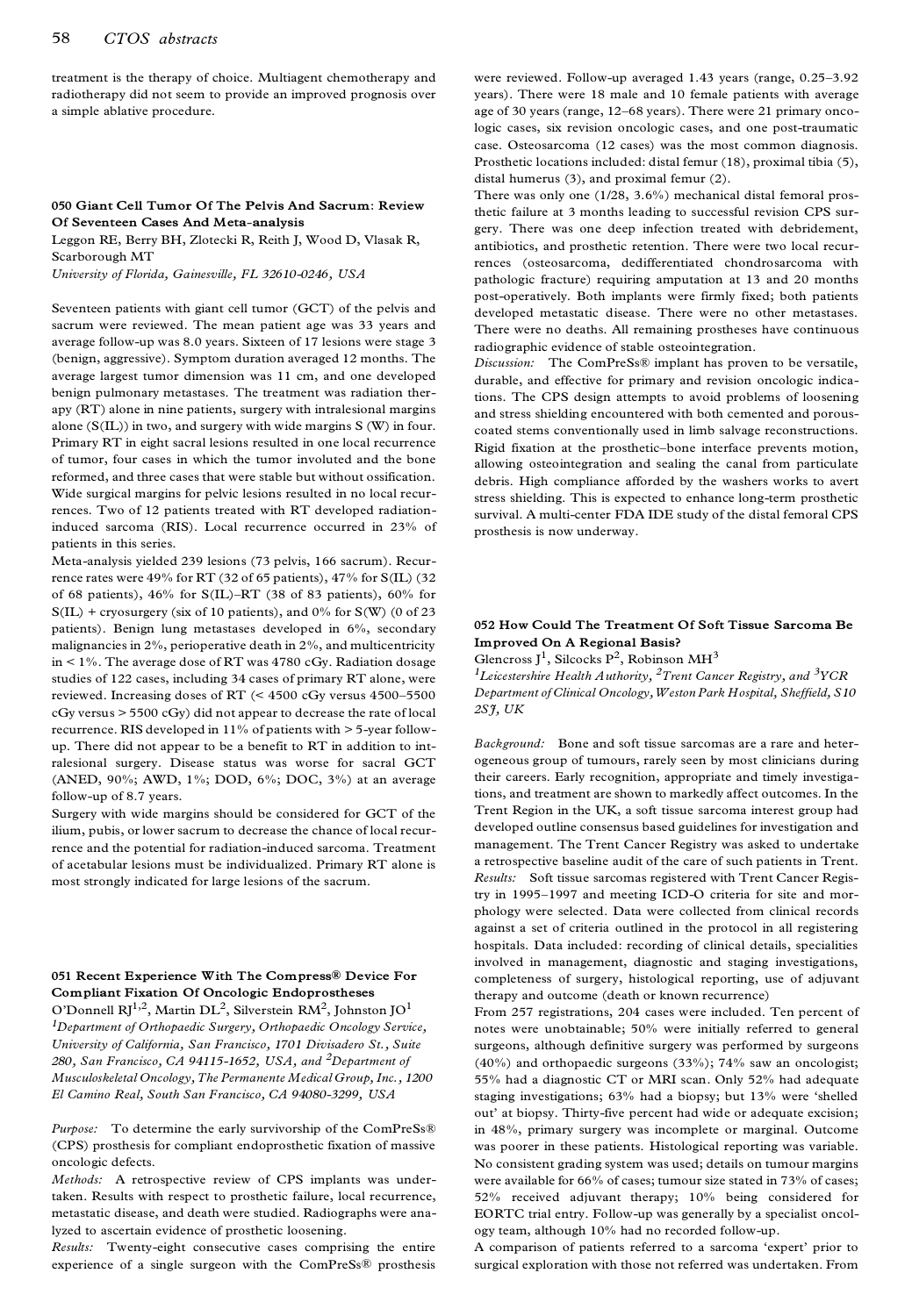treatment is the therapy of choice. Multiagent chemotherapy and radiotherapy did not seem to provide an improved prognosis over a simple ablative procedure.

### 050 Giant Cell Tumor Of The Pelvis And Sacrum: Review Of Seventeen Cases And Meta-analysis

Leggon RE, Berry BH, Zlotecki R, Reith J, Wood D, Vlasak R, Scarborough MT

*University of Florida, Gainesville, FL 32610-0246, USA*

Seventeen patients with giant cell tumor (GCT) of the pelvis and sacrum were reviewed. The mean patient age was 33 years and average follow-up was 8.0 years. Sixteen of 17 lesions were stage 3 (benign, aggressive). Symptom duration averaged 12 months. The average largest tumor dimension was 11 cm, and one developed benign pulmonary metastases. The treatment was radiation therapy (RT) alone in nine patients, surgery with intralesional margins alone (S(IL)) in two, and surgery with wide margins S (W) in four. Primary RT in eight sacral lesions resulted in one local recurrence of tumor, four cases in which the tumor involuted and the bone reformed, and three cases that were stable but without ossification. Wide surgical margins for pelvic lesions resulted in no local recurrences. Two of 12 patients treated with RT developed radiation-induced sarcoma (RIS). Local recurrence occurred in 23% of patients in this series.

Meta-analysis yielded 239 lesions (73 pelvis, 166 sacrum). Recurrence rates were 49% for RT (32 of 65 patients), 47% for S(IL) (32 of 68 patients), 46% for S(IL)–RT (38 of 83 patients), 60% for S(IL) + cryosurgery (six of 10 patients), and 0% for S(W) (0 of 23 patients). Benign lung metastases developed in 6%, secondary malignancies in 2%, perioperative death in 2%, and multicentricity in < 1%. The average dose of RT was 4780 cGy. Radiation dosage studies of 122 cases, including 34 cases of primary RT alone, were reviewed. Increasing doses of RT (< 4500 cGy versus 4500–5500 cGy versus > 5500 cGy) did not appear to decrease the rate of local recurrence. RIS developed in 11% of patients with > 5-year follow-up. There did not appear to be a benefit to RT in addition to intralesional surgery. Disease status was worse for sacral GCT (ANED, 90%; AWD, 1%; DOD, 6%; DOC, 3%) at an average follow-up of 8.7 years.

Surgery with wide margins should be considered for GCT of the ilium, pubis, or lower sacrum to decrease the chance of local recurrence and the potential for radiation-induced sarcoma. Treatment of acetabular lesions must be individualized. Primary RT alone is most strongly indicated for large lesions of the sacrum.

### 051 Recent Experience With The Compress® Device For Compliant Fixation Of Oncologic Endoprostheses

O'Donnell RJ[1,2], Martin DL[2], Silverstein RM[2], Johnston JO[1]

[1]*Department of Orthopaedic Surgery, Orthopaedic Oncology Service, University of California, San Francisco, 1701 Divisadero St., Suite 280, San Francisco, CA 94115-1652, USA, and* [2]*Department of Musculoskeletal Oncology, The Permanente Medical Group, Inc., 1200 El Camino Real, South San Francisco, CA 94080-3299, USA*

*Purpose:* To determine the early survivorship of the ComPreSs® (CPS) prosthesis for compliant endoprosthetic fixation of massive oncologic defects.

*Methods:* A retrospective review of CPS implants was undertaken. Results with respect to prosthetic failure, local recurrence, metastatic disease, and death were studied. Radiographs were analyzed to ascertain evidence of prosthetic loosening.

*Results:* Twenty-eight consecutive cases comprising the entire experience of a single surgeon with the ComPreSs® prosthesis were reviewed. Follow-up averaged 1.43 years (range, 0.25–3.92 years). There were 18 male and 10 female patients with average age of 30 years (range, 12–68 years). There were 21 primary oncologic cases, six revision oncologic cases, and one post-traumatic case. Osteosarcoma (12 cases) was the most common diagnosis. Prosthetic locations included: distal femur (18), proximal tibia (5), distal humerus (3), and proximal femur (2).

There was only one (1/28, 3.6%) mechanical distal femoral prosthetic failure at 3 months leading to successful revision CPS surgery. There was one deep infection treated with debridement, antibiotics, and prosthetic retention. There were two local recurrences (osteosarcoma, dedifferentiated chondrosarcoma with pathologic fracture) requiring amputation at 13 and 20 months post-operatively. Both implants were firmly fixed; both patients developed metastatic disease. There were no other metastases. There were no deaths. All remaining prostheses have continuous radiographic evidence of stable osteointegration.

*Discussion:* The ComPreSs® implant has proven to be versatile, durable, and effective for primary and revision oncologic indications. The CPS design attempts to avoid problems of loosening and stress shielding encountered with both cemented and porous-coated stems conventionally used in limb salvage reconstructions. Rigid fixation at the prosthetic–bone interface prevents motion, allowing osteointegration and sealing the canal from particulate debris. High compliance afforded by the washers works to avert stress shielding. This is expected to enhance long-term prosthetic survival. A multi-center FDA IDE study of the distal femoral CPS prosthesis is now underway.

### 052 How Could The Treatment Of Soft Tissue Sarcoma Be Improved On A Regional Basis?

Glencross J[1], Silcocks P[2], Robinson MH[3]

[1]*Leicestershire Health Authority,* [2]*Trent Cancer Registry, and* [3]*YCR Department of Clinical Oncology, Weston Park Hospital, Sheffield, S10 2SJ, UK*

*Background:* Bone and soft tissue sarcomas are a rare and heterogeneous group of tumours, rarely seen by most clinicians during their careers. Early recognition, appropriate and timely investigations, and treatment are shown to markedly affect outcomes. In the Trent Region in the UK, a soft tissue sarcoma interest group had developed outline consensus based guidelines for investigation and management. The Trent Cancer Registry was asked to undertake a retrospective baseline audit of the care of such patients in Trent.

*Results:* Soft tissue sarcomas registered with Trent Cancer Registry in 1995–1997 and meeting ICD-O criteria for site and morphology were selected. Data were collected from clinical records against a set of criteria outlined in the protocol in all registering hospitals. Data included: recording of clinical details, specialities involved in management, diagnostic and staging investigations, completeness of surgery, histological reporting, use of adjuvant therapy and outcome (death or known recurrence)

From 257 registrations, 204 cases were included. Ten percent of notes were unobtainable; 50% were initially referred to general surgeons, although definitive surgery was performed by surgeons (40%) and orthopaedic surgeons (33%); 74% saw an oncologist; 55% had a diagnostic CT or MRI scan. Only 52% had adequate staging investigations; 63% had a biopsy; but 13% were 'shelled out' at biopsy. Thirty-five percent had wide or adequate excision; in 48%, primary surgery was incomplete or marginal. Outcome was poorer in these patients. Histological reporting was variable. No consistent grading system was used; details on tumour margins were available for 66% of cases; tumour size stated in 73% of cases; 52% received adjuvant therapy; 10% being considered for EORTC trial entry. Follow-up was generally by a specialist oncology team, although 10% had no recorded follow-up.

A comparison of patients referred to a sarcoma 'expert' prior to surgical exploration with those not referred was undertaken. From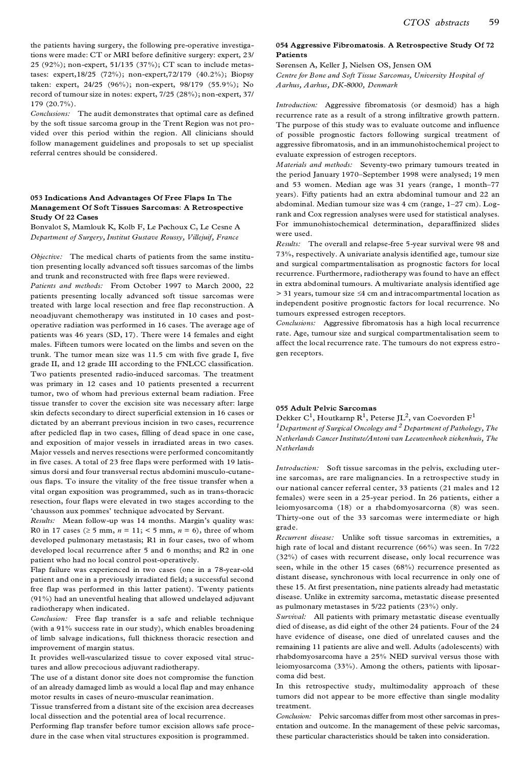the patients having surgery, the following pre-operative investigations were made: CT or MRI before definitive surgery: expert, 23/25 (92%); non-expert, 51/135 (37%); CT scan to include metastases: expert,18/25 (72%); non-expert,72/179 (40.2%); Biopsy taken: expert, 24/25 (96%); non-expert, 98/179 (55.9%); No record of tumour size in notes: expert, 7/25 (28%); non-expert, 37/179 (20.7%).

*Conclusions:* The audit demonstrates that optimal care as defined by the soft tissue sarcoma group in the Trent Region was not provided over this period within the region. All clinicians should follow management guidelines and proposals to set up specialist referral centres should be considered.

### 053 Indications And Advantages Of Free Flaps In The Management Of Soft Tissues Sarcomas: A Retrospective Study Of 22 Cases

Bonvalot S, Mamlouk K, Kolb F, Le Pøchoux C, Le Cesne A

*Department of Surgery, Institut Gustave Roussy, Villejuif, France*

*Objective:* The medical charts of patients from the same institution presenting locally advanced soft tissues sarcomas of the limbs and trunk and reconstructed with free flaps were reviewed.

*Patients and methods:* From October 1997 to March 2000, 22 patients presenting locally advanced soft tissue sarcomas were treated with large local resection and free flap reconstruction. A neoadjuvant chemotherapy was instituted in 10 cases and post-operative radiation was performed in 16 cases. The average age of patients was 46 years (SD, 17). There were 14 females and eight males. Fifteen tumors were located on the limbs and seven on the trunk. The tumor mean size was 11.5 cm with five grade I, five grade II, and 12 grade III according to the FNLCC classification. Two patients presented radio-induced sarcomas. The treatment was primary in 12 cases and 10 patients presented a recurrent tumor, two of whom had previous external beam radiation. Free tissue transfer to cover the excision site was necessary after: large skin defects secondary to direct superficial extension in 16 cases or dictated by an aberrant previous incision in two cases, recurrence after pedicled flap in two cases, filling of dead space in one case, and exposition of major vessels in irradiated areas in two cases. Major vessels and nerves resections were performed concomitantly in five cases. A total of 23 free flaps were performed with 19 latissimus dorsi and four transversal rectus abdomini musculo-cutaneous flaps. To insure the vitality of the free tissue transfer when a vital organ exposition was programmed, such as in trans-thoracic resection, four flaps were elevated in two stages according to the 'chausson aux pommes' technique advocated by Servant.

*Results:* Mean follow-up was 14 months. Margin's quality was: R0 in 17 cases (≥ 5 mm, $n = 11$; < 5 mm, $n = 6$), three of whom developed pulmonary metastasis; R1 in four cases, two of whom developed local recurrence after 5 and 6 months; and R2 in one patient who had no local control post-operatively.

Flap failure was experienced in two cases (one in a 78-year-old patient and one in a previously irradiated field; a successful second free flap was performed in this latter patient). Twenty patients (91%) had an uneventful healing that allowed undelayed adjuvant radiotherapy when indicated.

*Conclusion:* Free flap transfer is a safe and reliable technique (with a 91% success rate in our study), which enables broadening of limb salvage indications, full thickness thoracic resection and improvement of margin status.

It provides well-vascularized tissue to cover exposed vital structures and allow precocious adjuvant radiotherapy.

The use of a distant donor site does not compromise the function of an already damaged limb as would a local flap and may enhance motor results in cases of neuro-muscular reanimation.

Tissue transferred from a distant site of the excision area decreases local dissection and the potential area of local recurrence.

Performing flap transfer before tumor excision allows safe procedure in the case when vital structures exposition is programmed.

### 054 Aggressive Fibromatosis. A Retrospective Study Of 72 Patients

Sørensen A, Keller J, Nielsen OS, Jensen OM

*Centre for Bone and Soft Tissue Sarcomas, University Hospital of Aarhus, Aarhus, DK-8000, Denmark*

*Introduction:* Aggressive fibromatosis (or desmoid) has a high recurrence rate as a result of a strong infiltrative growth pattern. The purpose of this study was to evaluate outcome and influence of possible prognostic factors following surgical treatment of aggressive fibromatosis, and in an immunohistochemical project to evaluate expression of estrogen receptors.

*Materials and methods:* Seventy-two primary tumours treated in the period January 1970–September 1998 were analysed; 19 men and 53 women. Median age was 31 years (range, 1 month–77 years). Fifty patients had an extra abdominal tumour and 22 an abdominal. Median tumour size was 4 cm (range, 1–27 cm). Log-rank and Cox regression analyses were used for statistical analyses. For immunohistochemical determination, deparaffinized slides were used.

*Results:* The overall and relapse-free 5-year survival were 98 and 73%, respectively. A univariate analysis identified age, tumour size and surgical compartmentalisation as prognostic factors for local recurrence. Furthermore, radiotherapy was found to have an effect in extra abdominal tumours. A multivariate analysis identified age > 31 years, tumour size ≤4 cm and intracompartmental location as independent positive prognostic factors for local recurrence. No tumours expressed estrogen receptors.

*Conclusions:* Aggressive fibromatosis has a high local recurrence rate. Age, tumour size and surgical compartmentalisation seem to affect the local recurrence rate. The tumours do not express estrogen receptors.

### 055 Adult Pelvic Sarcomas

Dekker C[1], Houtkamp R[1], Peterse JL[2], van Coevorden F[1]

[1]*Department of Surgical Oncology and* [2] *Department of Pathology, The Netherlands Cancer Institute/Antoni van Leeuwenhoek ziekenhuis, The Netherlands*

*Introduction:* Soft tissue sarcomas in the pelvis, excluding uterine sarcomas, are rare malignancies. In a retrospective study in our national cancer referral center, 33 patients (21 males and 12 females) were seen in a 25-year period. In 26 patients, either a leiomyosarcoma (18) or a rhabdomyosarcorna (8) was seen. Thirty-one out of the 33 sarcomas were intermediate or high grade.

*Recurrent disease:* Unlike soft tissue sarcomas in extremities, a high rate of local and distant recurrence (66%) was seen. In 7/22 (32%) of cases with recurrent disease, only local recurrence was seen, while in the other 15 cases (68%) recurrence presented as distant disease, synchronous with local recurrence in only one of these 15. At first presentation, nine patients already had metastatic disease. Unlike in extremity sarcoma, metastatic disease presented as pulmonary metastases in 5/22 patients (23%) only.

*Survival:* All patients with primary metastatic disease eventually died of disease, as did eight of the other 24 patients. Four of the 24 have evidence of disease, one died of unrelated causes and the remaining 11 patients are alive and well. Adults (adolescents) with rhabdomyosarcoma have a 25% NED survival versus those with leiomyosarcoma (33%). Among the others, patients with liposarcoma did best.

In this retrospective study, multimodality approach of these tumors did not appear to be more effective than single modality treatment.

*Conclusion:* Pelvic sarcomas differ from most other sarcomas in presentation and outcome. In the management of these pelvic sarcomas, these particular characteristics should be taken into consideration.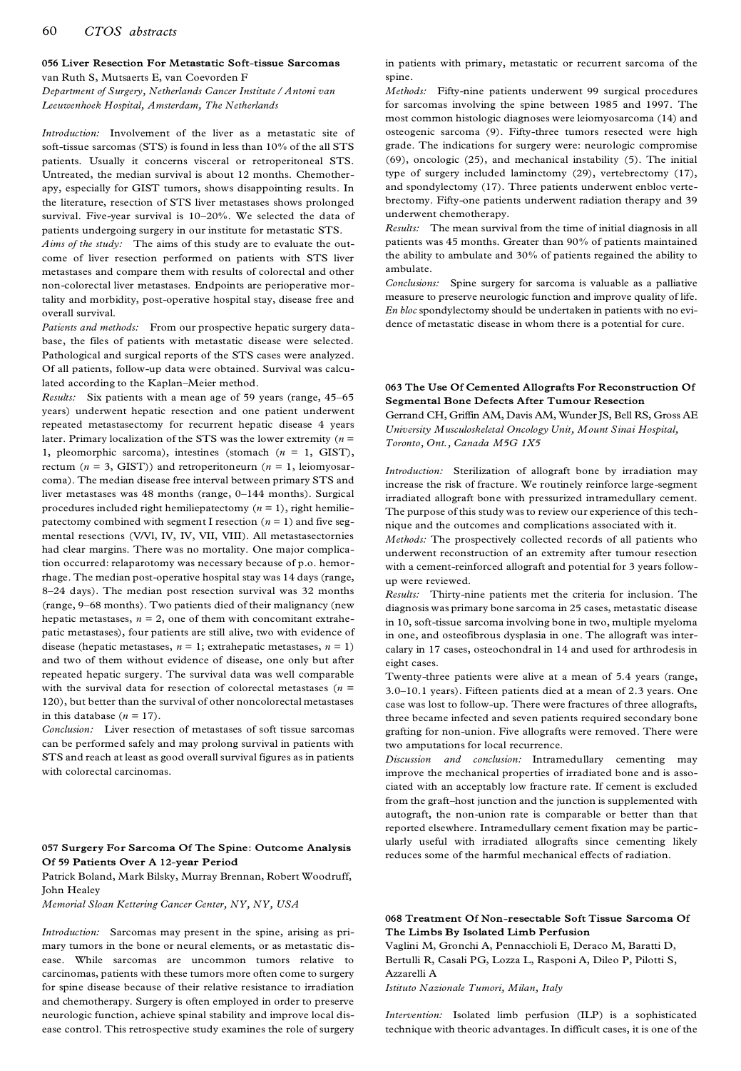### 056 Liver Resection For Metastatic Soft-tissue Sarcomas

van Ruth S, Mutsaerts E, van Coevorden F

*Department of Surgery, Netherlands Cancer Institute / Antoni van Leeuwenhoek Hospital, Amsterdam, The Netherlands*

*Introduction:* Involvement of the liver as a metastatic site of soft-tissue sarcomas (STS) is found in less than 10% of the all STS patients. Usually it concerns visceral or retroperitoneal STS. Untreated, the median survival is about 12 months. Chemotherapy, especially for GIST tumors, shows disappointing results. In the literature, resection of STS liver metastases shows prolonged survival. Five-year survival is 10–20%. We selected the data of patients undergoing surgery in our institute for metastatic STS.

*Aims of the study:* The aims of this study are to evaluate the outcome of liver resection performed on patients with STS liver metastases and compare them with results of colorectal and other non-colorectal liver metastases. Endpoints are perioperative mortality and morbidity, post-operative hospital stay, disease free and overall survival.

*Patients and methods:* From our prospective hepatic surgery database, the files of patients with metastatic disease were selected. Pathological and surgical reports of the STS cases were analyzed. Of all patients, follow-up data were obtained. Survival was calculated according to the Kaplan–Meier method.

*Results:* Six patients with a mean age of 59 years (range, 45–65 years) underwent hepatic resection and one patient underwent repeated metastasectomy for recurrent hepatic disease 4 years later. Primary localization of the STS was the lower extremity ($n$ = 1, pleomorphic sarcoma), intestines (stomach ($n$ = 1, GIST), rectum ($n$ = 3, GIST)) and retroperitoneurn ($n$ = 1, leiomyosarcoma). The median disease free interval between primary STS and liver metastases was 48 months (range, 0–144 months). Surgical procedures included right hemiliepatectomy ($n$ = 1), right hemiliepatectomy combined with segment I resection ($n$ = 1) and five segmental resections (V/Vl, IV, IV, VII, VIII). All metastasectornies had clear margins. There was no mortality. One major complication occurred: relaparotomy was necessary because of p.o. hemorrhage. The median post-operative hospital stay was 14 days (range, 8–24 days). The median post resection survival was 32 months (range, 9–68 months). Two patients died of their malignancy (new hepatic metastases, $n$ = 2, one of them with concomitant extrahepatic metastases), four patients are still alive, two with evidence of disease (hepatic metastases, $n$ = 1; extrahepatic metastases, $n$ = 1) and two of them without evidence of disease, one only but after repeated hepatic surgery. The survival data was well comparable with the survival data for resection of colorectal metastases ($n$ = 120), but better than the survival of other noncolorectal metastases in this database ($n$ = 17).

*Conclusion:* Liver resection of metastases of soft tissue sarcomas can be performed safely and may prolong survival in patients with STS and reach at least as good overall survival figures as in patients with colorectal carcinomas.

### 057 Surgery For Sarcoma Of The Spine: Outcome Analysis Of 59 Patients Over A 12-year Period

Patrick Boland, Mark Bilsky, Murray Brennan, Robert Woodruff, John Healey

*Memorial Sloan Kettering Cancer Center, NY, NY, USA*

*Introduction:* Sarcomas may present in the spine, arising as primary tumors in the bone or neural elements, or as metastatic disease. While sarcomas are uncommon tumors relative to carcinomas, patients with these tumors more often come to surgery for spine disease because of their relative resistance to irradiation and chemotherapy. Surgery is often employed in order to preserve neurologic function, achieve spinal stability and improve local disease control. This retrospective study examines the role of surgery in patients with primary, metastatic or recurrent sarcoma of the spine.

*Methods:* Fifty-nine patients underwent 99 surgical procedures for sarcomas involving the spine between 1985 and 1997. The most common histologic diagnoses were leiomyosarcoma (14) and osteogenic sarcoma (9). Fifty-three tumors resected were high grade. The indications for surgery were: neurologic compromise (69), oncologic (25), and mechanical instability (5). The initial type of surgery included laminctomy (29), vertebrectomy (17), and spondylectomy (17). Three patients underwent enbloc vertebrectomy. Fifty-one patients underwent radiation therapy and 39 underwent chemotherapy.

*Results:* The mean survival from the time of initial diagnosis in all patients was 45 months. Greater than 90% of patients maintained the ability to ambulate and 30% of patients regained the ability to ambulate.

*Conclusions:* Spine surgery for sarcoma is valuable as a palliative measure to preserve neurologic function and improve quality of life. *En bloc* spondylectomy should be undertaken in patients with no evidence of metastatic disease in whom there is a potential for cure.

### 063 The Use Of Cemented Allografts For Reconstruction Of Segmental Bone Defects After Tumour Resection

Gerrand CH, Griffin AM, Davis AM, Wunder JS, Bell RS, Gross AE

*University Musculoskeletal Oncology Unit, Mount Sinai Hospital, Toronto, Ont., Canada M5G 1X5*

*Introduction:* Sterilization of allograft bone by irradiation may increase the risk of fracture. We routinely reinforce large-segment irradiated allograft bone with pressurized intramedullary cement. The purpose of this study was to review our experience of this technique and the outcomes and complications associated with it.

*Methods:* The prospectively collected records of all patients who underwent reconstruction of an extremity after tumour resection with a cement-reinforced allograft and potential for 3 years follow-up were reviewed.

*Results:* Thirty-nine patients met the criteria for inclusion. The diagnosis was primary bone sarcoma in 25 cases, metastatic disease in 10, soft-tissue sarcoma involving bone in two, multiple myeloma in one, and osteofibrous dysplasia in one. The allograft was intercalary in 17 cases, osteochondral in 14 and used for arthrodesis in eight cases.

Twenty-three patients were alive at a mean of 5.4 years (range, 3.0–10.1 years). Fifteen patients died at a mean of 2.3 years. One case was lost to follow-up. There were fractures of three allografts, three became infected and seven patients required secondary bone grafting for non-union. Five allografts were removed. There were two amputations for local recurrence.

*Discussion and conclusion:* Intramedullary cementing may improve the mechanical properties of irradiated bone and is associated with an acceptably low fracture rate. If cement is excluded from the graft–host junction and the junction is supplemented with autograft, the non-union rate is comparable or better than that reported elsewhere. Intramedullary cement fixation may be particularly useful with irradiated allografts since cementing likely reduces some of the harmful mechanical effects of radiation.

### 068 Treatment Of Non-resectable Soft Tissue Sarcoma Of The Limbs By Isolated Limb Perfusion

Vaglini M, Gronchi A, Pennacchioli E, Deraco M, Baratti D, Bertulli R, Casali PG, Lozza L, Rasponi A, Dileo P, Pilotti S, Azzarelli A

*Istituto Nazionale Tumori, Milan, Italy*

*Intervention:* Isolated limb perfusion (ILP) is a sophisticated technique with theoric advantages. In difficult cases, it is one of the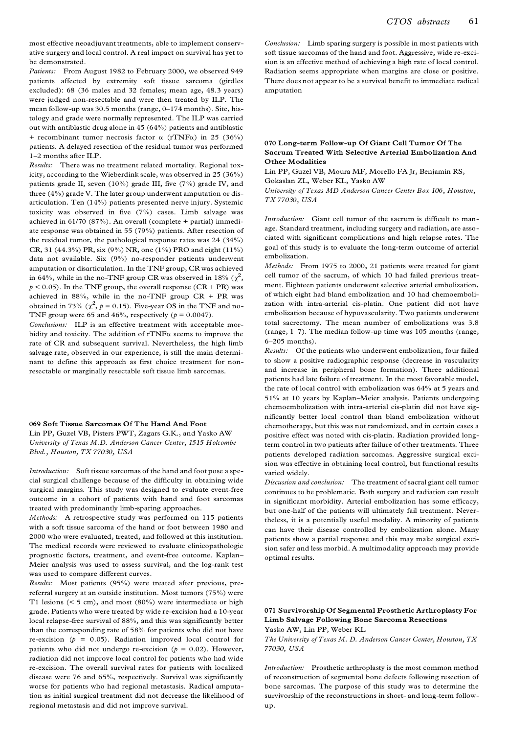most effective neoadjuvant treatments, able to implement conservative surgery and local control. A real impact on survival has yet to be demonstrated.

*Patients:* From August 1982 to February 2000, we observed 949 patients affected by extremity soft tissue sarcoma (girdles excluded): 68 (36 males and 32 females; mean age, 48.3 years) were judged non-resectable and were then treated by ILP. The mean follow-up was 30.5 months (range, 0–174 months). Site, histology and grade were normally represented. The ILP was carried out with antiblastic drug alone in 45 (64%) patients and antiblastic + recombinant tumor necrosis factor $\alpha$ (rTNF$\alpha$) in 25 (36%) patients. A delayed resection of the residual tumor was performed 1–2 months after ILP.

*Results:* There was no treatment related mortality. Regional toxicity, according to the Wieberdink scale, was observed in 25 (36%) patients grade II, seven (10%) grade III, five (7%) grade IV, and three (4%) grade V. The later group underwent amputation or disarticulation. Ten (14%) patients presented nerve injury. Systemic toxicity was observed in five (7%) cases. Limb salvage was achieved in 61/70 (87%). An overall (complete + partial) immediate response was obtained in 55 (79%) patients. After resection of the residual tumor, the pathological response rates was 24 (34%) CR, 31 (44.3%) PR, six (9%) NR, one (1%) PRO and eight (11%) data not available. Six (9%) no-responder patients underwent amputation or disarticulation. In the TNF group, CR was achieved in 64%, while in the no-TNF group CR was observed in 18% ($\chi^2$, $p < 0.05$). In the TNF group, the overall response (CR + PR) was achieved in 88%, while in the no-TNF group CR + PR was obtained in 73% ($\chi^2$, $p = 0.15$). Five-year OS in the TNF and no-TNF group were 65 and 46%, respectively ($p = 0.0047$).

*Conclusions:* ILP is an effective treatment with acceptable morbidity and toxicity. The addition of rTNF$\alpha$ seems to improve the rate of CR and subsequent survival. Nevertheless, the high limb salvage rate, observed in our experience, is still the main determinant to define this approach as first choice treatment for non-resectable or marginally resectable soft tissue limb sarcomas.

### 069 Soft Tissue Sarcomas Of The Hand And Foot

Lin PP, Guzel VB, Pisters PWT, Zagars G.K., and Yasko AW

*University of Texas M.D. Anderson Cancer Center, 1515 Holcombe Blvd., Houston, TX 77030, USA*

*Introduction:* Soft tissue sarcomas of the hand and foot pose a special surgical challenge because of the difficulty in obtaining wide surgical margins. This study was designed to evaluate event-free outcome in a cohort of patients with hand and foot sarcomas treated with predominantly limb-sparing approaches.

*Methods:* A retrospective study was performed on 115 patients with a soft tissue sarcoma of the hand or foot between 1980 and 2000 who were evaluated, treated, and followed at this institution. The medical records were reviewed to evaluate clinicopathologic prognostic factors, treatment, and event-free outcome. Kaplan–Meier analysis was used to assess survival, and the log-rank test was used to compare different curves.

*Results:* Most patients (95%) were treated after previous, pre-referral surgery at an outside institution. Most tumors (75%) were T1 lesions (< 5 cm), and most (80%) were intermediate or high grade. Patients who were treated by wide re-excision had a 10-year local relapse-free survival of 88%, and this was significantly better than the corresponding rate of 58% for patients who did not have re-excision ($p = 0.05$). Radiation improved local control for patients who did not undergo re-excision ($p = 0.02$). However, radiation did not improve local control for patients who had wide re-excision. The overall survival rates for patients with localized disease were 76 and 65%, respectively. Survival was significantly worse for patients who had regional metastasis. Radical amputation as initial surgical treatment did not decrease the likelihood of regional metastasis and did not improve survival.

*Conclusion:* Limb sparing surgery is possible in most patients with soft tissue sarcomas of the hand and foot. Aggressive, wide re-excision is an effective method of achieving a high rate of local control. Radiation seems appropriate when margins are close or positive. There does not appear to be a survival benefit to immediate radical amputation

### 070 Long-term Follow-up Of Giant Cell Tumor Of The Sacrum Treated With Selective Arterial Embolization And Other Modalities

Lin PP, Guzel VB, Moura MF, Morello FA Jr, Benjamin RS, Gokaslan ZL, Weber KL, Yasko AW

*University of Texas MD Anderson Cancer Center Box 106, Houston, TX 77030, USA*

*Introduction:* Giant cell tumor of the sacrum is difficult to manage. Standard treatment, including surgery and radiation, are associated with significant complications and high relapse rates. The goal of this study is to evaluate the long-term outcome of arterial embolization.

*Methods:* From 1975 to 2000, 21 patients were treated for giant cell tumor of the sacrum, of which 10 had failed previous treatment. Eighteen patients underwent selective arterial embolization, of which eight had bland embolization and 10 had chemoembolization with intra-arterial cis-platin. One patient did not have embolization because of hypovascularity. Two patients underwent total sacrectomy. The mean number of embolizations was 3.8 (range, 1–7). The median follow-up time was 105 months (range, 6–205 months).

*Results:* Of the patients who underwent embolization, four failed to show a positive radiographic response (decrease in vascularity and increase in peripheral bone formation). Three additional patients had late failure of treatment. In the most favorable model, the rate of local control with embolization was 64% at 5 years and 51% at 10 years by Kaplan–Meier analysis. Patients undergoing chemoembolization with intra-arterial cis-platin did not have significantly better local control than bland embolization without chemotherapy, but this was not randomized, and in certain cases a positive effect was noted with cis-platin. Radiation provided long-term control in two patients after failure of other treatments. Three patients developed radiation sarcomas. Aggressive surgical excision was effective in obtaining local control, but functional results varied widely.

*Discussion and conclusion:* The treatment of sacral giant cell tumor continues to be problematic. Both surgery and radiation can result in significant morbidity. Arterial embolization has some efficacy, but one-half of the patients will ultimately fail treatment. Nevertheless, it is a potentially useful modality. A minority of patients can have their disease controlled by embolization alone. Many patients show a partial response and this may make surgical excision safer and less morbid. A multimodality approach may provide optimal results.

### 071 Survivorship Of Segmental Prosthetic Arthroplasty For Limb Salvage Following Bone Sarcoma Resections

Yasko AW, Lin PP, Weber KL

*The University of Texas M. D. Anderson Cancer Center, Houston, TX 77030, USA*

*Introduction:* Prosthetic arthroplasty is the most common method of reconstruction of segmental bone defects following resection of bone sarcomas. The purpose of this study was to determine the survivorship of the reconstructions in short- and long-term follow-up.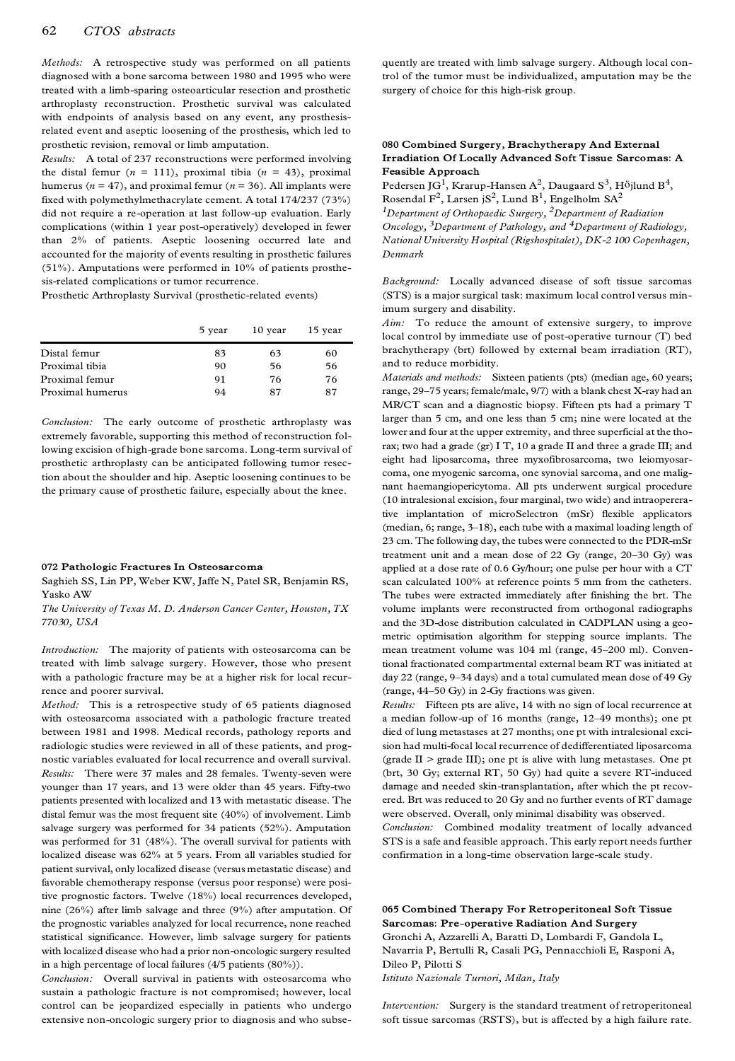*Methods:* A retrospective study was performed on all patients diagnosed with a bone sarcoma between 1980 and 1995 who were treated with a limb-sparing osteoarticular resection and prosthetic arthroplasty reconstruction. Prosthetic survival was calculated with endpoints of analysis based on any event, any prosthesis-related event and aseptic loosening of the prosthesis, which led to prosthetic revision, removal or limb amputation.

*Results:* A total of 237 reconstructions were performed involving the distal femur ($n = 111$), proximal tibia ($n = 43$), proximal humerus ($n = 47$), and proximal femur ($n = 36$). All implants were fixed with polymethylmethacrylate cement. A total 174/237 (73%) did not require a re-operation at last follow-up evaluation. Early complications (within 1 year post-operatively) developed in fewer than 2% of patients. Aseptic loosening occurred late and accounted for the majority of events resulting in prosthetic failures (51%). Amputations were performed in 10% of patients prosthesis-related complications or tumor recurrence.

Prosthetic Arthroplasty Survival (prosthetic-related events)

| | 5 year | 10 year | 15 year |
|---|---|---|---|
| Distal femur | 83 | 63 | 60 |
| Proximal tibia | 90 | 56 | 56 |
| Proximal femur | 91 | 76 | 76 |
| Proximal humerus | 94 | 87 | 87 |

*Conclusion:* The early outcome of prosthetic arthroplasty was extremely favorable, supporting this method of reconstruction following excision of high-grade bone sarcoma. Long-term survival of prosthetic arthroplasty can be anticipated following tumor resection about the shoulder and hip. Aseptic loosening continues to be the primary cause of prosthetic failure, especially about the knee.

**072 Pathologic Fractures In Osteosarcoma**

Saghieh SS, Lin PP, Weber KW, Jaffe N, Patel SR, Benjamin RS, Yasko AW

*The University of Texas M. D. Anderson Cancer Center, Houston, TX 77030, USA*

*Introduction:* The majority of patients with osteosarcoma can be treated with limb salvage surgery. However, those who present with a pathologic fracture may be at a higher risk for local recurrence and poorer survival.

*Method:* This is a retrospective study of 65 patients diagnosed with osteosarcoma associated with a pathologic fracture treated between 1981 and 1998. Medical records, pathology reports and radiologic studies were reviewed in all of these patients, and prognostic variables evaluated for local recurrence and overall survival.

*Results:* There were 37 males and 28 females. Twenty-seven were younger than 17 years, and 13 were older than 45 years. Fifty-two patients presented with localized and 13 with metastatic disease. The distal femur was the most frequent site (40%) of involvement. Limb salvage surgery was performed for 34 patients (52%). Amputation was performed for 31 (48%). The overall survival for patients with localized disease was 62% at 5 years. From all variables studied for patient survival, only localized disease (versus metastatic disease) and favorable chemotherapy response (versus poor response) were positive prognostic factors. Twelve (18%) local recurrences developed, nine (26%) after limb salvage and three (9%) after amputation. Of the prognostic variables analyzed for local recurrence, none reached statistical significance. However, limb salvage surgery for patients with localized disease who had a prior non-oncologic surgery resulted in a high percentage of local failures (4/5 patients (80%)).

*Conclusion:* Overall survival in patients with osteosarcoma who sustain a pathologic fracture is not compromised; however, local control can be jeopardized especially in patients who undergo extensive non-oncologic surgery prior to diagnosis and who subsequently are treated with limb salvage surgery. Although local control of the tumor must be individualized, amputation may be the surgery of choice for this high-risk group.

**080 Combined Surgery, Brachytherapy And External Irradiation Of Locally Advanced Soft Tissue Sarcomas: A Feasible Approach**

Pedersen JG[1], Krarup-Hansen A[2], Daugaard S[3], Höjlund B[4], Rosendal F[2], Larsen jS[2], Lund B[1], Engelholm SA[2]

[1]*Department of Orthopaedic Surgery,* [2]*Department of Radiation Oncology,* [3]*Department of Pathology, and* [4]*Department of Radiology, National University Hospital (Rigshospitalet), DK-2 100 Copenhagen, Denmark*

*Background:* Locally advanced disease of soft tissue sarcomas (STS) is a major surgical task: maximum local control versus minimum surgery and disability.

*Aim:* To reduce the amount of extensive surgery, to improve local control by immediate use of post-operative turnour (T) bed brachytherapy (brt) followed by external beam irradiation (RT), and to reduce morbidity.

*Materials and methods:* Sixteen patients (pts) (median age, 60 years; range, 29–75 years; female/male, 9/7) with a blank chest X-ray had an MR/CT scan and a diagnostic biopsy. Fifteen pts had a primary T larger than 5 cm, and one less than 5 cm; nine were located at the lower and four at the upper extremity, and three superficial at the thorax; two had a grade (gr) I T, 10 a grade II and three a grade III; and eight had liposarcoma, three myxofibrosarcoma, two leiomyosarcoma, one myogenic sarcoma, one synovial sarcoma, and one malignant haemangiopericytoma. All pts underwent surgical procedure (10 intralesional excision, four marginal, two wide) and intraoperative implantation of microSelectron (mSr) flexible applicators (median, 6; range, 3–18), each tube with a maximal loading length of 23 cm. The following day, the tubes were connected to the PDR-mSr treatment unit and a mean dose of 22 Gy (range, 20–30 Gy) was applied at a dose rate of 0.6 Gy/hour; one pulse per hour with a CT scan calculated 100% at reference points 5 mm from the catheters. The tubes were extracted immediately after finishing the brt. The volume implants were reconstructed from orthogonal radiographs and the 3D-dose distribution calculated in CADPLAN using a geometric optimisation algorithm for stepping source implants. The mean treatment volume was 104 ml (range, 45–200 ml). Conventional fractionated compartmental external beam RT was initiated at day 22 (range, 9–34 days) and a total cumulated mean dose of 49 Gy (range, 44–50 Gy) in 2-Gy fractions was given.

*Results:* Fifteen pts are alive, 14 with no sign of local recurrence at a median follow-up of 16 months (range, 12–49 months); one pt died of lung metastases at 27 months; one pt with intralesional excision had multi-focal local recurrence of dedifferentiated liposarcoma (grade II > grade III); one pt is alive with lung metastases. One pt (brt, 30 Gy; external RT, 50 Gy) had quite a severe RT-induced damage and needed skin-transplantation, after which the pt recovered. Brt was reduced to 20 Gy and no further events of RT damage were observed. Overall, only minimal disability was observed.

*Conclusion:* Combined modality treatment of locally advanced STS is a safe and feasible approach. This early report needs further confirmation in a long-time observation large-scale study.

**065 Combined Therapy For Retroperitoneal Soft Tissue Sarcomas: Pre-operative Radiation And Surgery**

Gronchi A, Azzarelli A, Baratti D, Lombardi F, Gandola L, Navarria P, Bertulli R, Casali PG, Pennacchioli E, Rasponi A, Dileo P, Pilotti S

*Istituto Nazionale Turnori, Milan, Italy*

*Intervention:* Surgery is the standard treatment of retroperitoneal soft tissue sarcomas (RSTS), but is affected by a high failure rate.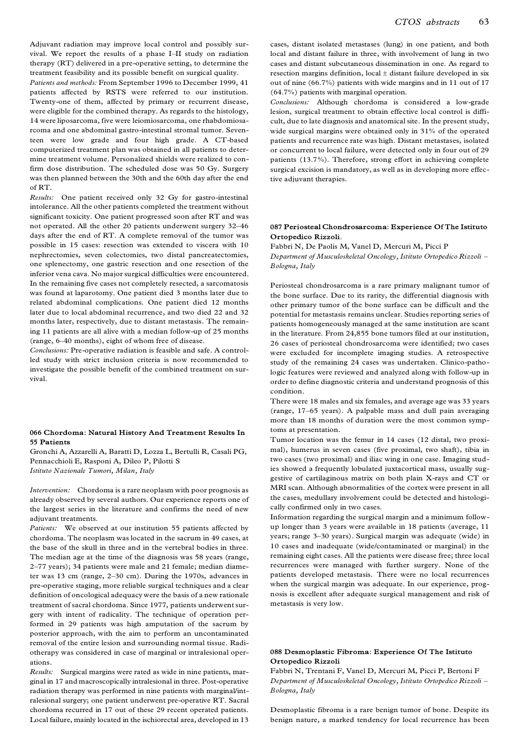Adjuvant radiation may improve local control and possibly survival. We report the results of a phase I–II study on radiation therapy (RT) delivered in a pre-operative setting, to determine the treatment feasibility and its possible benefit on surgical quality.

*Patients and methods:* From September 1996 to December 1999, 41 patients affected by RSTS were referred to our institution. Twenty-one of them, affected by primary or recurrent disease, were eligible for the combined therapy. As regards to the histology, 14 were liposarcoma, five were leiomiosarcoma, one rhabdomiosarcoma and one abdominal gastro-intestinal stromal tumor. Seventeen were low grade and four high grade. A CT-based computerized treatment plan was obtained in all patients to determine treatment volume. Personalized shields were realized to confirm dose distribution. The scheduled dose was 50 Gy. Surgery was then planned between the 30th and the 60th day after the end of RT.

*Results:* One patient received only 32 Gy for gastro-intestinal intolerance. All the other patients completed the treatment without significant toxicity. One patient progressed soon after RT and was not operated. All the other 20 patients underwent surgery 32–46 days after the end of RT. A complete removal of the tumor was possible in 15 cases: resection was extended to viscera with 10 nephrectomies, seven colectomies, two distal pancreatectomies, one splenectomy, one gastric resection and one resection of the inferior vena cava. No major surgical difficulties were encountered. In the remaining five cases not completely resected, a sarcomatosis was found at laparotomy. One patient died 3 months later due to related abdominal complications. One patient died 12 months later due to local abdominal recurrence, and two died 22 and 32 months later, respectively, due to distant metastasis. The remaining 11 patients are all alive with a median follow-up of 25 months (range, 6–40 months), eight of whom free of disease.

*Conclusions:* Pre-operative radiation is feasible and safe. A controlled study with strict inclusion criteria is now recommended to investigate the possible benefit of the combined treatment on survival.

### 066 Chordoma: Natural History And Treatment Results In 55 Patients

Gronchi A, Azzarelli A, Baratti D, Lozza L, Bertulli R, Casali PG, Pennacchioli E, Rasponi A, Dileo P, Pilotti S

*Istituto Nazionale Tumori, Milan, Italy*

*Intervention:* Chordoma is a rare neoplasm with poor prognosis as already observed by several authors. Our experience reports one of the largest series in the literature and confirms the need of new adjuvant treatments.

*Patients:* We observed at our institution 55 patients affected by chordoma. The neoplasm was located in the sacrum in 49 cases, at the base of the skull in three and in the vertebral bodies in three. The median age at the time of the diagnosis was 58 years (range, 2–77 years); 34 patients were male and 21 female; median diameter was 13 cm (range, 2–30 cm). During the 1970s, advances in pre-operative staging, more reliable surgical techniques and a clear definition of oncological adequacy were the basis of a new rationale treatment of sacral chordoma. Since 1977, patients underwent surgery with intent of radicality. The technique of operation performed in 29 patients was high amputation of the sacrum by posterior approach, with the aim to perform an uncontaminated removal of the entire lesion and surrounding normal tissue. Radiotherapy was considered in case of marginal or intralesional operations.

*Results:* Surgical margins were rated as wide in nine patients, marginal in 17 and macroscopically intralesional in three. Post-operative radiation therapy was performed in nine patients with marginal/intralesional surgery; one patient underwent pre-operative RT. Sacral chordoma recurred in 17 out of these 29 recent operated patients. Local failure, mainly located in the ischiorectal area, developed in 13 cases, distant isolated metastases (lung) in one patient, and both local and distant failure in three, with involvement of lung in two cases and distant subcutaneous dissemination in one. As regard to resection margins definition, local ± distant failure developed in six out of nine (66.7%) patients with wide margins and in 11 out of 17 (64.7%) patients with marginal operation.

*Conclusions:* Although chordoma is considered a low-grade lesion, surgical treatment to obtain effective local control is difficult, due to late diagnosis and anatomical site. In the present study, wide surgical margins were obtained only in 31% of the operated patients and recurrence rate was high. Distant metastases, isolated or concurrent to local failure, were detected only in four out of 29 patients (13.7%). Therefore, strong effort in achieving complete surgical excision is mandatory, as well as in developing more effective adjuvant therapies.

### 087 Periosteal Chondrosarcoma: Experience Of The Istituto Ortopedico Rizzoli.

Fabbri N, De Paolis M, Vanel D, Mercuri M, Picci P

*Department of Musculoskeletal Oncology, Istituto Ortopedico Rizzoli – Bologna, Italy*

Periosteal chondrosarcoma is a rare primary malignant tumor of the bone surface. Due to its rarity, the differential diagnosis with other primary tumor of the bone surface can be difficult and the potential for metastasis remains unclear. Studies reporting series of patients homogeneously managed at the same institution are scant in the literature. From 24,855 bone tumors filed at our institution, 26 cases of periosteal chondrosarcoma were identified; two cases were excluded for incomplete imaging studies. A retrospective study of the remaining 24 cases was undertaken. Clinico-pathologic features were reviewed and analyzed along with follow-up in order to define diagnostic criteria and understand prognosis of this condition.

There were 18 males and six females, and average age was 33 years (range, 17–65 years). A palpable mass and dull pain averaging more than 18 months of duration were the most common symptoms at presentation.

Tumor location was the femur in 14 cases (12 distal, two proximal), humerus in seven cases (five proximal, two shaft), tibia in two cases (two proximal) and iliac wing in one case. Imaging studies showed a frequently lobulated juxtacortical mass, usually suggestive of cartilaginous matrix on both plain X-rays and CT or MRI scan. Although abnormalities of the cortex were present in all the cases, medullary involvement could be detected and histologically confirmed only in two cases.

Information regarding the surgical margin and a minimum follow-up longer than 3 years were available in 18 patients (average, 11 years; range 3–30 years). Surgical margin was adequate (wide) in 10 cases and inadequate (wide/contaminated or marginal) in the remaining eight cases. All the patients were disease free; three local recurrences were managed with further surgery. None of the patients developed metastasis. There were no local recurrences when the surgical margin was adequate. In our experience, prognosis is excellent after adequate surgical management and risk of metastasis is very low.

### 088 Desmoplastic Fibroma: Experience Of The Istituto Ortopedico Rizzoli

Fabbri N, Trentani F, Vanel D, Mercuri M, Picci P, Bertoni F

*Department of Musculoskeletal Oncology, Istituto Ortopedico Rizzoli – Bologna, Italy*

Desmoplastic fibroma is a rare benign tumor of bone. Despite its benign nature, a marked tendency for local recurrence has been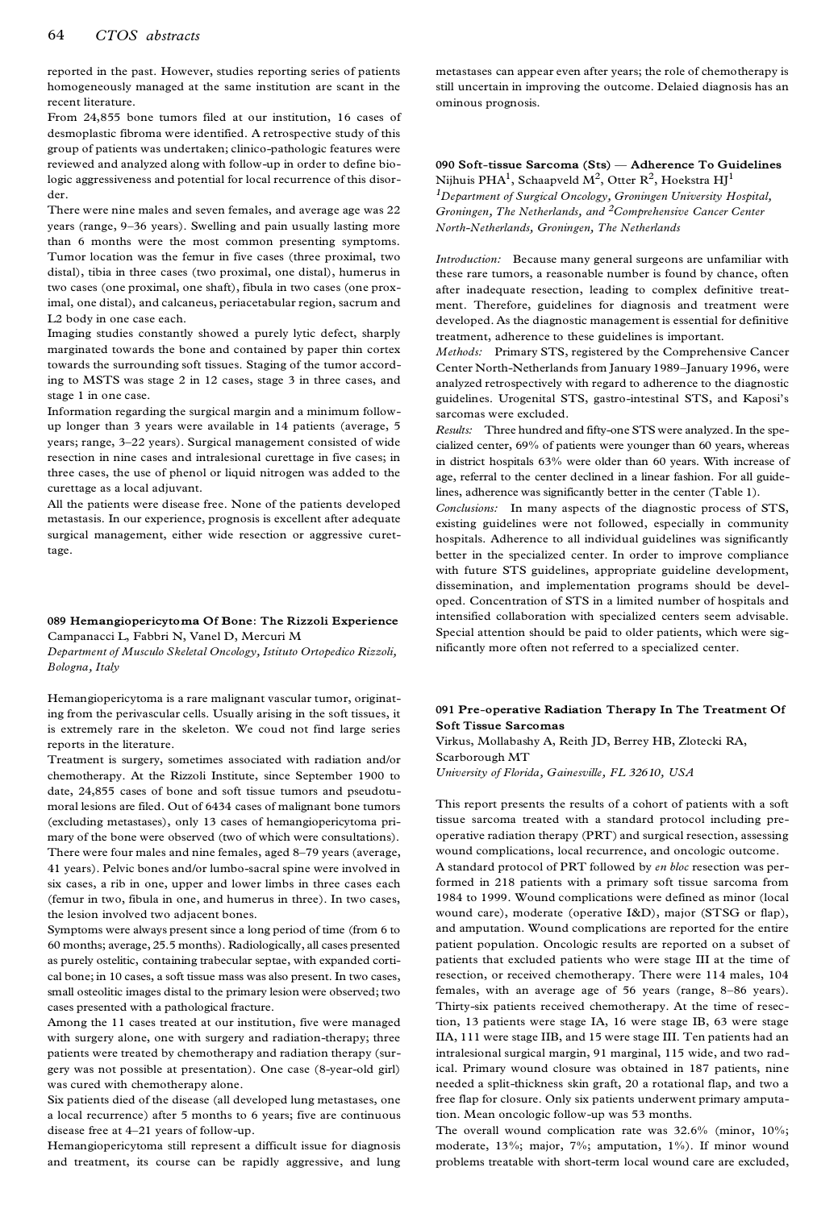reported in the past. However, studies reporting series of patients homogeneously managed at the same institution are scant in the recent literature.

From 24,855 bone tumors filed at our institution, 16 cases of desmoplastic fibroma were identified. A retrospective study of this group of patients was undertaken; clinico-pathologic features were reviewed and analyzed along with follow-up in order to define biologic aggressiveness and potential for local recurrence of this disorder.

There were nine males and seven females, and average age was 22 years (range, 9–36 years). Swelling and pain usually lasting more than 6 months were the most common presenting symptoms. Tumor location was the femur in five cases (three proximal, two distal), tibia in three cases (two proximal, one distal), humerus in two cases (one proximal, one shaft), fibula in two cases (one proximal, one distal), and calcaneus, periacetabular region, sacrum and L2 body in one case each.

Imaging studies constantly showed a purely lytic defect, sharply marginated towards the bone and contained by paper thin cortex towards the surrounding soft tissues. Staging of the tumor according to MSTS was stage 2 in 12 cases, stage 3 in three cases, and stage 1 in one case.

Information regarding the surgical margin and a minimum follow-up longer than 3 years were available in 14 patients (average, 5 years; range, 3–22 years). Surgical management consisted of wide resection in nine cases and intralesional curettage in five cases; in three cases, the use of phenol or liquid nitrogen was added to the curettage as a local adjuvant.

All the patients were disease free. None of the patients developed metastasis. In our experience, prognosis is excellent after adequate surgical management, either wide resection or aggressive curettage.

### 089 Hemangiopericytoma Of Bone: The Rizzoli Experience

Campanacci L, Fabbri N, Vanel D, Mercuri M

*Department of Musculo Skeletal Oncology, Istituto Ortopedico Rizzoli, Bologna, Italy*

Hemangiopericytoma is a rare malignant vascular tumor, originating from the perivascular cells. Usually arising in the soft tissues, it is extremely rare in the skeleton. We coud not find large series reports in the literature.

Treatment is surgery, sometimes associated with radiation and/or chemotherapy. At the Rizzoli Institute, since September 1900 to date, 24,855 cases of bone and soft tissue tumors and pseudotumoral lesions are filed. Out of 6434 cases of malignant bone tumors (excluding metastases), only 13 cases of hemangiopericytoma primary of the bone were observed (two of which were consultations). There were four males and nine females, aged 8–79 years (average, 41 years). Pelvic bones and/or lumbo-sacral spine were involved in six cases, a rib in one, upper and lower limbs in three cases each (femur in two, fibula in one, and humerus in three). In two cases, the lesion involved two adjacent bones.

Symptoms were always present since a long period of time (from 6 to 60 months; average, 25.5 months). Radiologically, all cases presented as purely ostelitic, containing trabecular septae, with expanded cortical bone; in 10 cases, a soft tissue mass was also present. In two cases, small osteolitic images distal to the primary lesion were observed; two cases presented with a pathological fracture.

Among the 11 cases treated at our institution, five were managed with surgery alone, one with surgery and radiation-therapy; three patients were treated by chemotherapy and radiation therapy (surgery was not possible at presentation). One case (8-year-old girl) was cured with chemotherapy alone.

Six patients died of the disease (all developed lung metastases, one a local recurrence) after 5 months to 6 years; five are continuous disease free at 4–21 years of follow-up.

Hemangiopericytoma still represent a difficult issue for diagnosis and treatment, its course can be rapidly aggressive, and lung metastases can appear even after years; the role of chemotherapy is still uncertain in improving the outcome. Delaied diagnosis has an ominous prognosis.

### 090 Soft-tissue Sarcoma (Sts) — Adherence To Guidelines

Nijhuis PHA[1], Schaapveld M[2], Otter R[2], Hoekstra HJ[1]

[1]*Department of Surgical Oncology, Groningen University Hospital, Groningen, The Netherlands, and* [2]*Comprehensive Cancer Center North-Netherlands, Groningen, The Netherlands*

*Introduction:* Because many general surgeons are unfamiliar with these rare tumors, a reasonable number is found by chance, often after inadequate resection, leading to complex definitive treatment. Therefore, guidelines for diagnosis and treatment were developed. As the diagnostic management is essential for definitive treatment, adherence to these guidelines is important.

*Methods:* Primary STS, registered by the Comprehensive Cancer Center North-Netherlands from January 1989–January 1996, were analyzed retrospectively with regard to adherence to the diagnostic guidelines. Urogenital STS, gastro-intestinal STS, and Kaposi's sarcomas were excluded.

*Results:* Three hundred and fifty-one STS were analyzed. In the specialized center, 69% of patients were younger than 60 years, whereas in district hospitals 63% were older than 60 years. With increase of age, referral to the center declined in a linear fashion. For all guidelines, adherence was significantly better in the center (Table 1).

*Conclusions:* In many aspects of the diagnostic process of STS, existing guidelines were not followed, especially in community hospitals. Adherence to all individual guidelines was significantly better in the specialized center. In order to improve compliance with future STS guidelines, appropriate guideline development, dissemination, and implementation programs should be developed. Concentration of STS in a limited number of hospitals and intensified collaboration with specialized centers seem advisable. Special attention should be paid to older patients, which were significantly more often not referred to a specialized center.

### 091 Pre-operative Radiation Therapy In The Treatment Of Soft Tissue Sarcoma

Virkus, Mollabashy A, Reith JD, Berrey HB, Zlotecki RA, Scarborough MT

*University of Florida, Gainesville, FL 32610, USA*

This report presents the results of a cohort of patients with a soft tissue sarcoma treated with a standard protocol including preoperative radiation therapy (PRT) and surgical resection, assessing wound complications, local recurrence, and oncologic outcome.

A standard protocol of PRT followed by *en bloc* resection was performed in 218 patients with a primary soft tissue sarcoma from 1984 to 1999. Wound complications were defined as minor (local wound care), moderate (operative I&D), major (STSG or flap), and amputation. Wound complications are reported for the entire patient population. Oncologic results are reported on a subset of patients that excluded patients who were stage III at the time of resection, or received chemotherapy. There were 114 males, 104 females, with an average age of 56 years (range, 8–86 years). Thirty-six patients received chemotherapy. At the time of resection, 13 patients were stage IA, 16 were stage IB, 63 were stage IIA, 111 were stage IIB, and 15 were stage III. Ten patients had an intralesional surgical margin, 91 marginal, 115 wide, and two radical. Primary wound closure was obtained in 187 patients, nine needed a split-thickness skin graft, 20 a rotational flap, and two a free flap for closure. Only six patients underwent primary amputation. Mean oncologic follow-up was 53 months.

The overall wound complication rate was 32.6% (minor, 10%; moderate, 13%; major, 7%; amputation, 1%). If minor wound problems treatable with short-term local wound care are excluded,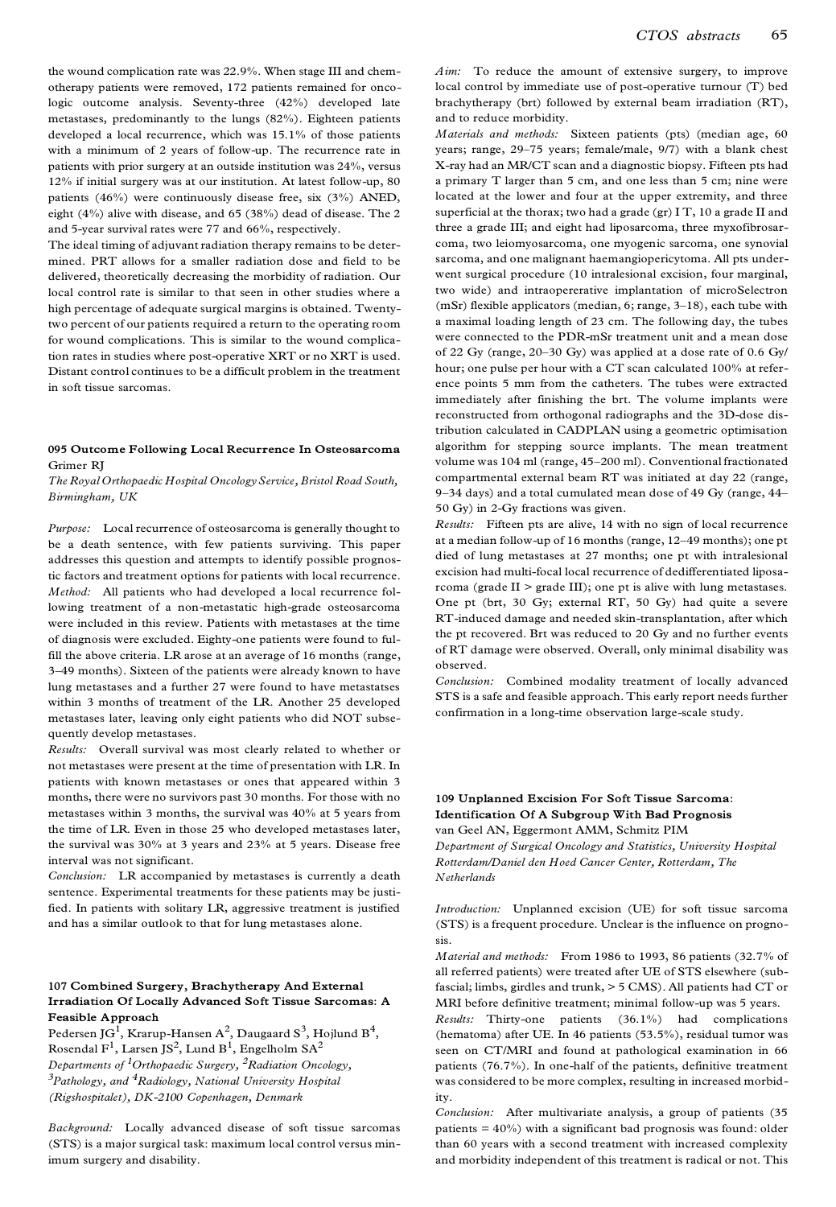the wound complication rate was 22.9%. When stage III and chemotherapy patients were removed, 172 patients remained for oncologic outcome analysis. Seventy-three (42%) developed late metastases, predominantly to the lungs (82%). Eighteen patients developed a local recurrence, which was 15.1% of those patients with a minimum of 2 years of follow-up. The recurrence rate in patients with prior surgery at an outside institution was 24%, versus 12% if initial surgery was at our institution. At latest follow-up, 80 patients (46%) were continuously disease free, six (3%) ANED, eight (4%) alive with disease, and 65 (38%) dead of disease. The 2 and 5-year survival rates were 77 and 66%, respectively.

The ideal timing of adjuvant radiation therapy remains to be determined. PRT allows for a smaller radiation dose and field to be delivered, theoretically decreasing the morbidity of radiation. Our local control rate is similar to that seen in other studies where a high percentage of adequate surgical margins is obtained. Twenty-two percent of our patients required a return to the operating room for wound complications. This is similar to the wound complication rates in studies where post-operative XRT or no XRT is used. Distant control continues to be a difficult problem in the treatment in soft tissue sarcomas.

### 095 Outcome Following Local Recurrence In Osteosarcoma

Grimer RJ

*The Royal Orthopaedic Hospital Oncology Service, Bristol Road South, Birmingham, UK*

*Purpose:* Local recurrence of osteosarcoma is generally thought to be a death sentence, with few patients surviving. This paper addresses this question and attempts to identify possible prognostic factors and treatment options for patients with local recurrence.

*Method:* All patients who had developed a local recurrence following treatment of a non-metastatic high-grade osteosarcoma were included in this review. Patients with metastases at the time of diagnosis were excluded. Eighty-one patients were found to fulfill the above criteria. LR arose at an average of 16 months (range, 3–49 months). Sixteen of the patients were already known to have lung metastases and a further 27 were found to have metastatses within 3 months of treatment of the LR. Another 25 developed metastases later, leaving only eight patients who did NOT subsequently develop metastases.

*Results:* Overall survival was most clearly related to whether or not metastases were present at the time of presentation with LR. In patients with known metastases or ones that appeared within 3 months, there were no survivors past 30 months. For those with no metastases within 3 months, the survival was 40% at 5 years from the time of LR. Even in those 25 who developed metastases later, the survival was 30% at 3 years and 23% at 5 years. Disease free interval was not significant.

*Conclusion:* LR accompanied by metastases is currently a death sentence. Experimental treatments for these patients may be justified. In patients with solitary LR, aggressive treatment is justified and has a similar outlook to that for lung metastases alone.

### 107 Combined Surgery, Brachytherapy And External Irradiation Of Locally Advanced Soft Tissue Sarcomas: A Feasible Approach

Pedersen JG[1], Krarup-Hansen A[2], Daugaard S[3], Hojlund B[4], Rosendal F[1], Larsen JS[2], Lund B[1], Engelholm SA[2]

*Departments of [1]Orthopaedic Surgery, [2]Radiation Oncology, [3]Pathology, and [4]Radiology, National University Hospital (Rigshospitalet), DK-2100 Copenhagen, Denmark*

*Background:* Locally advanced disease of soft tissue sarcomas (STS) is a major surgical task: maximum local control versus minimum surgery and disability.

*Aim:* To reduce the amount of extensive surgery, to improve local control by immediate use of post-operative tumour (T) bed brachytherapy (brt) followed by external beam irradiation (RT), and to reduce morbidity.

*Materials and methods:* Sixteen patients (pts) (median age, 60 years; range, 29–75 years; female/male, 9/7) with a blank chest X-ray had an MR/CT scan and a diagnostic biopsy. Fifteen pts had a primary T larger than 5 cm, and one less than 5 cm; nine were located at the lower and four at the upper extremity, and three superficial at the thorax; two had a grade (gr) I T, 10 a grade II and three a grade III; and eight had liposarcoma, three myxofibrosarcoma, two leiomyosarcoma, one myogenic sarcoma, one synovial sarcoma, and one malignant haemangiopericytoma. All pts underwent surgical procedure (10 intralesional excision, four marginal, two wide) and intraopererative implantation of microSelectron (mSr) flexible applicators (median, 6; range, 3–18), each tube with a maximal loading length of 23 cm. The following day, the tubes were connected to the PDR-mSr treatment unit and a mean dose of 22 Gy (range, 20–30 Gy) was applied at a dose rate of 0.6 Gy/hour; one pulse per hour with a CT scan calculated 100% at reference points 5 mm from the catheters. The tubes were extracted immediately after finishing the brt. The volume implants were reconstructed from orthogonal radiographs and the 3D-dose distribution calculated in CADPLAN using a geometric optimisation algorithm for stepping source implants. The mean treatment volume was 104 ml (range, 45–200 ml). Conventional fractionated compartmental external beam RT was initiated at day 22 (range, 9–34 days) and a total cumulated mean dose of 49 Gy (range, 44–50 Gy) in 2-Gy fractions was given.

*Results:* Fifteen pts are alive, 14 with no sign of local recurrence at a median follow-up of 16 months (range, 12–49 months); one pt died of lung metastases at 27 months; one pt with intralesional excision had multi-focal local recurrence of dedifferentiated liposarcoma (grade II > grade III); one pt is alive with lung metastases. One pt (brt, 30 Gy; external RT, 50 Gy) had quite a severe RT-induced damage and needed skin-transplantation, after which the pt recovered. Brt was reduced to 20 Gy and no further events of RT damage were observed. Overall, only minimal disability was observed.

*Conclusion:* Combined modality treatment of locally advanced STS is a safe and feasible approach. This early report needs further confirmation in a long-time observation large-scale study.

### 109 Unplanned Excision For Soft Tissue Sarcoma: Identification Of A Subgroup With Bad Prognosis

van Geel AN, Eggermont AMM, Schmitz PIM

*Department of Surgical Oncology and Statistics, University Hospital Rotterdam/Daniel den Hoed Cancer Center, Rotterdam, The Netherlands*

*Introduction:* Unplanned excision (UE) for soft tissue sarcoma (STS) is a frequent procedure. Unclear is the influence on prognosis.

*Material and methods:* From 1986 to 1993, 86 patients (32.7% of all referred patients) were treated after UE of STS elsewhere (subfascial; limbs, girdles and trunk, > 5 CMS). All patients had CT or MRI before definitive treatment; minimal follow-up was 5 years.

*Results:* Thirty-one patients (36.1%) had complications (hematoma) after UE. In 46 patients (53.5%), residual tumor was seen on CT/MRI and found at pathological examination in 66 patients (76.7%). In one-half of the patients, definitive treatment was considered to be more complex, resulting in increased morbidity.

*Conclusion:* After multivariate analysis, a group of patients (35 patients = 40%) with a significant bad prognosis was found: older than 60 years with a second treatment with increased complexity and morbidity independent of this treatment is radical or not. This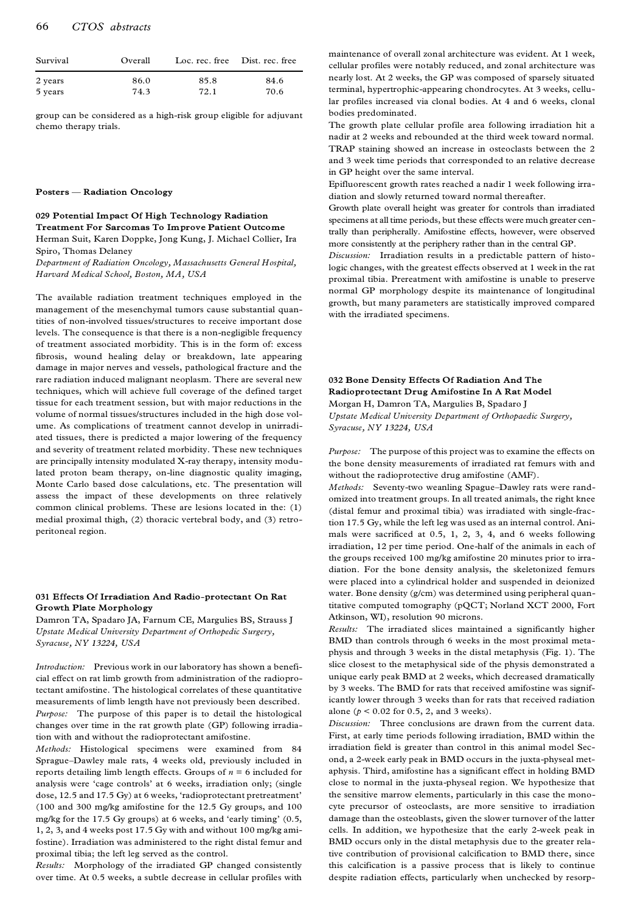| Survival | Overall | Loc. rec. free | Dist. rec. free |
|---|---|---|---|
| 2 years | 86.0 | 85.8 | 84.6 |
| 5 years | 74.3 | 72.1 | 70.6 |

group can be considered as a high-risk group eligible for adjuvant chemo therapy trials.

## Posters — Radiation Oncology

### 029 Potential Impact Of High Technology Radiation Treatment For Sarcomas To Improve Patient Outcome

Herman Suit, Karen Doppke, Jong Kung, J. Michael Collier, Ira Spiro, Thomas Delaney

*Department of Radiation Oncology, Massachusetts General Hospital, Harvard Medical School, Boston, MA, USA*

The available radiation treatment techniques employed in the management of the mesenchymal tumors cause substantial quantities of non-involved tissues/structures to receive important dose levels. The consequence is that there is a non-negligible frequency of treatment associated morbidity. This is in the form of: excess fibrosis, wound healing delay or breakdown, late appearing damage in major nerves and vessels, pathological fracture and the rare radiation induced malignant neoplasm. There are several new techniques, which will achieve full coverage of the defined target tissue for each treatment session, but with major reductions in the volume of normal tissues/structures included in the high dose volume. As complications of treatment cannot develop in unirradiated tissues, there is predicted a major lowering of the frequency and severity of treatment related morbidity. These new techniques are principally intensity modulated X-ray therapy, intensity modulated proton beam therapy, on-line diagnostic quality imaging, Monte Carlo based dose calculations, etc. The presentation will assess the impact of these developments on three relatively common clinical problems. These are lesions located in the: (1) medial proximal thigh, (2) thoracic vertebral body, and (3) retroperitoneal region.

### 031 Effects Of Irradiation And Radio-protectant On Rat Growth Plate Morphology

Damron TA, Spadaro JA, Farnum CE, Margulies BS, Strauss J

*Upstate Medical University Department of Orthopedic Surgery, Syracuse, NY 13224, USA*

*Introduction:* Previous work in our laboratory has shown a beneficial effect on rat limb growth from administration of the radioprotectant amifostine. The histological correlates of these quantitative measurements of limb length have not previously been described.

*Purpose:* The purpose of this paper is to detail the histological changes over time in the rat growth plate (GP) following irradiation with and without the radioprotectant amifostine.

*Methods:* Histological specimens were examined from 84 Sprague–Dawley male rats, 4 weeks old, previously included in reports detailing limb length effects. Groups of $n = 6$ included for analysis were 'cage controls' at 6 weeks, irradiation only; (single dose, 12.5 and 17.5 Gy) at 6 weeks, 'radioprotectant pretreatment' (100 and 300 mg/kg amifostine for the 12.5 Gy groups, and 100 mg/kg for the 17.5 Gy groups) at 6 weeks, and 'early timing' (0.5, 1, 2, 3, and 4 weeks post 17.5 Gy with and without 100 mg/kg amifostine). Irradiation was administered to the right distal femur and proximal tibia; the left leg served as the control.

*Results:* Morphology of the irradiated GP changed consistently over time. At 0.5 weeks, a subtle decrease in cellular profiles with maintenance of overall zonal architecture was evident. At 1 week, cellular profiles were notably reduced, and zonal architecture was nearly lost. At 2 weeks, the GP was composed of sparsely situated terminal, hypertrophic-appearing chondrocytes. At 3 weeks, cellular profiles increased via clonal bodies. At 4 and 6 weeks, clonal bodies predominated.

The growth plate cellular profile area following irradiation hit a nadir at 2 weeks and rebounded at the third week toward normal. TRAP staining showed an increase in osteoclasts between the 2 and 3 week time periods that corresponded to an relative decrease in GP height over the same interval.

Epifluorescent growth rates reached a nadir 1 week following irradiation and slowly returned toward normal thereafter.

Growth plate overall height was greater for controls than irradiated specimens at all time periods, but these effects were much greater centrally than peripherally. Amifostine effects, however, were observed more consistently at the periphery rather than in the central GP.

*Discussion:* Irradiation results in a predictable pattern of histologic changes, with the greatest effects observed at 1 week in the rat proximal tibia. Pretreatment with amifostine is unable to preserve normal GP morphology despite its maintenance of longitudinal growth, but many parameters are statistically improved compared with the irradiated specimens.

### 032 Bone Density Effects Of Radiation And The Radioprotectant Drug Amifostine In A Rat Model

Morgan H, Damron TA, Margulies B, Spadaro J

*Upstate Medical University Department of Orthopaedic Surgery, Syracuse, NY 13224, USA*

*Purpose:* The purpose of this project was to examine the effects on the bone density measurements of irradiated rat femurs with and without the radioprotective drug amifostine (AMF).

*Methods:* Seventy-two weanling Spague–Dawley rats were randomized into treatment groups. In all treated animals, the right knee (distal femur and proximal tibia) was irradiated with single-fraction 17.5 Gy, while the left leg was used as an internal control. Animals were sacrificed at 0.5, 1, 2, 3, 4, and 6 weeks following irradiation, 12 per time period. One-half of the animals in each of the groups received 100 mg/kg amifostine 20 minutes prior to irradiation. For the bone density analysis, the skeletonized femurs were placed into a cylindrical holder and suspended in deionized water. Bone density (g/cm) was determined using peripheral quantitative computed tomography (pQCT; Norland XCT 2000, Fort Atkinson, WI), resolution 90 microns.

*Results:* The irradiated slices maintained a significantly higher BMD than controls through 6 weeks in the most proximal metaphysis and through 3 weeks in the distal metaphysis (Fig. 1). The slice closest to the metaphyseal side of the physis demonstrated a unique early peak BMD at 2 weeks, which decreased dramatically by 3 weeks. The BMD for rats that received amifostine was significantly lower through 3 weeks than for rats that received radiation alone ($p < 0.02$ for 0.5, 2, and 3 weeks).

*Discussion:* Three conclusions are drawn from the current data. First, at early time periods following irradiation, BMD within the irradiation field is greater than control in this animal model Second, a 2-week early peak in BMD occurs in the juxta-physeal metaphysis. Third, amifostine has a significant effect in holding BMD close to normal in the juxta-physeal region. We hypothesize that the sensitive marrow elements, particularly in this case the monocyte precursor of osteoclasts, are more sensitive to irradiation damage than the osteoblasts, given the slower turnover of the latter cells. In addition, we hypothesize that the early 2-week peak in BMD occurs only in the distal metaphysis due to the greater relative contribution of provisional calcification to BMD there, since this calcification is a passive process that is likely to continue despite radiation effects, particularly when unchecked by resorp-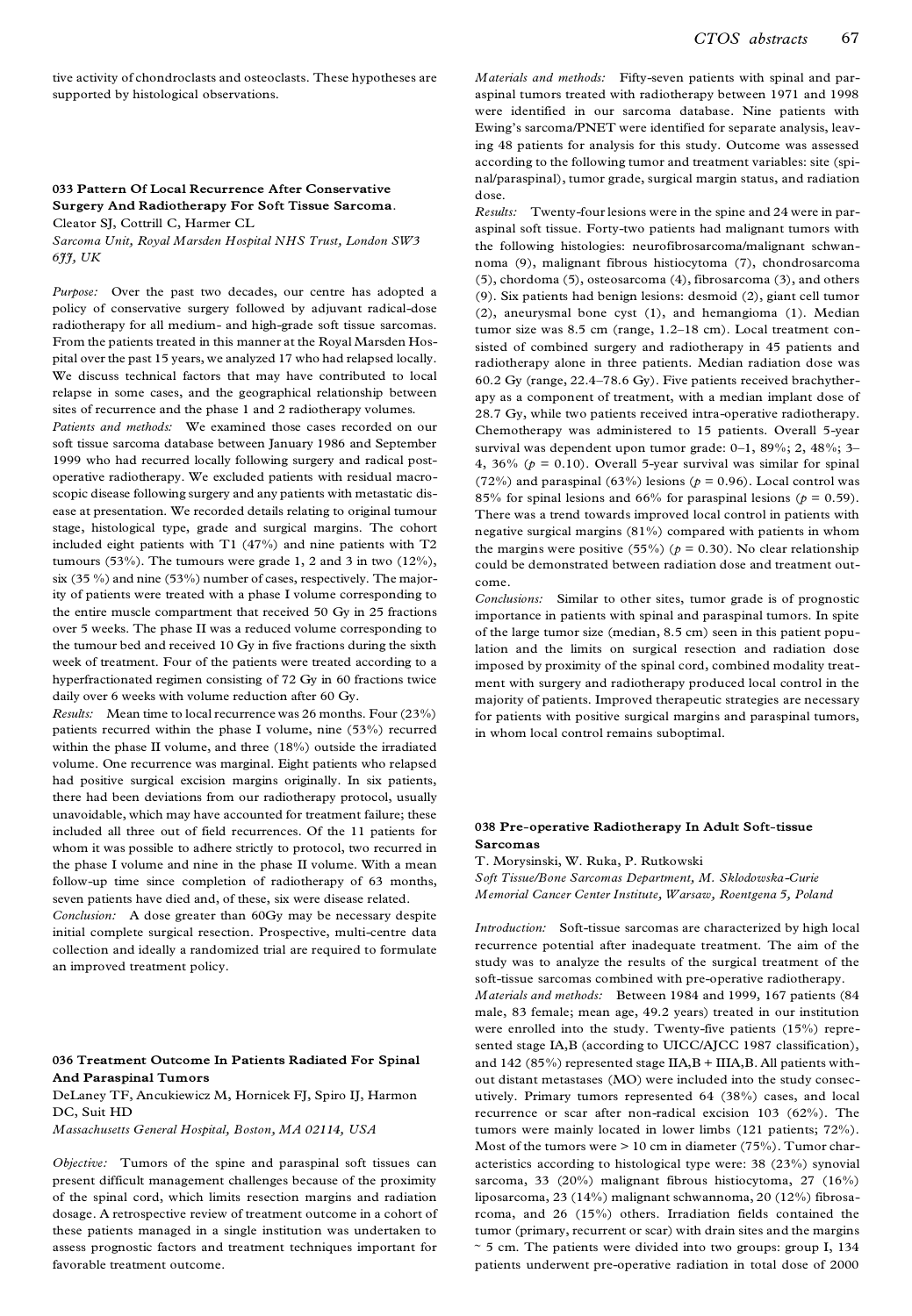tive activity of chondroclasts and osteoclasts. These hypotheses are supported by histological observations.

### 033 Pattern Of Local Recurrence After Conservative Surgery And Radiotherapy For Soft Tissue Sarcoma.

Cleator SJ, Cottrill C, Harmer CL

*Sarcoma Unit, Royal Marsden Hospital NHS Trust, London SW3 6JJ, UK*

*Purpose:* Over the past two decades, our centre has adopted a policy of conservative surgery followed by adjuvant radical-dose radiotherapy for all medium- and high-grade soft tissue sarcomas. From the patients treated in this manner at the Royal Marsden Hospital over the past 15 years, we analyzed 17 who had relapsed locally. We discuss technical factors that may have contributed to local relapse in some cases, and the geographical relationship between sites of recurrence and the phase 1 and 2 radiotherapy volumes.

*Patients and methods:* We examined those cases recorded on our soft tissue sarcoma database between January 1986 and September 1999 who had recurred locally following surgery and radical postoperative radiotherapy. We excluded patients with residual macroscopic disease following surgery and any patients with metastatic disease at presentation. We recorded details relating to original tumour stage, histological type, grade and surgical margins. The cohort included eight patients with T1 (47%) and nine patients with T2 tumours (53%). The tumours were grade 1, 2 and 3 in two (12%), six (35 %) and nine (53%) number of cases, respectively. The majority of patients were treated with a phase I volume corresponding to the entire muscle compartment that received 50 Gy in 25 fractions over 5 weeks. The phase II was a reduced volume corresponding to the tumour bed and received 10 Gy in five fractions during the sixth week of treatment. Four of the patients were treated according to a hyperfractionated regimen consisting of 72 Gy in 60 fractions twice daily over 6 weeks with volume reduction after 60 Gy.

*Results:* Mean time to local recurrence was 26 months. Four (23%) patients recurred within the phase I volume, nine (53%) recurred within the phase II volume, and three (18%) outside the irradiated volume. One recurrence was marginal. Eight patients who relapsed had positive surgical excision margins originally. In six patients, there had been deviations from our radiotherapy protocol, usually unavoidable, which may have accounted for treatment failure; these included all three out of field recurrences. Of the 11 patients for whom it was possible to adhere strictly to protocol, two recurred in the phase I volume and nine in the phase II volume. With a mean follow-up time since completion of radiotherapy of 63 months, seven patients have died and, of these, six were disease related.

*Conclusion:* A dose greater than 60Gy may be necessary despite initial complete surgical resection. Prospective, multi-centre data collection and ideally a randomized trial are required to formulate an improved treatment policy.

### 036 Treatment Outcome In Patients Radiated For Spinal And Paraspinal Tumors

DeLaney TF, Ancukiewicz M, Hornicek FJ, Spiro IJ, Harmon DC, Suit HD

*Massachusetts General Hospital, Boston, MA 02114, USA*

*Objective:* Tumors of the spine and paraspinal soft tissues can present difficult management challenges because of the proximity of the spinal cord, which limits resection margins and radiation dosage. A retrospective review of treatment outcome in a cohort of these patients managed in a single institution was undertaken to assess prognostic factors and treatment techniques important for favorable treatment outcome.

*Materials and methods:* Fifty-seven patients with spinal and paraspinal tumors treated with radiotherapy between 1971 and 1998 were identified in our sarcoma database. Nine patients with Ewing's sarcoma/PNET were identified for separate analysis, leaving 48 patients for analysis for this study. Outcome was assessed according to the following tumor and treatment variables: site (spinal/paraspinal), tumor grade, surgical margin status, and radiation dose.

*Results:* Twenty-four lesions were in the spine and 24 were in paraspinal soft tissue. Forty-two patients had malignant tumors with the following histologies: neurofibrosarcoma/malignant schwannoma (9), malignant fibrous histiocytoma (7), chondrosarcoma (5), chordoma (5), osteosarcoma (4), fibrosarcoma (3), and others (9). Six patients had benign lesions: desmoid (2), giant cell tumor (2), aneurysmal bone cyst (1), and hemangioma (1). Median tumor size was 8.5 cm (range, 1.2–18 cm). Local treatment consisted of combined surgery and radiotherapy in 45 patients and radiotherapy alone in three patients. Median radiation dose was 60.2 Gy (range, 22.4–78.6 Gy). Five patients received brachytherapy as a component of treatment, with a median implant dose of 28.7 Gy, while two patients received intra-operative radiotherapy. Chemotherapy was administered to 15 patients. Overall 5-year survival was dependent upon tumor grade: 0–1, 89%; 2, 48%; 3–4, 36% ($p = 0.10$). Overall 5-year survival was similar for spinal (72%) and paraspinal (63%) lesions ($p = 0.96$). Local control was 85% for spinal lesions and 66% for paraspinal lesions ($p = 0.59$). There was a trend towards improved local control in patients with negative surgical margins (81%) compared with patients in whom the margins were positive (55%) ($p = 0.30$). No clear relationship could be demonstrated between radiation dose and treatment outcome.

*Conclusions:* Similar to other sites, tumor grade is of prognostic importance in patients with spinal and paraspinal tumors. In spite of the large tumor size (median, 8.5 cm) seen in this patient population and the limits on surgical resection and radiation dose imposed by proximity of the spinal cord, combined modality treatment with surgery and radiotherapy produced local control in the majority of patients. Improved therapeutic strategies are necessary for patients with positive surgical margins and paraspinal tumors, in whom local control remains suboptimal.

### 038 Pre-operative Radiotherapy In Adult Soft-tissue Sarcomas

T. Morysinski, W. Ruka, P. Rutkowski

*Soft Tissue/Bone Sarcomas Department, M. Sklodowska-Curie Memorial Cancer Center Institute, Warsaw, Roentgena 5, Poland*

*Introduction:* Soft-tissue sarcomas are characterized by high local recurrence potential after inadequate treatment. The aim of the study was to analyze the results of the surgical treatment of the soft-tissue sarcomas combined with pre-operative radiotherapy.

*Materials and methods:* Between 1984 and 1999, 167 patients (84 male, 83 female; mean age, 49.2 years) treated in our institution were enrolled into the study. Twenty-five patients (15%) represented stage IA,B (according to UICC/AJCC 1987 classification), and 142 (85%) represented stage IIA,B + IIIA,B. All patients without distant metastases (MO) were included into the study consecutively. Primary tumors represented 64 (38%) cases, and local recurrence or scar after non-radical excision 103 (62%). The tumors were mainly located in lower limbs (121 patients; 72%). Most of the tumors were > 10 cm in diameter (75%). Tumor characteristics according to histological type were: 38 (23%) synovial sarcoma, 33 (20%) malignant fibrous histiocytoma, 27 (16%) liposarcoma, 23 (14%) malignant schwannoma, 20 (12%) fibrosarcoma, and 26 (15%) others. Irradiation fields contained the tumor (primary, recurrent or scar) with drain sites and the margins ~ 5 cm. The patients were divided into two groups: group I, 134 patients underwent pre-operative radiation in total dose of 2000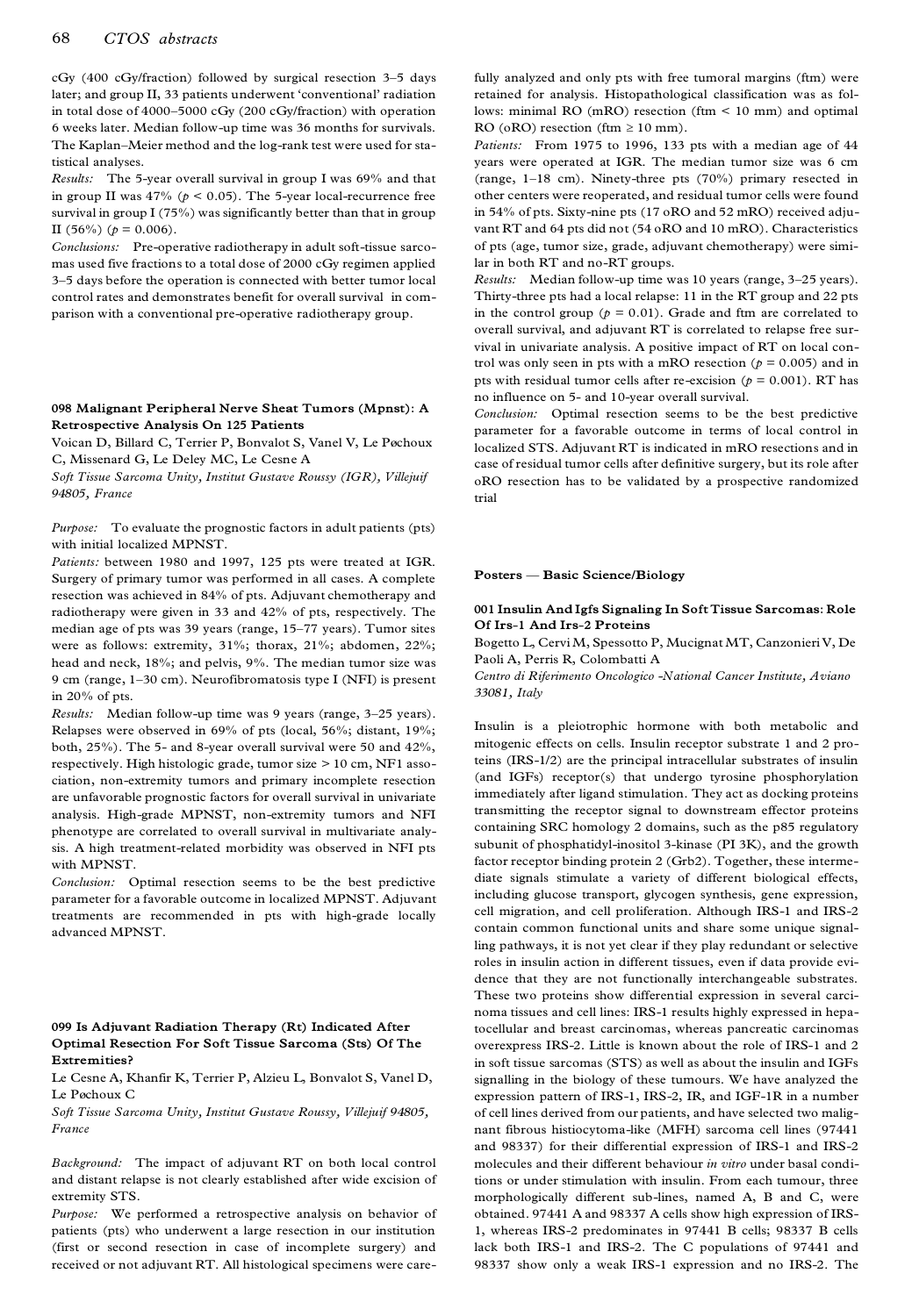cGy (400 cGy/fraction) followed by surgical resection 3–5 days later; and group II, 33 patients underwent 'conventional' radiation in total dose of 4000–5000 cGy (200 cGy/fraction) with operation 6 weeks later. Median follow-up time was 36 months for survivals. The Kaplan–Meier method and the log-rank test were used for statistical analyses.

*Results:* The 5-year overall survival in group I was 69% and that in group II was 47% ($p < 0.05$). The 5-year local-recurrence free survival in group I (75%) was significantly better than that in group II (56%) ($p = 0.006$).

*Conclusions:* Pre-operative radiotherapy in adult soft-tissue sarcomas used five fractions to a total dose of 2000 cGy regimen applied 3–5 days before the operation is connected with better tumor local control rates and demonstrates benefit for overall survival in comparison with a conventional pre-operative radiotherapy group.

### 098 Malignant Peripheral Nerve Sheat Tumors (Mpnst): A Retrospective Analysis On 125 Patients

Voican D, Billard C, Terrier P, Bonvalot S, Vanel V, Le Pøchoux C, Missenard G, Le Deley MC, Le Cesne A

*Soft Tissue Sarcoma Unity, Institut Gustave Roussy (IGR), Villejuif 94805, France*

*Purpose:* To evaluate the prognostic factors in adult patients (pts) with initial localized MPNST.

*Patients:* between 1980 and 1997, 125 pts were treated at IGR. Surgery of primary tumor was performed in all cases. A complete resection was achieved in 84% of pts. Adjuvant chemotherapy and radiotherapy were given in 33 and 42% of pts, respectively. The median age of pts was 39 years (range, 15–77 years). Tumor sites were as follows: extremity, 31%; thorax, 21%; abdomen, 22%; head and neck, 18%; and pelvis, 9%. The median tumor size was 9 cm (range, 1–30 cm). Neurofibromatosis type I (NFI) is present in 20% of pts.

*Results:* Median follow-up time was 9 years (range, 3–25 years). Relapses were observed in 69% of pts (local, 56%; distant, 19%; both, 25%). The 5- and 8-year overall survival were 50 and 42%, respectively. High histologic grade, tumor size > 10 cm, NF1 association, non-extremity tumors and primary incomplete resection are unfavorable prognostic factors for overall survival in univariate analysis. High-grade MPNST, non-extremity tumors and NFI phenotype are correlated to overall survival in multivariate analysis. A high treatment-related morbidity was observed in NFI pts with MPNST.

*Conclusion:* Optimal resection seems to be the best predictive parameter for a favorable outcome in localized MPNST. Adjuvant treatments are recommended in pts with high-grade locally advanced MPNST.

### 099 Is Adjuvant Radiation Therapy (Rt) Indicated After Optimal Resection For Soft Tissue Sarcoma (Sts) Of The Extremities?

Le Cesne A, Khanfir K, Terrier P, Alzieu L, Bonvalot S, Vanel D, Le Pøchoux C

*Soft Tissue Sarcoma Unity, Institut Gustave Roussy, Villejuif 94805, France*

*Background:* The impact of adjuvant RT on both local control and distant relapse is not clearly established after wide excision of extremity STS.

*Purpose:* We performed a retrospective analysis on behavior of patients (pts) who underwent a large resection in our institution (first or second resection in case of incomplete surgery) and received or not adjuvant RT. All histological specimens were carefully analyzed and only pts with free tumoral margins (ftm) were retained for analysis. Histopathological classification was as follows: minimal RO (mRO) resection (ftm < 10 mm) and optimal RO (oRO) resection (ftm ≥ 10 mm).

*Patients:* From 1975 to 1996, 133 pts with a median age of 44 years were operated at IGR. The median tumor size was 6 cm (range, 1–18 cm). Ninety-three pts (70%) primary resected in other centers were reoperated, and residual tumor cells were found in 54% of pts. Sixty-nine pts (17 oRO and 52 mRO) received adjuvant RT and 64 pts did not (54 oRO and 10 mRO). Characteristics of pts (age, tumor size, grade, adjuvant chemotherapy) were similar in both RT and no-RT groups.

*Results:* Median follow-up time was 10 years (range, 3–25 years). Thirty-three pts had a local relapse: 11 in the RT group and 22 pts in the control group ($p = 0.01$). Grade and ftm are correlated to overall survival, and adjuvant RT is correlated to relapse free survival in univariate analysis. A positive impact of RT on local control was only seen in pts with a mRO resection ($p = 0.005$) and in pts with residual tumor cells after re-excision ($p = 0.001$). RT has no influence on 5- and 10-year overall survival.

*Conclusion:* Optimal resection seems to be the best predictive parameter for a favorable outcome in terms of local control in localized STS. Adjuvant RT is indicated in mRO resections and in case of residual tumor cells after definitive surgery, but its role after oRO resection has to be validated by a prospective randomized trial

## Posters — Basic Science/Biology

### 001 Insulin And Igfs Signaling In Soft Tissue Sarcomas: Role Of Irs-1 And Irs-2 Proteins

Bogetto L, Cervi M, Spessotto P, Mucignat MT, Canzonieri V, De Paoli A, Perris R, Colombatti A

*Centro di Riferimento Oncologico -National Cancer Institute, Aviano 33081, Italy*

Insulin is a pleiotrophic hormone with both metabolic and mitogenic effects on cells. Insulin receptor substrate 1 and 2 proteins (IRS-1/2) are the principal intracellular substrates of insulin (and IGFs) receptor(s) that undergo tyrosine phosphorylation immediately after ligand stimulation. They act as docking proteins transmitting the receptor signal to downstream effector proteins containing SRC homology 2 domains, such as the p85 regulatory subunit of phosphatidyl-inositol 3-kinase (PI 3K), and the growth factor receptor binding protein 2 (Grb2). Together, these intermediate signals stimulate a variety of different biological effects, including glucose transport, glycogen synthesis, gene expression, cell migration, and cell proliferation. Although IRS-1 and IRS-2 contain common functional units and share some unique signalling pathways, it is not yet clear if they play redundant or selective roles in insulin action in different tissues, even if data provide evidence that they are not functionally interchangeable substrates. These two proteins show differential expression in several carcinoma tissues and cell lines: IRS-1 results highly expressed in hepatocellular and breast carcinomas, whereas pancreatic carcinomas overexpress IRS-2. Little is known about the role of IRS-1 and 2 in soft tissue sarcomas (STS) as well as about the insulin and IGFs signalling in the biology of these tumours. We have analyzed the expression pattern of IRS-1, IRS-2, IR, and IGF-1R in a number of cell lines derived from our patients, and have selected two malignant fibrous histiocytoma-like (MFH) sarcoma cell lines (97441 and 98337) for their differential expression of IRS-1 and IRS-2 molecules and their different behaviour *in vitro* under basal conditions or under stimulation with insulin. From each tumour, three morphologically different sub-lines, named A, B and C, were obtained. 97441 A and 98337 A cells show high expression of IRS-1, whereas IRS-2 predominates in 97441 B cells; 98337 B cells lack both IRS-1 and IRS-2. The C populations of 97441 and 98337 show only a weak IRS-1 expression and no IRS-2. The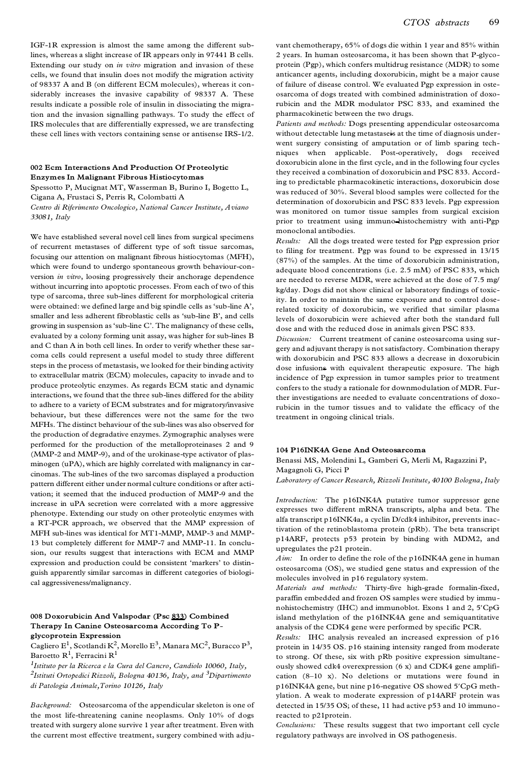IGF-1R expression is almost the same among the different sub-lines, whereas a slight increase of IR appears only in 97441 B cells. Extending our study on *in vitro* migration and invasion of these cells, we found that insulin does not modify the migration activity of 98337 A and B (on different ECM molecules), whereas it considerably increases the invasive capability of 98337 A. These results indicate a possible role of insulin in dissociating the migration and the invasion signalling pathways. To study the effect of IRS molecules that are differentially expressed, we are transfecting these cell lines with vectors containing sense or antisense IRS-1/2.

### 002 Ecm Interactions And Production Of Proteolytic Enzymes In Malignant Fibrous Histiocytomas

Spessotto P, Mucignat MT, Wasserman B, Burino I, Bogetto L, Cigana A, Frustaci S, Perris R, Colombatti A

*Centro di Riferimento Oncologico, National Cancer Institute, Aviano 33081, Italy*

We have established several novel cell lines from surgical specimens of recurrent metastases of different type of soft tissue sarcomas, focusing our attention on malignant fibrous histiocytomas (MFH), which were found to undergo spontaneous growth behaviour-conversion *in vitro*, loosing progressively their anchorage dependence without incurring into apoptotic processes. From each of two of this type of sarcoma, three sub-lines different for morphological criteria were obtained: we defined large and big spindle cells as 'sub-line A', smaller and less adherent fibroblastic cells as 'sub-line B', and cells growing in suspension as 'sub-line C'. The malignancy of these cells, evaluated by a colony forming unit assay, was higher for sub-lines B and C than A in both cell lines. In order to verify whether these sarcoma cells could represent a useful model to study three different steps in the process of metastasis, we looked for their binding activity to extracellular matrix (ECM) molecules, capacity to invade and to produce proteolytic enzymes. As regards ECM static and dynamic interactions, we found that the three sub-lines differed for the ability to adhere to a variety of ECM substrates and for migratory/invasive behaviour, but these differences were not the same for the two MFHs. The distinct behaviour of the sub-lines was also observed for the production of degradative enzymes. Zymographic analyses were performed for the production of the metalloproteinases 2 and 9 (MMP-2 and MMP-9), and of the urokinase-type activator of plasminogen (uPA), which are highly correlated with malignancy in carcinomas. The sub-lines of the two sarcomas displayed a production pattern different either under normal culture conditions or after activation; it seemed that the induced production of MMP-9 and the increase in uPA secretion were correlated with a more aggressive phenotype. Extending our study on other proteolytic enzymes with a RT-PCR approach, we observed that the MMP expression of MFH sub-lines was identical for MT1-MMP, MMP-3 and MMP-13 but completely different for MMP-7 and MMP-11. In conclusion, our results suggest that interactions with ECM and MMP expression and production could be consistent 'markers' to distinguish apparently similar sarcomas in different categories of biological aggressiveness/malignancy.

### 008 Doxorubicin And Valspodar (Psc 833) Combined Therapy In Canine Osteosarcoma According To P-glycoprotein Expression

Cagliero E[1], Scotlandi K[2], Morello E[3], Manara MC[2], Buracco P[3], Baroetto R[1], Ferracini R[1]

[1]*Istituto per la Ricerca e la Cura del Cancro, Candiolo 10060, Italy,* [2]*Istituti Ortopedici Rizzoli, Bologna 40136, Italy, and* [3]*Dipartimento di Patologia Animale,Torino 10126, Italy*

*Background:* Osteosarcoma of the appendicular skeleton is one of the most life-threatening canine neoplasms. Only 10% of dogs treated with surgery alone survive 1 year after treatment. Even with the current most effective treatment, surgery combined with adjuvant chemotherapy, 65% of dogs die within 1 year and 85% within 2 years. In human osteosarcoma, it has been shown that P-glycoprotein (Pgp), which confers multidrug resistance (MDR) to some anticancer agents, including doxorubicin, might be a major cause of failure of disease control. We evaluated Pgp expression in osteosarcoma of dogs treated with combined administration of doxorubicin and the MDR modulator PSC 833, and examined the pharmacokinetic between the two drugs.

*Patients and methods:* Dogs presenting appendicular osteosarcoma without detectable lung metastaseis at the time of diagnosis underwent surgery consisting of amputation or of limb sparing techniques when applicable. Post-operatively, dogs received doxorubicin alone in the first cycle, and in the following four cycles they received a combination of doxorubicin and PSC 833. According to predictable pharmacokinetic interactions, doxorubicin dose was reduced of 30%. Several blood samples were collected for the determination of doxorubicin and PSC 833 levels. Pgp expression was monitored on tumor tissue samples from surgical excision prior to treatment using immuno-histochemistry with anti-Pgp monoclonal antibodies.

*Results:* All the dogs treated were tested for Pgp expression prior to filing for treatment. Pgp was found to be expressed in 13/15 (87%) of the samples. At the time of doxorubicin administration, adequate blood concentrations (i.e. 2.5 mM) of PSC 833, which are needed to reverse MDR, were achieved at the dose of 7.5 mg/kg/day. Dogs did not show clinical or laboratory findings of toxicity. In order to maintain the same exposure and to control dose-related toxicity of doxorubicin, we verified that similar plasma levels of doxorubicin were achieved after both the standard full dose and with the reduced dose in animals given PSC 833.

*Discussion:* Current treatment of canine osteosarcoma using surgery and adjuvant therapy is not satisfactory. Combination therapy with doxorubicin and PSC 833 allows a decrease in doxorubicin dose infusions with equivalent therapeutic exposure. The high incidence of Pgp expression in tumor samples prior to treatment confers to the study a rationale for downmodulation of MDR. Further investigations are needed to evaluate concentrations of doxorubicin in the tumor tissues and to validate the efficacy of the treatment in ongoing clinical trials.

### 104 P16INK4A Gene And Osteosarcoma

Benassi MS, Molendini L, Gamberi G, Merli M, Ragazzini P, Magagnoli G, Picci P

*Laboratory of Cancer Research, Rizzoli Institute, 40100 Bologna, Italy*

*Introduction:* The p16INK4A putative tumor suppressor gene expresses two different mRNA transcripts, alpha and beta. The alfa transcript p16INK4a, a cyclin D/cdk4 inhibitor, prevents inactivation of the retinoblastoma protein (pRb). The beta transcript p14ARF, protects p53 protein by binding with MDM2, and upregulates the p21 protein.

*Aim:* In order to define the role of the p16INK4A gene in human osteosarcoma (OS), we studied gene status and expression of the molecules involved in p16 regulatory system.

*Materials and methods:* Thirty-five high-grade formalin-fixed, paraffin embedded and frozen OS samples were studied by immunohistochemistry (IHC) and immunoblot. Exons 1 and 2, 5′CpG island methylation of the p16INK4A gene and semiquantitative analysis of the CDK4 gene were performed by specific PCR.

*Results:* IHC analysis revealed an increased expression of p16 protein in 14/35 OS. p16 staining intensity ranged from moderate to strong. Of these, six with pRb positive expression simultaneously showed cdk4 overexpression (6 x) and CDK4 gene amplification (8–10 x). No deletions or mutations were found in p16INK4A gene, but nine p16-negative OS showed 5′CpG methylation. A weak to moderate expression of p14ARF protein was detected in 15/35 OS; of these, 11 had active p53 and 10 immunoreacted to p21protein.

*Conclusions:* These results suggest that two important cell cycle regulatory pathways are involved in OS pathogenesis.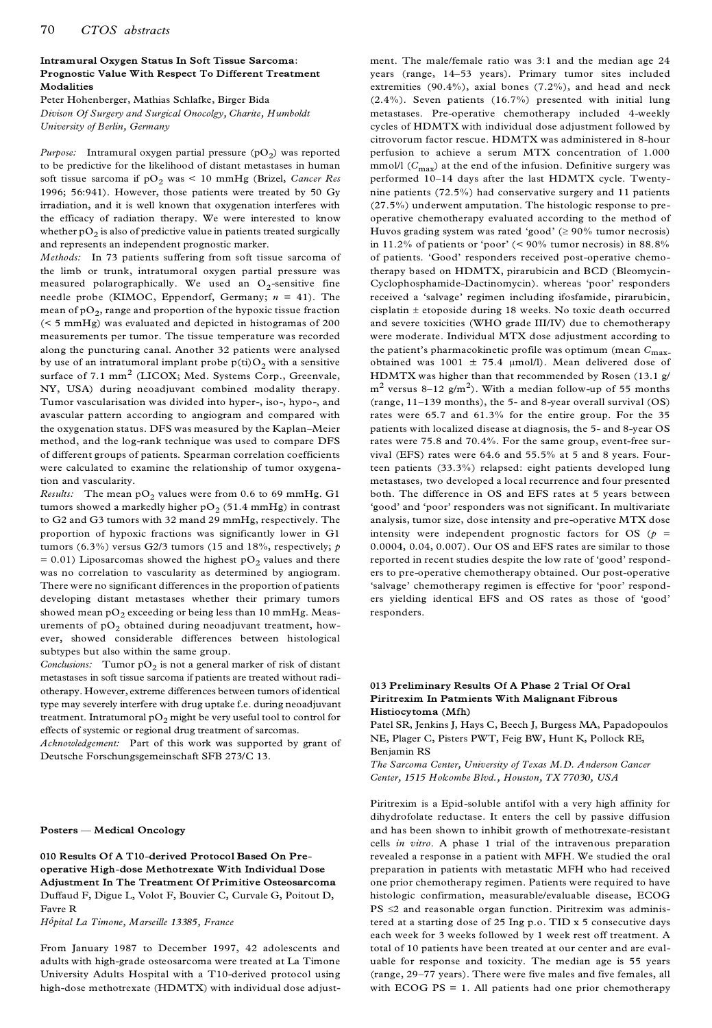### Intramural Oxygen Status In Soft Tissue Sarcoma: Prognostic Value With Respect To Different Treatment Modalities

Peter Hohenberger, Mathias Schlafke, Birger Bida

*Divison Of Surgery and Surgical Onocolgy, Charite, Humboldt University of Berlin, Germany*

*Purpose:* Intramural oxygen partial pressure ($pO_2$) was reported to be predictive for the likelihood of distant metastases in human soft tissue sarcoma if $pO_2$ was < 10 mmHg (Brizel, *Cancer Res* 1996; 56:941). However, those patients were treated by 50 Gy irradiation, and it is well known that oxygenation interferes with the efficacy of radiation therapy. We were interested to know whether $pO_2$ is also of predictive value in patients treated surgically and represents an independent prognostic marker.

*Methods:* In 73 patients suffering from soft tissue sarcoma of the limb or trunk, intratumoral oxygen partial pressure was measured polarographically. We used an $O_2$-sensitive fine needle probe (KIMOC, Eppendorf, Germany; $n = 41$). The mean of $pO_2$, range and proportion of the hypoxic tissue fraction (< 5 mmHg) was evaluated and depicted in histogramas of 200 measurements per tumor. The tissue temperature was recorded along the puncturing canal. Another 32 patients were analysed by use of an intratumoral implant probe $p(ti)O_2$ with a sensitive surface of 7.1 $mm^2$ (LICOX; Med. Systems Corp., Greenvale, NY, USA) during neoadjuvant combined modality therapy. Tumor vascularisation was divided into hyper-, iso-, hypo-, and avascular pattern according to angiogram and compared with the oxygenation status. DFS was measured by the Kaplan–Meier method, and the log-rank technique was used to compare DFS of different groups of patients. Spearman correlation coefficients were calculated to examine the relationship of tumor oxygenation and vascularity.

*Results:* The mean $pO_2$ values were from 0.6 to 69 mmHg. G1 tumors showed a markedly higher $pO_2$ (51.4 mmHg) in contrast to G2 and G3 tumors with 32 mand 29 mmHg, respectively. The proportion of hypoxic fractions was significantly lower in G1 tumors (6.3%) versus G2/3 tumors (15 and 18%, respectively; $p = 0.01$) Liposarcomas showed the highest $pO_2$ values and there was no correlation to vascularity as determined by angiogram. There were no significant differences in the proportion of patients developing distant metastases whether their primary tumors showed mean $pO_2$ exceeding or being less than 10 mmHg. Measurements of $pO_2$ obtained during neoadjuvant treatment, however, showed considerable differences between histological subtypes but also within the same group.

*Conclusions:* Tumor $pO_2$ is not a general marker of risk of distant metastases in soft tissue sarcoma if patients are treated without radiotherapy. However, extreme differences between tumors of identical type may severely interfere with drug uptake f.e. during neoadjuvant treatment. Intratumoral $pO_2$ might be very useful tool to control for effects of systemic or regional drug treatment of sarcomas.

*Acknowledgement:* Part of this work was supported by grant of Deutsche Forschungsgemeinschaft SFB 273/C 13.

## Posters — Medical Oncology

### 010 Results Of A T10-derived Protocol Based On Pre-operative High-dose Methotrexate With Individual Dose Adjustment In The Treatment Of Primitive Osteosarcoma

Duffaud F, Digue L, Volot F, Bouvier C, Curvale G, Poitout D, Favre R

*Hôpital La Timone, Marseille 13385, France*

From January 1987 to December 1997, 42 adolescents and adults with high-grade osteosarcoma were treated at La Timone University Adults Hospital with a T10-derived protocol using high-dose methotrexate (HDMTX) with individual dose adjustment. The male/female ratio was 3:1 and the median age 24 years (range, 14–53 years). Primary tumor sites included extremities (90.4%), axial bones (7.2%), and head and neck (2.4%). Seven patients (16.7%) presented with initial lung metastases. Pre-operative chemotherapy included 4-weekly cycles of HDMTX with individual dose adjustment followed by citrovorum factor rescue. HDMTX was administered in 8-hour perfusion to achieve a serum MTX concentration of 1.000 mmol/l ($C_{max}$) at the end of the infusion. Definitive surgery was performed 10–14 days after the last HDMTX cycle. Twenty-nine patients (72.5%) had conservative surgery and 11 patients (27.5%) underwent amputation. The histologic response to pre-operative chemotherapy evaluated according to the method of Huvos grading system was rated 'good' (≥ 90% tumor necrosis) in 11.2% of patients or 'poor' (< 90% tumor necrosis) in 88.8% of patients. 'Good' responders received post-operative chemotherapy based on HDMTX, pirarubicin and BCD (Bleomycin-Cyclophosphamide-Dactinomycin). whereas 'poor' responders received a 'salvage' regimen including ifosfamide, pirarubicin, cisplatin ± etoposide during 18 weeks. No toxic death occurred and severe toxicities (WHO grade III/IV) due to chemotherapy were moderate. Individual MTX dose adjustment according to the patient's pharmacokinetic profile was optimum (mean $C_{max}$-obtained was 1001 ± 75.4 μmol/l). Mean delivered dose of HDMTX was higher than that recommended by Rosen (13.1 g/$m^2$ versus 8–12 g/$m^2$). With a median follow-up of 55 months (range, 11–139 months), the 5- and 8-year overall survival (OS) rates were 65.7 and 61.3% for the entire group. For the 35 patients with localized disease at diagnosis, the 5- and 8-year OS rates were 75.8 and 70.4%. For the same group, event-free survival (EFS) rates were 64.6 and 55.5% at 5 and 8 years. Fourteen patients (33.3%) relapsed: eight patients developed lung metastases, two developed a local recurrence and four presented both. The difference in OS and EFS rates at 5 years between 'good' and 'poor' responders was not significant. In multivariate analysis, tumor size, dose intensity and pre-operative MTX dose intensity were independent prognostic factors for OS ($p$ = 0.0004, 0.04, 0.007). Our OS and EFS rates are similar to those reported in recent studies despite the low rate of 'good' responders to pre-operative chemotherapy obtained. Our post-operative 'salvage' chemotherapy regimen is effective for 'poor' responders yielding identical EFS and OS rates as those of 'good' responders.

### 013 Preliminary Results Of A Phase 2 Trial Of Oral Piritrexim In Patmients With Malignant Fibrous Histiocytoma (Mfh)

Patel SR, Jenkins J, Hays C, Beech J, Burgess MA, Papadopoulos NE, Plager C, Pisters PWT, Feig BW, Hunt K, Pollock RE, Benjamin RS

*The Sarcoma Center, University of Texas M.D. Anderson Cancer Center, 1515 Holcombe Blvd., Houston, TX 77030, USA*

Piritrexim is a Epid-soluble antifol with a very high affinity for dihydrofolate reductase. It enters the cell by passive diffusion and has been shown to inhibit growth of methotrexate-resistant cells *in vitro*. A phase 1 trial of the intravenous preparation revealed a response in a patient with MFH. We studied the oral preparation in patients with metastatic MFH who had received one prior chemotherapy regimen. Patients were required to have histologic confirmation, measurable/evaluable disease, ECOG PS ≤2 and reasonable organ function. Piritrexim was administered at a starting dose of 25 Ing p.o. TID x 5 consecutive days each week for 3 weeks followed by 1 week rest off treatment. A total of 10 patients have been treated at our center and are evaluable for response and toxicity. The median age is 55 years (range, 29–77 years). There were five males and five females, all with ECOG PS = 1. All patients had one prior chemotherapy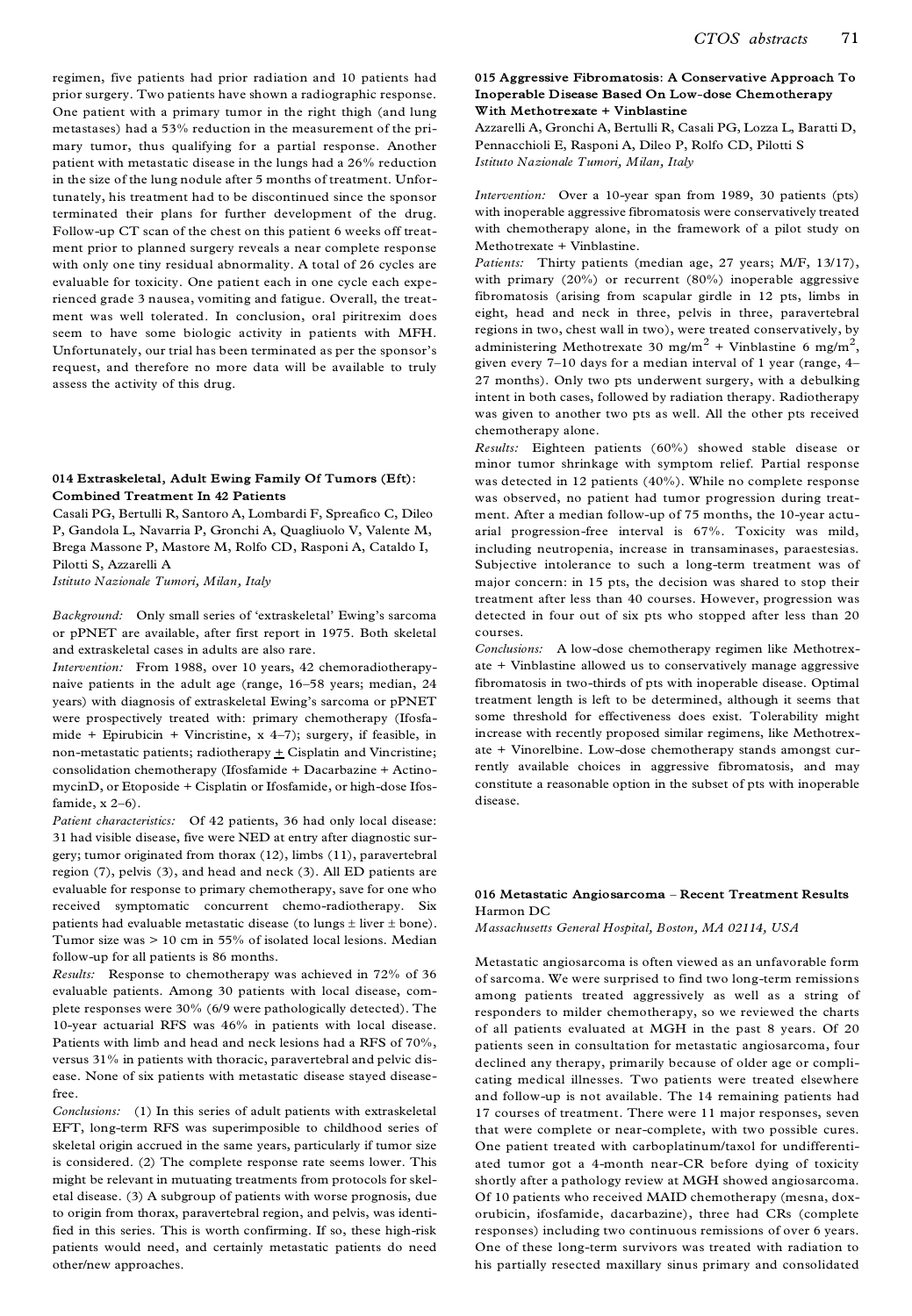regimen, five patients had prior radiation and 10 patients had prior surgery. Two patients have shown a radiographic response. One patient with a primary tumor in the right thigh (and lung metastases) had a 53% reduction in the measurement of the primary tumor, thus qualifying for a partial response. Another patient with metastatic disease in the lungs had a 26% reduction in the size of the lung nodule after 5 months of treatment. Unfortunately, his treatment had to be discontinued since the sponsor terminated their plans for further development of the drug. Follow-up CT scan of the chest on this patient 6 weeks off treatment prior to planned surgery reveals a near complete response with only one tiny residual abnormality. A total of 26 cycles are evaluable for toxicity. One patient each in one cycle each experienced grade 3 nausea, vomiting and fatigue. Overall, the treatment was well tolerated. In conclusion, oral piritrexim does seem to have some biologic activity in patients with MFH. Unfortunately, our trial has been terminated as per the sponsor's request, and therefore no more data will be available to truly assess the activity of this drug.

### 014 Extraskeletal, Adult Ewing Family Of Tumors (Eft): Combined Treatment In 42 Patients

Casali PG, Bertulli R, Santoro A, Lombardi F, Spreafico C, Dileo P, Gandola L, Navarria P, Gronchi A, Quagliuolo V, Valente M, Brega Massone P, Mastore M, Rolfo CD, Rasponi A, Cataldo I, Pilotti S, Azzarelli A

*Istituto Nazionale Tumori, Milan, Italy*

*Background:* Only small series of 'extraskeletal' Ewing's sarcoma or pPNET are available, after first report in 1975. Both skeletal and extraskeletal cases in adults are also rare.

*Intervention:* From 1988, over 10 years, 42 chemoradiotherapy-naive patients in the adult age (range, 16–58 years; median, 24 years) with diagnosis of extraskeletal Ewing's sarcoma or pPNET were prospectively treated with: primary chemotherapy (Ifosfamide + Epirubicin + Vincristine, x 4–7); surgery, if feasible, in non-metastatic patients; radiotherapy $\pm$ Cisplatin and Vincristine; consolidation chemotherapy (Ifosfamide + Dacarbazine + ActinomycinD, or Etoposide + Cisplatin or Ifosfamide, or high-dose Ifosfamide, x 2–6).

*Patient characteristics:* Of 42 patients, 36 had only local disease: 31 had visible disease, five were NED at entry after diagnostic surgery; tumor originated from thorax (12), limbs (11), paravertebral region (7), pelvis (3), and head and neck (3). All ED patients are evaluable for response to primary chemotherapy, save for one who received symptomatic concurrent chemo-radiotherapy. Six patients had evaluable metastatic disease (to lungs ± liver ± bone). Tumor size was > 10 cm in 55% of isolated local lesions. Median follow-up for all patients is 86 months.

*Results:* Response to chemotherapy was achieved in 72% of 36 evaluable patients. Among 30 patients with local disease, complete responses were 30% (6/9 were pathologically detected). The 10-year actuarial RFS was 46% in patients with local disease. Patients with limb and head and neck lesions had a RFS of 70%, versus 31% in patients with thoracic, paravertebral and pelvic disease. None of six patients with metastatic disease stayed disease-free.

*Conclusions:* (1) In this series of adult patients with extraskeletal EFT, long-term RFS was superimposible to childhood series of skeletal origin accrued in the same years, particularly if tumor size is considered. (2) The complete response rate seems lower. This might be relevant in mutuating treatments from protocols for skeletal disease. (3) A subgroup of patients with worse prognosis, due to origin from thorax, paravertebral region, and pelvis, was identified in this series. This is worth confirming. If so, these high-risk patients would need, and certainly metastatic patients do need other/new approaches.

### 015 Aggressive Fibromatosis: A Conservative Approach To Inoperable Disease Based On Low-dose Chemotherapy With Methotrexate + Vinblastine

Azzarelli A, Gronchi A, Bertulli R, Casali PG, Lozza L, Baratti D, Pennacchioli E, Rasponi A, Dileo P, Rolfo CD, Pilotti S

*Istituto Nazionale Tumori, Milan, Italy*

*Intervention:* Over a 10-year span from 1989, 30 patients (pts) with inoperable aggressive fibromatosis were conservatively treated with chemotherapy alone, in the framework of a pilot study on Methotrexate + Vinblastine.

*Patients:* Thirty patients (median age, 27 years; M/F, 13/17), with primary (20%) or recurrent (80%) inoperable aggressive fibromatosis (arising from scapular girdle in 12 pts, limbs in eight, head and neck in three, pelvis in three, paravertebral regions in two, chest wall in two), were treated conservatively, by administering Methotrexate 30 mg/m$^2$ + Vinblastine 6 mg/m$^2$, given every 7–10 days for a median interval of 1 year (range, 4–27 months). Only two pts underwent surgery, with a debulking intent in both cases, followed by radiation therapy. Radiotherapy was given to another two pts as well. All the other pts received chemotherapy alone.

*Results:* Eighteen patients (60%) showed stable disease or minor tumor shrinkage with symptom relief. Partial response was detected in 12 patients (40%). While no complete response was observed, no patient had tumor progression during treatment. After a median follow-up of 75 months, the 10-year actuarial progression-free interval is 67%. Toxicity was mild, including neutropenia, increase in transaminases, paraesthesias. Subjective intolerance to such a long-term treatment was of major concern: in 15 pts, the decision was shared to stop their treatment after less than 40 courses. However, progression was detected in four out of six pts who stopped after less than 20 courses.

*Conclusions:* A low-dose chemotherapy regimen like Methotrexate + Vinblastine allowed us to conservatively manage aggressive fibromatosis in two-thirds of pts with inoperable disease. Optimal treatment length is left to be determined, although it seems that some threshold for effectiveness does exist. Tolerability might increase with recently proposed similar regimens, like Methotrexate + Vinorelbine. Low-dose chemotherapy stands amongst currently available choices in aggressive fibromatosis, and may constitute a reasonable option in the subset of pts with inoperable disease.

### 016 Metastatic Angiosarcoma – Recent Treatment Results

Harmon DC

*Massachusetts General Hospital, Boston, MA 02114, USA*

Metastatic angiosarcoma is often viewed as an unfavorable form of sarcoma. We were surprised to find two long-term remissions among patients treated aggressively as well as a string of responders to milder chemotherapy, so we reviewed the charts of all patients evaluated at MGH in the past 8 years. Of 20 patients seen in consultation for metastatic angiosarcoma, four declined any therapy, primarily because of older age or complicating medical illnesses. Two patients were treated elsewhere and follow-up is not available. The 14 remaining patients had 17 courses of treatment. There were 11 major responses, seven that were complete or near-complete, with two possible cures. One patient treated with carboplatinum/taxol for undifferentiated tumor got a 4-month near-CR before dying of toxicity shortly after a pathology review at MGH showed angiosarcoma. Of 10 patients who received MAID chemotherapy (mesna, doxorubicin, ifosfamide, dacarbazine), three had CRs (complete responses) including two continuous remissions of over 6 years. One of these long-term survivors was treated with radiation to his partially resected maxillary sinus primary and consolidated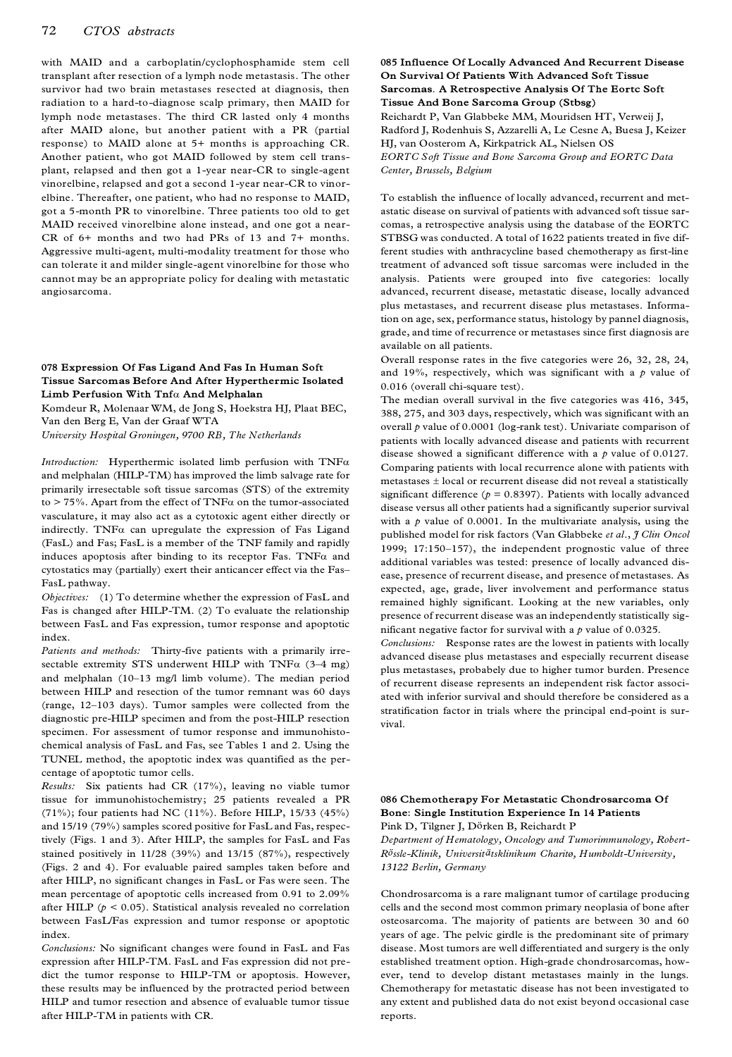with MAID and a carboplatin/cyclophosphamide stem cell transplant after resection of a lymph node metastasis. The other survivor had two brain metastases resected at diagnosis, then radiation to a hard-to-diagnose scalp primary, then MAID for lymph node metastases. The third CR lasted only 4 months after MAID alone, but another patient with a PR (partial response) to MAID alone at 5+ months is approaching CR. Another patient, who got MAID followed by stem cell transplant, relapsed and then got a 1-year near-CR to single-agent vinorelbine, relapsed and got a second 1-year near-CR to vinorelbine. Thereafter, one patient, who had no response to MAID, got a 5-month PR to vinorelbine. Three patients too old to get MAID received vinorelbine alone instead, and one got a near-CR of 6+ months and two had PRs of 13 and 7+ months. Aggressive multi-agent, multi-modality treatment for those who can tolerate it and milder single-agent vinorelbine for those who cannot may be an appropriate policy for dealing with metastatic angiosarcoma.

### 078 Expression Of Fas Ligand And Fas In Human Soft Tissue Sarcomas Before And After Hyperthermic Isolated Limb Perfusion With Tnfα And Melphalan

Komdeur R, Molenaar WM, de Jong S, Hoekstra HJ, Plaat BEC, Van den Berg E, Van der Graaf WTA

*University Hospital Groningen, 9700 RB, The Netherlands*

*Introduction:* Hyperthermic isolated limb perfusion with TNFα and melphalan (HILP-TM) has improved the limb salvage rate for primarily irresectable soft tissue sarcomas (STS) of the extremity to > 75%. Apart from the effect of TNFα on the tumor-associated vasculature, it may also act as a cytotoxic agent either directly or indirectly. TNFα can upregulate the expression of Fas Ligand (FasL) and Fas; FasL is a member of the TNF family and rapidly induces apoptosis after binding to its receptor Fas. TNFα and cytostatics may (partially) exert their anticancer effect via the Fas–FasL pathway.

*Objectives:* (1) To determine whether the expression of FasL and Fas is changed after HILP-TM. (2) To evaluate the relationship between FasL and Fas expression, tumor response and apoptotic index.

*Patients and methods:* Thirty-five patients with a primarily irresectable extremity STS underwent HILP with TNFα (3–4 mg) and melphalan (10–13 mg/l limb volume). The median period between HILP and resection of the tumor remnant was 60 days (range, 12–103 days). Tumor samples were collected from the diagnostic pre-HILP specimen and from the post-HILP resection specimen. For assessment of tumor response and immunohistochemical analysis of FasL and Fas, see Tables 1 and 2. Using the TUNEL method, the apoptotic index was quantified as the percentage of apoptotic tumor cells.

*Results:* Six patients had CR (17%), leaving no viable tumor tissue for immunohistochemistry; 25 patients revealed a PR (71%); four patients had NC (11%). Before HILP, 15/33 (45%) and 15/19 (79%) samples scored positive for FasL and Fas, respectively (Figs. 1 and 3). After HILP, the samples for FasL and Fas stained positively in 11/28 (39%) and 13/15 (87%), respectively (Figs. 2 and 4). For evaluable paired samples taken before and after HILP, no significant changes in FasL or Fas were seen. The mean percentage of apoptotic cells increased from 0.91 to 2.09% after HILP ($p < 0.05$). Statistical analysis revealed no correlation between FasL/Fas expression and tumor response or apoptotic index.

*Conclusions:* No significant changes were found in FasL and Fas expression after HILP-TM. FasL and Fas expression did not predict the tumor response to HILP-TM or apoptosis. However, these results may be influenced by the protracted period between HILP and tumor resection and absence of evaluable tumor tissue after HILP-TM in patients with CR.

### 085 Influence Of Locally Advanced And Recurrent Disease On Survival Of Patients With Advanced Soft Tissue Sarcomas. A Retrospective Analysis Of The Eortc Soft Tissue And Bone Sarcoma Group (Stbsg)

Reichardt P, Van Glabbeke MM, Mouridsen HT, Verweij J, Radford J, Rodenhuis S, Azzarelli A, Le Cesne A, Buesa J, Keizer HJ, van Oosterom A, Kirkpatrick AL, Nielsen OS

*EORTC Soft Tissue and Bone Sarcoma Group and EORTC Data Center, Brussels, Belgium*

To establish the influence of locally advanced, recurrent and metastatic disease on survival of patients with advanced soft tissue sarcomas, a retrospective analysis using the database of the EORTC STBSG was conducted. A total of 1622 patients treated in five different studies with anthracycline based chemotherapy as first-line treatment of advanced soft tissue sarcomas were included in the analysis. Patients were grouped into five categories: locally advanced, recurrent disease, metastatic disease, locally advanced plus metastases, and recurrent disease plus metastases. Information on age, sex, performance status, histology by pannel diagnosis, grade, and time of recurrence or metastases since first diagnosis are available on all patients.

Overall response rates in the five categories were 26, 32, 28, 24, and 19%, respectively, which was significant with a $p$ value of 0.016 (overall chi-square test).

The median overall survival in the five categories was 416, 345, 388, 275, and 303 days, respectively, which was significant with an overall $p$ value of 0.0001 (log-rank test). Univariate comparison of patients with locally advanced disease and patients with recurrent disease showed a significant difference with a $p$ value of 0.0127. Comparing patients with local recurrence alone with patients with metastases ± local or recurrent disease did not reveal a statistically significant difference ($p = 0.8397$). Patients with locally advanced disease versus all other patients had a significantly superior survival with a $p$ value of 0.0001. In the multivariate analysis, using the published model for risk factors (Van Glabbeke *et al.*, *J Clin Oncol* 1999; 17:150–157), the independent prognostic value of three additional variables was tested: presence of locally advanced disease, presence of recurrent disease, and presence of metastases. As expected, age, grade, liver involvement and performance status remained highly significant. Looking at the new variables, only presence of recurrent disease was an independently statistically significant negative factor for survival with a $p$ value of 0.0325.

*Conclusions:* Response rates are the lowest in patients with locally advanced disease plus metastases and especially recurrent disease plus metastases, probably due to higher tumor burden. Presence of recurrent disease represents an independent risk factor associated with inferior survival and should therefore be considered as a stratification factor in trials where the principal end-point is survival.

### 086 Chemotherapy For Metastatic Chondrosarcoma Of Bone: Single Institution Experience In 14 Patients

Pink D, Tilgner J, Dörken B, Reichardt P

*Department of Hematology, Oncology and Tumorimmunology, Robert-Rössle-Klinik, Universitätsklinikum Charitø, Humboldt-University, 13122 Berlin, Germany*

Chondrosarcoma is a rare malignant tumor of cartilage producing cells and the second most common primary neoplasia of bone after osteosarcoma. The majority of patients are between 30 and 60 years of age. The pelvic girdle is the predominant site of primary disease. Most tumors are well differentiated and surgery is the only established treatment option. High-grade chondrosarcomas, however, tend to develop distant metastases mainly in the lungs. Chemotherapy for metastatic disease has not been investigated to any extent and published data do not exist beyond occasional case reports.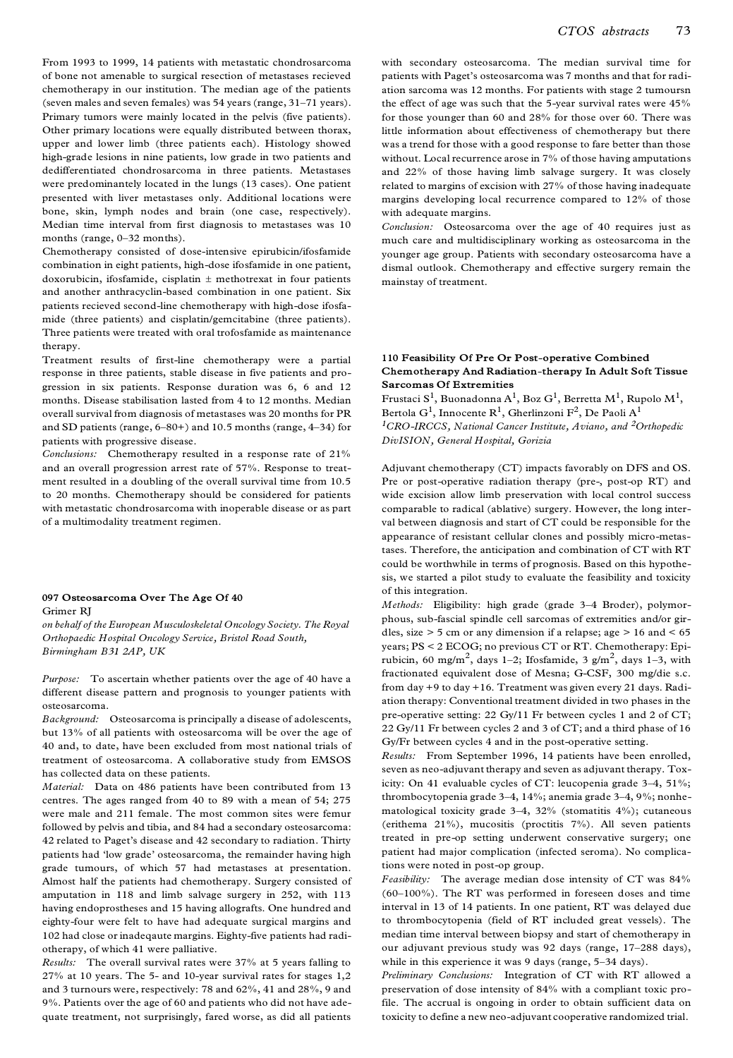From 1993 to 1999, 14 patients with metastatic chondrosarcoma of bone not amenable to surgical resection of metastases recieved chemotherapy in our institution. The median age of the patients (seven males and seven females) was 54 years (range, 31–71 years). Primary tumors were mainly located in the pelvis (five patients). Other primary locations were equally distributed between thorax, upper and lower limb (three patients each). Histology showed high-grade lesions in nine patients, low grade in two patients and dedifferentiated chondrosarcoma in three patients. Metastases were predominantly located in the lungs (13 cases). One patient presented with liver metastases only. Additional locations were bone, skin, lymph nodes and brain (one case, respectively). Median time interval from first diagnosis to metastases was 10 months (range, 0–32 months).

Chemotherapy consisted of dose-intensive epirubicin/ifosfamide combination in eight patients, high-dose ifosfamide in one patient, doxorubicin, ifosfamide, cisplatin ± methotrexat in four patients and another anthracyclin-based combination in one patient. Six patients recieved second-line chemotherapy with high-dose ifosfamide (three patients) and cisplatin/gemcitabine (three patients). Three patients were treated with oral trofosfamide as maintenance therapy.

Treatment results of first-line chemotherapy were a partial response in three patients, stable disease in five patients and progression in six patients. Response duration was 6, 6 and 12 months. Disease stabilisation lasted from 4 to 12 months. Median overall survival from diagnosis of metastases was 20 months for PR and SD patients (range, 6–80+) and 10.5 months (range, 4–34) for patients with progressive disease.

*Conclusions:* Chemotherapy resulted in a response rate of 21% and an overall progression arrest rate of 57%. Response to treatment resulted in a doubling of the overall survival time from 10.5 to 20 months. Chemotherapy should be considered for patients with metastatic chondrosarcoma with inoperable disease or as part of a multimodality treatment regimen.

### 097 Osteosarcoma Over The Age Of 40

Grimer RJ

*on behalf of the European Musculoskeletal Oncology Society. The Royal Orthopaedic Hospital Oncology Service, Bristol Road South, Birmingham B31 2AP, UK*

*Purpose:* To ascertain whether patients over the age of 40 have a different disease pattern and prognosis to younger patients with osteosarcoma.

*Background:* Osteosarcoma is principally a disease of adolescents, but 13% of all patients with osteosarcoma will be over the age of 40 and, to date, have been excluded from most national trials of treatment of osteosarcoma. A collaborative study from EMSOS has collected data on these patients.

*Material:* Data on 486 patients have been contributed from 13 centres. The ages ranged from 40 to 89 with a mean of 54; 275 were male and 211 female. The most common sites were femur followed by pelvis and tibia, and 84 had a secondary osteosarcoma: 42 related to Paget's disease and 42 secondary to radiation. Thirty patients had 'low grade' osteosarcoma, the remainder having high grade tumours, of which 57 had metastases at presentation. Almost half the patients had chemotherapy. Surgery consisted of amputation in 118 and limb salvage surgery in 252, with 113 having endoprostheses and 15 having allografts. One hundred and eighty-four were felt to have had adequate surgical margins and 102 had close or inadeqaute margins. Eighty-five patients had radiotherapy, of which 41 were palliative.

*Results:* The overall survival rates were 37% at 5 years falling to 27% at 10 years. The 5- and 10-year survival rates for stages 1,2 and 3 turnours were, respectively: 78 and 62%, 41 and 28%, 9 and 9%. Patients over the age of 60 and patients who did not have adequate treatment, not surprisingly, fared worse, as did all patients with secondary osteosarcoma. The median survival time for patients with Paget's osteosarcoma was 7 months and that for radiation sarcoma was 12 months. For patients with stage 2 tumoursn the effect of age was such that the 5-year survival rates were 45% for those younger than 60 and 28% for those over 60. There was little information about effectiveness of chemotherapy but there was a trend for those with a good response to fare better than those without. Local recurrence arose in 7% of those having amputations and 22% of those having limb salvage surgery. It was closely related to margins of excision with 27% of those having inadequate margins developing local recurrence compared to 12% of those with adequate margins.

*Conclusion:* Osteosarcoma over the age of 40 requires just as much care and multidisciplinary working as osteosarcoma in the younger age group. Patients with secondary osteosarcoma have a dismal outlook. Chemotherapy and effective surgery remain the mainstay of treatment.

### 110 Feasibility Of Pre Or Post-operative Combined Chemotherapy And Radiation-therapy In Adult Soft Tissue Sarcomas Of Extremities

Frustaci S[1], Buonadonna A[1], Boz G[1], Berretta M[1], Rupolo M[1], Bertola G[1], Innocente R[1], Gherlinzoni F[2], De Paoli A[1]

[1]*CRO-IRCCS, National Cancer Institute, Aviano, and* [2]*Orthopedic DivISION, General Hospital, Gorizia*

Adjuvant chemotherapy (CT) impacts favorably on DFS and OS. Pre or post-operative radiation therapy (pre-, post-op RT) and wide excision allow limb preservation with local control success comparable to radical (ablative) surgery. However, the long interval between diagnosis and start of CT could be responsible for the appearance of resistant cellular clones and possibly micro-metastases. Therefore, the anticipation and combination of CT with RT could be worthwhile in terms of prognosis. Based on this hypothesis, we started a pilot study to evaluate the feasibility and toxicity of this integration.

*Methods:* Eligibility: high grade (grade 3–4 Broder), polymorphous, sub-fascial spindle cell sarcomas of extremities and/or girdles, size > 5 cm or any dimension if a relapse; age > 16 and < 65 years; PS < 2 ECOG; no previous CT or RT. Chemotherapy: Epirubicin, 60 mg/m$^2$, days 1–2; Ifosfamide, 3 g/m$^2$, days 1–3, with fractionated equivalent dose of Mesna; G-CSF, 300 mg/die s.c. from day +9 to day +16. Treatment was given every 21 days. Radiation therapy: Conventional treatment divided in two phases in the pre-operative setting: 22 Gy/11 Fr between cycles 1 and 2 of CT; 22 Gy/11 Fr between cycles 2 and 3 of CT; and a third phase of 16 Gy/Fr between cycles 4 and in the post-operative setting.

*Results:* From September 1996, 14 patients have been enrolled, seven as neo-adjuvant therapy and seven as adjuvant therapy. Toxicity: On 41 evaluable cycles of CT: leucopenia grade 3–4, 51%; thrombocytopenia grade 3–4, 14%; anemia grade 3–4, 9%; nonhematological toxicity grade 3–4, 32% (stomatitis 4%); cutaneous (erithema 21%), mucositis (proctitis 7%). All seven patients treated in pre-op setting underwent conservative surgery; one patient had major complication (infected seroma). No complications were noted in post-op group.

*Feasibility:* The average median dose intensity of CT was 84% (60–100%). The RT was performed in foreseen doses and time interval in 13 of 14 patients. In one patient, RT was delayed due to thrombocytopenia (field of RT included great vessels). The median time interval between biopsy and start of chemotherapy in our adjuvant previous study was 92 days (range, 17–288 days), while in this experience it was 9 days (range, 5–34 days).

*Preliminary Conclusions:* Integration of CT with RT allowed a preservation of dose intensity of 84% with a compliant toxic profile. The accrual is ongoing in order to obtain sufficient data on toxicity to define a new neo-adjuvant cooperative randomized trial.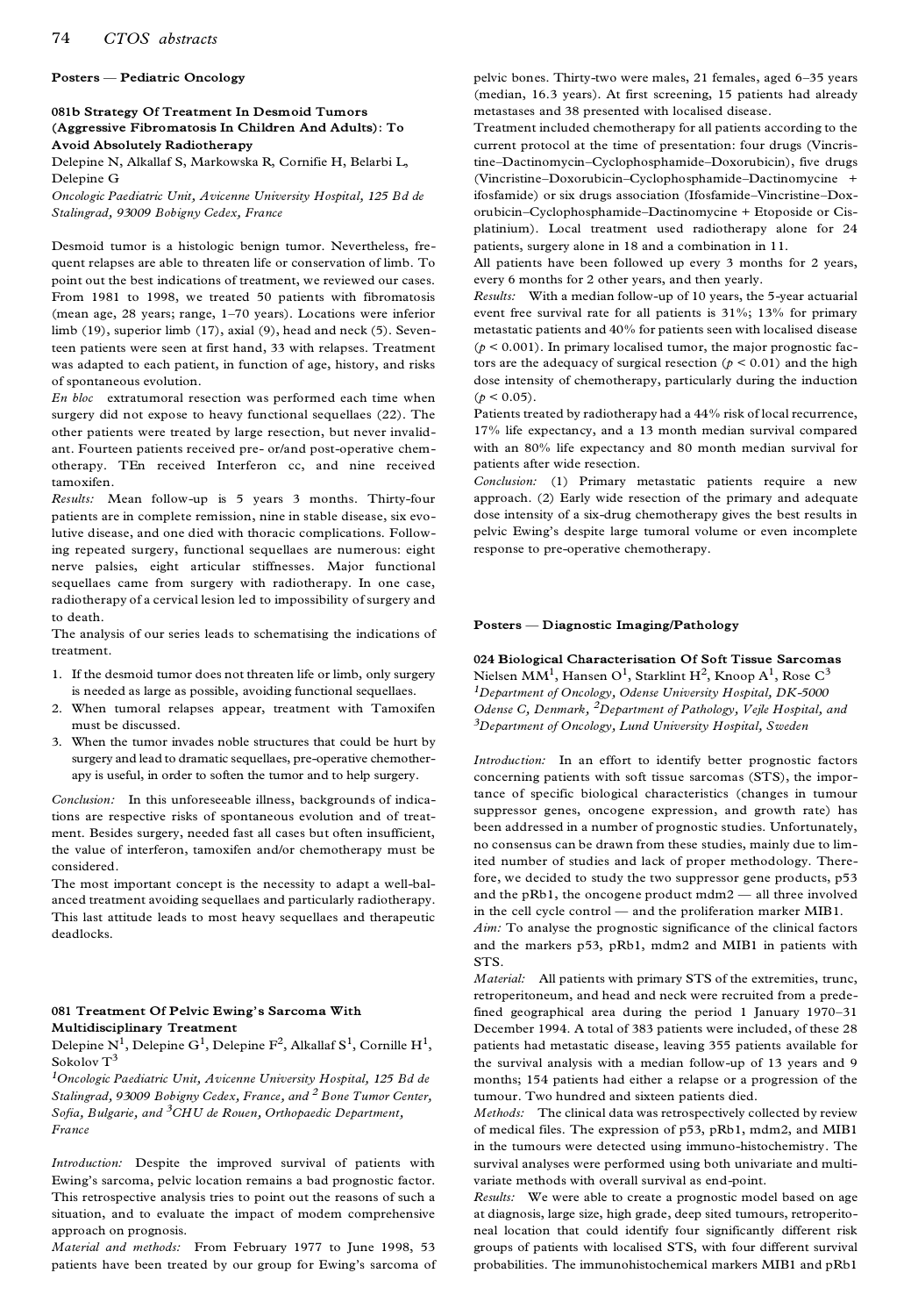## Posters — Pediatric Oncology

### 081b Strategy Of Treatment In Desmoid Tumors (Aggressive Fibromatosis In Children And Adults): To Avoid Absolutely Radiotherapy

Delepine N, Alkallaf S, Markowska R, Cornifie H, Belarbi L, Delepine G

*Oncologic Paediatric Unit, Avicenne University Hospital, 125 Bd de Stalingrad, 93009 Bobigny Cedex, France*

Desmoid tumor is a histologic benign tumor. Nevertheless, frequent relapses are able to threaten life or conservation of limb. To point out the best indications of treatment, we reviewed our cases. From 1981 to 1998, we treated 50 patients with fibromatosis (mean age, 28 years; range, 1–70 years). Locations were inferior limb (19), superior limb (17), axial (9), head and neck (5). Seventeen patients were seen at first hand, 33 with relapses. Treatment was adapted to each patient, in function of age, history, and risks of spontaneous evolution.

*En bloc* extratumoral resection was performed each time when surgery did not expose to heavy functional sequellaes (22). The other patients were treated by large resection, but never invalidant. Fourteen patients received pre- or/and post-operative chemotherapy. TEn received Interferon cc, and nine received tamoxifen.

*Results:* Mean follow-up is 5 years 3 months. Thirty-four patients are in complete remission, nine in stable disease, six evolutive disease, and one died with thoracic complications. Following repeated surgery, functional sequellaes are numerous: eight nerve palsies, eight articular stiffnesses. Major functional sequellaes came from surgery with radiotherapy. In one case, radiotherapy of a cervical lesion led to impossibility of surgery and to death.

The analysis of our series leads to schematising the indications of treatment.

1. If the desmoid tumor does not threaten life or limb, only surgery is needed as large as possible, avoiding functional sequellaes.
2. When tumoral relapses appear, treatment with Tamoxifen must be discussed.
3. When the tumor invades noble structures that could be hurt by surgery and lead to dramatic sequellaes, pre-operative chemotherapy is useful, in order to soften the tumor and to help surgery.

*Conclusion:* In this unforeseeable illness, backgrounds of indications are respective risks of spontaneous evolution and of treatment. Besides surgery, needed fast all cases but often insufficient, the value of interferon, tamoxifen and/or chemotherapy must be considered.

The most important concept is the necessity to adapt a well-balanced treatment avoiding sequellaes and particularly radiotherapy. This last attitude leads to most heavy sequellaes and therapeutic deadlocks.

### 081 Treatment Of Pelvic Ewing's Sarcoma With Multidisciplinary Treatment

Delepine N[1], Delepine G[1], Delepine F[2], Alkallaf S[1], Cornille H[1], Sokolov T[3]

[1]*Oncologic Paediatric Unit, Avicenne University Hospital, 125 Bd de Stalingrad, 93009 Bobigny Cedex, France, and* [2] *Bone Tumor Center, Sofia, Bulgarie, and* [3]*CHU de Rouen, Orthopaedic Department, France*

*Introduction:* Despite the improved survival of patients with Ewing's sarcoma, pelvic location remains a bad prognostic factor. This retrospective analysis tries to point out the reasons of such a situation, and to evaluate the impact of modem comprehensive approach on prognosis.

*Material and methods:* From February 1977 to June 1998, 53 patients have been treated by our group for Ewing's sarcoma of pelvic bones. Thirty-two were males, 21 females, aged 6–35 years (median, 16.3 years). At first screening, 15 patients had already metastases and 38 presented with localised disease.

Treatment included chemotherapy for all patients according to the current protocol at the time of presentation: four drugs (Vincristine–Dactinomycin–Cyclophosphamide–Doxorubicin), five drugs (Vincristine–Doxorubicin–Cyclophosphamide–Dactinomycine + ifosfamide) or six drugs association (Ifosfamide–Vincristine–Doxorubicin–Cyclophosphamide–Dactinomycine + Etoposide or Cisplatinium). Local treatment used radiotherapy alone for 24 patients, surgery alone in 18 and a combination in 11.

All patients have been followed up every 3 months for 2 years, every 6 months for 2 other years, and then yearly.

*Results:* With a median follow-up of 10 years, the 5-year actuarial event free survival rate for all patients is 31%; 13% for primary metastatic patients and 40% for patients seen with localised disease ($p < 0.001$). In primary localised tumor, the major prognostic factors are the adequacy of surgical resection ($p < 0.01$) and the high dose intensity of chemotherapy, particularly during the induction ($p < 0.05$).

Patients treated by radiotherapy had a 44% risk of local recurrence, 17% life expectancy, and a 13 month median survival compared with an 80% life expectancy and 80 month median survival for patients after wide resection.

*Conclusion:* (1) Primary metastatic patients require a new approach. (2) Early wide resection of the primary and adequate dose intensity of a six-drug chemotherapy gives the best results in pelvic Ewing's despite large tumoral volume or even incomplete response to pre-operative chemotherapy.

## Posters — Diagnostic Imaging/Pathology

### 024 Biological Characterisation Of Soft Tissue Sarcomas

Nielsen MM[1], Hansen O[1], Starklint H[2], Knoop A[1], Rose C[3]

[1]*Department of Oncology, Odense University Hospital, DK-5000 Odense C, Denmark,* [2]*Department of Pathology, Vejle Hospital, and* [3]*Department of Oncology, Lund University Hospital, Sweden*

*Introduction:* In an effort to identify better prognostic factors concerning patients with soft tissue sarcomas (STS), the importance of specific biological characteristics (changes in tumour suppressor genes, oncogene expression, and growth rate) has been addressed in a number of prognostic studies. Unfortunately, no consensus can be drawn from these studies, mainly due to limited number of studies and lack of proper methodology. Therefore, we decided to study the two suppressor gene products, p53 and the pRb1, the oncogene product mdm2 — all three involved in the cell cycle control — and the proliferation marker MIB1.

*Aim:* To analyse the prognostic significance of the clinical factors and the markers p53, pRb1, mdm2 and MIB1 in patients with STS.

*Material:* All patients with primary STS of the extremities, trunc, retroperitoneum, and head and neck were recruited from a predefined geographical area during the period 1 January 1970–31 December 1994. A total of 383 patients were included, of these 28 patients had metastatic disease, leaving 355 patients available for the survival analysis with a median follow-up of 13 years and 9 months; 154 patients had either a relapse or a progression of the tumour. Two hundred and sixteen patients died.

*Methods:* The clinical data was retrospectively collected by review of medical files. The expression of p53, pRb1, mdm2, and MIB1 in the tumours were detected using immuno-histochemistry. The survival analyses were performed using both univariate and multivariate methods with overall survival as end-point.

*Results:* We were able to create a prognostic model based on age at diagnosis, large size, high grade, deep sited tumours, retroperitoneal location that could identify four significantly different risk groups of patients with localised STS, with four different survival probabilities. The immunohistochemical markers MIB1 and pRb1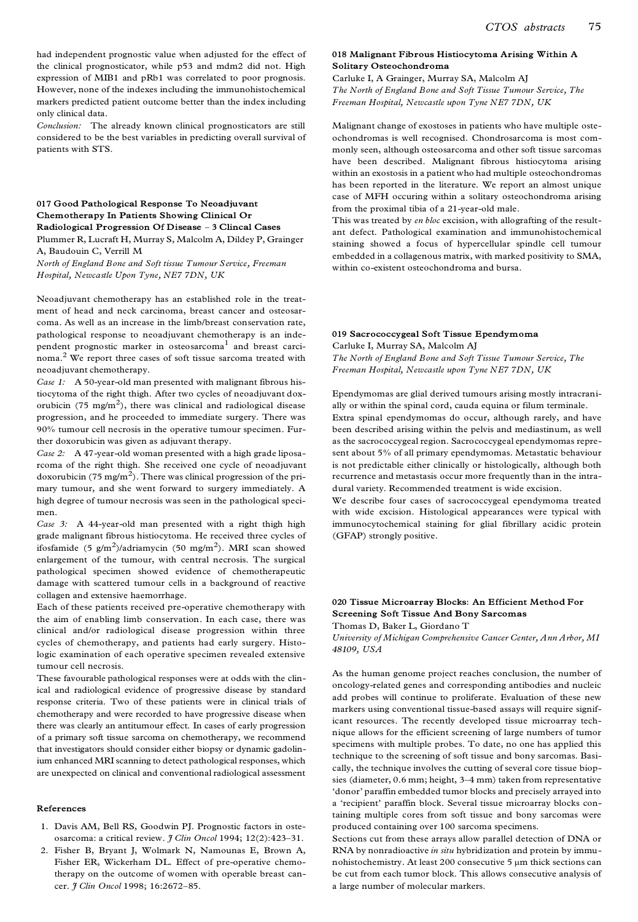had independent prognostic value when adjusted for the effect of the clinical prognosticator, while p53 and mdm2 did not. High expression of MIB1 and pRb1 was correlated to poor prognosis. However, none of the indexes including the immunohistochemical markers predicted patient outcome better than the index including only clinical data.

*Conclusion:* The already known clinical prognosticators are still considered to be the best variables in predicting overall survival of patients with STS.

### 017 Good Pathological Response To Neoadjuvant Chemotherapy In Patients Showing Clinical Or Radiological Progression Of Disease – 3 Clincal Cases

Plummer R, Lucraft H, Murray S, Malcolm A, Dildey P, Grainger A, Baudouin C, Verrill M

*North of England Bone and Soft tissue Tumour Service, Freeman Hospital, Newcastle Upon Tyne, NE7 7DN, UK*

Neoadjuvant chemotherapy has an established role in the treatment of head and neck carcinoma, breast cancer and osteosarcoma. As well as an increase in the limb/breast conservation rate, pathological response to neoadjuvant chemotherapy is an independent prognostic marker in osteosarcoma[1] and breast carcinoma.[2] We report three cases of soft tissue sarcoma treated with neoadjuvant chemotherapy.

*Case 1:* A 50-year-old man presented with malignant fibrous histiocytoma of the right thigh. After two cycles of neoadjuvant doxorubicin (75 mg/m$^2$), there was clinical and radiological disease progression, and he proceeded to immediate surgery. There was 90% tumour cell necrosis in the operative tumour specimen. Further doxorubicin was given as adjuvant therapy.

*Case 2:* A 47-year-old woman presented with a high grade liposarcoma of the right thigh. She received one cycle of neoadjuvant doxorubicin (75 mg/m$^2$). There was clinical progression of the primary tumour, and she went forward to surgery immediately. A high degree of tumour necrosis was seen in the pathological specimen.

*Case 3:* A 44-year-old man presented with a right thigh high grade malignant fibrous histiocytoma. He received three cycles of ifosfamide (5 g/m$^2$)/adriamycin (50 mg/m$^2$). MRI scan showed enlargement of the tumour, with central necrosis. The surgical pathological specimen showed evidence of chemotherapeutic damage with scattered tumour cells in a background of reactive collagen and extensive haemorrhage.

Each of these patients received pre-operative chemotherapy with the aim of enabling limb conservation. In each case, there was clinical and/or radiological disease progression within three cycles of chemotherapy, and patients had early surgery. Histologic examination of each operative specimen revealed extensive tumour cell necrosis.

These favourable pathological responses were at odds with the clinical and radiological evidence of progressive disease by standard response criteria. Two of these patients were in clinical trials of chemotherapy and were recorded to have progressive disease when there was clearly an antitumour effect. In cases of early progression of a primary soft tissue sarcoma on chemotherapy, we recommend that investigators should consider either biopsy or dynamic gadolinium enhanced MRI scanning to detect pathological responses, which are unexpected on clinical and conventional radiological assessment

#### References

1. Davis AM, Bell RS, Goodwin PJ. Prognostic factors in osteosarcoma: a critical review. *J Clin Oncol* 1994; 12(2):423–31.
2. Fisher B, Bryant J, Wolmark N, Namounas E, Brown A, Fisher ER, Wickerham DL. Effect of pre-operative chemotherapy on the outcome of women with operable breast cancer. *J Clin Oncol* 1998; 16:2672–85.

### 018 Malignant Fibrous Histiocytoma Arising Within A Solitary Osteochondroma

Carluke I, A Grainger, Murray SA, Malcolm AJ

*The North of England Bone and Soft Tissue Tumour Service, The Freeman Hospital, Newcastle upon Tyne NE7 7DN, UK*

Malignant change of exostoses in patients who have multiple osteochondromas is well recognised. Chondrosarcoma is most commonly seen, although osteosarcoma and other soft tissue sarcomas have been described. Malignant fibrous histiocytoma arising within an exostosis in a patient who had multiple osteochondromas has been reported in the literature. We report an almost unique case of MFH occuring within a solitary osteochondroma arising from the proximal tibia of a 21-year-old male.

This was treated by *en bloc* excision, with allografting of the resultant defect. Pathological examination and immunohistochemical staining showed a focus of hypercellular spindle cell tumour embedded in a collagenous matrix, with marked positivity to SMA, within co-existent osteochondroma and bursa.

### 019 Sacrococcygeal Soft Tissue Ependymoma

Carluke I, Murray SA, Malcolm AJ

*The North of England Bone and Soft Tissue Tumour Service, The Freeman Hospital, Newcastle upon Tyne NE7 7DN, UK*

Ependymomas are glial derived tumours arising mostly intracranially or within the spinal cord, cauda equina or filum terminale.

Extra spinal ependymomas do occur, although rarely, and have been described arising within the pelvis and mediastinum, as well as the sacrococcygeal region. Sacrococcygeal ependymomas represent about 5% of all primary ependymomas. Metastatic behaviour is not predictable either clinically or histologically, although both recurrence and metastasis occur more frequently than in the intradural variety. Recommended treatment is wide excision.

We describe four cases of sacrococcygeal ependymoma treated with wide excision. Histological appearances were typical with immunocytochemical staining for glial fibrillary acidic protein (GFAP) strongly positive.

### 020 Tissue Microarray Blocks: An Efficient Method For Screening Soft Tissue And Bony Sarcomas

Thomas D, Baker L, Giordano T

*University of Michigan Comprehensive Cancer Center, Ann Arbor, MI 48109, USA*

As the human genome project reaches conclusion, the number of oncology-related genes and corresponding antibodies and nucleic add probes will continue to proliferate. Evaluation of these new markers using conventional tissue-based assays will require significant resources. The recently developed tissue microarray technique allows for the efficient screening of large numbers of tumor specimens with multiple probes. To date, no one has applied this technique to the screening of soft tissue and bony sarcomas. Basically, the technique involves the cutting of several core tissue biopsies (diameter, 0.6 mm; height, 3–4 mm) taken from representative 'donor' paraffin embedded tumor blocks and precisely arrayed into a 'recipient' paraffin block. Several tissue microarray blocks containing multiple cores from soft tissue and bony sarcomas were produced containing over 100 sarcoma specimens.

Sections cut from these arrays allow parallel detection of DNA or RNA by nonradioactive *in situ* hybridization and protein by immunohistochemistry. At least 200 consecutive 5 µm thick sections can be cut from each tumor block. This allows consecutive analysis of a large number of molecular markers.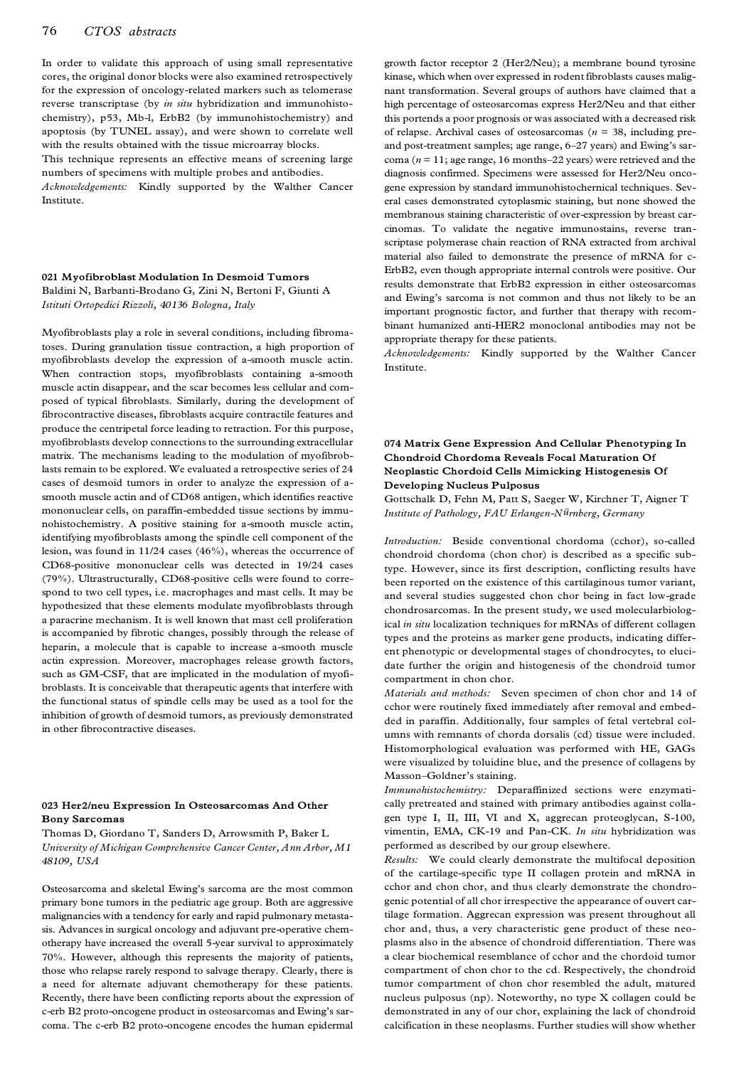In order to validate this approach of using small representative cores, the original donor blocks were also examined retrospectively for the expression of oncology-related markers such as telomerase reverse transcriptase (by *in situ* hybridization and immunohistochemistry), p53, Mb-l, ErbB2 (by immunohistochemistry) and apoptosis (by TUNEL assay), and were shown to correlate well with the results obtained with the tissue microarray blocks.

This technique represents an effective means of screening large numbers of specimens with multiple probes and antibodies.

*Acknowledgements:* Kindly supported by the Walther Cancer Institute.

### 021 Myofibroblast Modulation In Desmoid Tumors

Baldini N, Barbanti-Brodano G, Zini N, Bertoni F, Giunti A
*Istituti Ortopedici Rizzoli, 40136 Bologna, Italy*

Myofibroblasts play a role in several conditions, including fibromatoses. During granulation tissue contraction, a high proportion of myofibroblasts develop the expression of a-smooth muscle actin. When contraction stops, myofibroblasts containing a-smooth muscle actin disappear, and the scar becomes less cellular and composed of typical fibroblasts. Similarly, during the development of fibrocontractive diseases, fibroblasts acquire contractile features and produce the centripetal force leading to retraction. For this purpose, myofibroblasts develop connections to the surrounding extracellular matrix. The mechanisms leading to the modulation of myofibroblasts remain to be explored. We evaluated a retrospective series of 24 cases of desmoid tumors in order to analyze the expression of a-smooth muscle actin and of CD68 antigen, which identifies reactive mononuclear cells, on paraffin-embedded tissue sections by immunohistochemistry. A positive staining for a-smooth muscle actin, identifying myofibroblasts among the spindle cell component of the lesion, was found in 11/24 cases (46%), whereas the occurrence of CD68-positive mononuclear cells was detected in 19/24 cases (79%). Ultrastructurally, CD68-positive cells were found to correspond to two cell types, i.e. macrophages and mast cells. It may be hypothesized that these elements modulate myofibroblasts through a paracrine mechanism. It is well known that mast cell proliferation is accompanied by fibrotic changes, possibly through the release of heparin, a molecule that is capable to increase a-smooth muscle actin expression. Moreover, macrophages release growth factors, such as GM-CSF, that are implicated in the modulation of myofibroblasts. It is conceivable that therapeutic agents that interfere with the functional status of spindle cells may be used as a tool for the inhibition of growth of desmoid tumors, as previously demonstrated in other fibrocontractive diseases.

### 023 Her2/neu Expression In Osteosarcomas And Other Bony Sarcomas

Thomas D, Giordano T, Sanders D, Arrowsmith P, Baker L
*University of Michigan Comprehensive Cancer Center, Ann Arbor, M1 48109, USA*

Osteosarcoma and skeletal Ewing's sarcoma are the most common primary bone tumors in the pediatric age group. Both are aggressive malignancies with a tendency for early and rapid pulmonary metastasis. Advances in surgical oncology and adjuvant pre-operative chemotherapy have increased the overall 5-year survival to approximately 70%. However, although this represents the majority of patients, those who relapse rarely respond to salvage therapy. Clearly, there is a need for alternate adjuvant chemotherapy for these patients. Recently, there have been conflicting reports about the expression of c-erb B2 proto-oncogene product in osteosarcomas and Ewing's sarcoma. The c-erb B2 proto-oncogene encodes the human epidermal growth factor receptor 2 (Her2/Neu); a membrane bound tyrosine kinase, which when over expressed in rodent fibroblasts causes malignant transformation. Several groups of authors have claimed that a high percentage of osteosarcomas express Her2/Neu and that either this portends a poor prognosis or was associated with a decreased risk of relapse. Archival cases of osteosarcomas ($n$ = 38, including pre- and post-treatment samples; age range, 6–27 years) and Ewing's sarcoma ($n$ = 11; age range, 16 months–22 years) were retrieved and the diagnosis confirmed. Specimens were assessed for Her2/Neu oncogene expression by standard immunohistochernical techniques. Several cases demonstrated cytoplasmic staining, but none showed the membranous staining characteristic of over-expression by breast carcinomas. To validate the negative immunostains, reverse transcriptase polymerase chain reaction of RNA extracted from archival material also failed to demonstrate the presence of mRNA for c-ErbB2, even though appropriate internal controls were positive. Our results demonstrate that ErbB2 expression in either osteosarcomas and Ewing's sarcoma is not common and thus not likely to be an important prognostic factor, and further that therapy with recombinant humanized anti-HER2 monoclonal antibodies may not be appropriate therapy for these patients.

*Acknowledgements:* Kindly supported by the Walther Cancer Institute.

### 074 Matrix Gene Expression And Cellular Phenotyping In Chondroid Chordoma Reveals Focal Maturation Of Neoplastic Chordoid Cells Mimicking Histogenesis Of Developing Nucleus Pulposus

Gottschalk D, Fehn M, Patt S, Saeger W, Kirchner T, Aigner T
*Institute of Pathology, FAU Erlangen-Nürnberg, Germany*

*Introduction:* Beside conventional chordoma (cchor), so-called chondroid chordoma (chon chor) is described as a specific subtype. However, since its first description, conflicting results have been reported on the existence of this cartilaginous tumor variant, and several studies suggested chon chor being in fact low-grade chondrosarcomas. In the present study, we used molecularbiological *in situ* localization techniques for mRNAs of different collagen types and the proteins as marker gene products, indicating different phenotypic or developmental stages of chondrocytes, to elucidate further the origin and histogenesis of the chondroid tumor compartment in chon chor.

*Materials and methods:* Seven specimen of chon chor and 14 of cchor were routinely fixed immediately after removal and embedded in paraffin. Additionally, four samples of fetal vertebral columns with remnants of chorda dorsalis (cd) tissue were included. Histomorphological evaluation was performed with HE, GAGs were visualized by toluidine blue, and the presence of collagens by Masson–Goldner's staining.

*Immunohistochemistry:* Deparaffinized sections were enzymatically pretreated and stained with primary antibodies against collagen type I, II, III, VI and X, aggrecan proteoglycan, S-100, vimentin, EMA, CK-19 and Pan-CK. *In situ* hybridization was performed as described by our group elsewhere.

*Results:* We could clearly demonstrate the multifocal deposition of the cartilage-specific type II collagen protein and mRNA in cchor and chon chor, and thus clearly demonstrate the chondrogenic potential of all chor irrespective the appearance of ouvert cartilage formation. Aggrecan expression was present throughout all chor and, thus, a very characteristic gene product of these neoplasms also in the absence of chondroid differentiation. There was a clear biochemical resemblance of cchor and the chordoid tumor compartment of chon chor to the cd. Respectively, the chondroid tumor compartment of chon chor resembled the adult, matured nucleus pulposus (np). Noteworthy, no type X collagen could be demonstrated in any of our chor, explaining the lack of chondroid calcification in these neoplasms. Further studies will show whether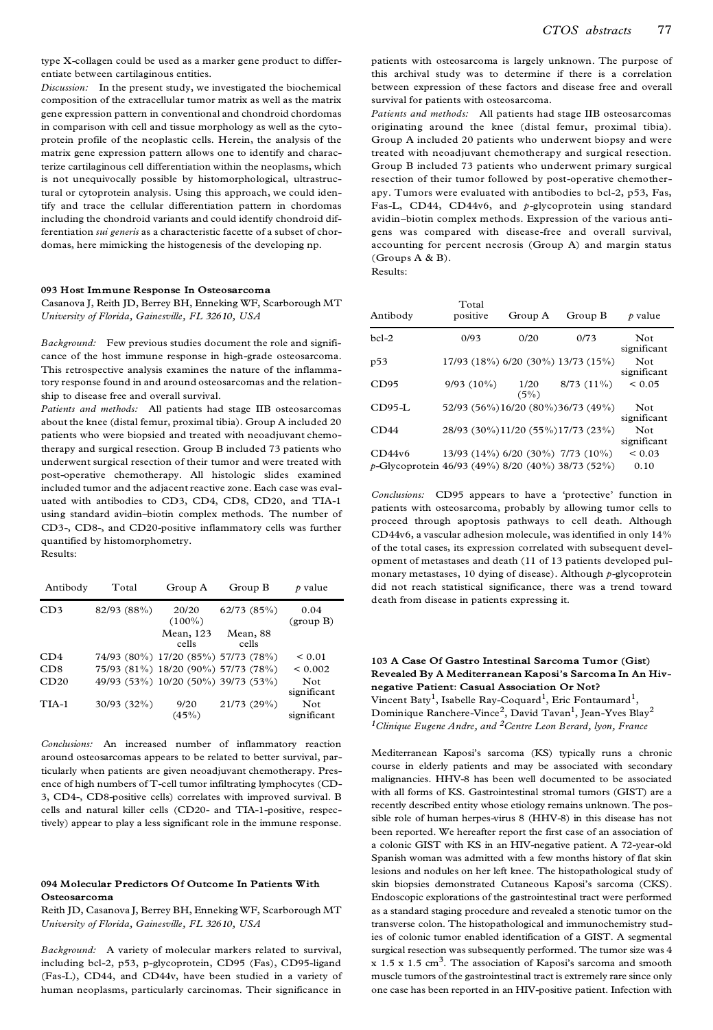type X-collagen could be used as a marker gene product to differentiate between cartilaginous entities.

*Discussion:* In the present study, we investigated the biochemical composition of the extracellular tumor matrix as well as the matrix gene expression pattern in conventional and chondroid chordomas in comparison with cell and tissue morphology as well as the cytoprotein profile of the neoplastic cells. Herein, the analysis of the matrix gene expression pattern allows one to identify and characterize cartilaginous cell differentiation within the neoplasms, which is not unequivocally possible by histomorphological, ultrastructural or cytoprotein analysis. Using this approach, we could identify and trace the cellular differentiation pattern in chordomas including the chondroid variants and could identify chondroid differentiation *sui generis* as a characteristic facette of a subset of chordomas, here mimicking the histogenesis of the developing np.

### 093 Host Immune Response In Osteosarcoma

Casanova J, Reith JD, Berrey BH, Enneking WF, Scarborough MT
*University of Florida, Gainesville, FL 32610, USA*

*Background:* Few previous studies document the role and significance of the host immune response in high-grade osteosarcoma. This retrospective analysis examines the nature of the inflammatory response found in and around osteosarcomas and the relationship to disease free and overall survival.

*Patients and methods:* All patients had stage IIB osteosarcomas about the knee (distal femur, proximal tibia). Group A included 20 patients who were biopsied and treated with neoadjuvant chemotherapy and surgical resection. Group B included 73 patients who underwent surgical resection of their tumor and were treated with post-operative chemotherapy. All histologic slides examined included tumor and the adjacent reactive zone. Each case was evaluated with antibodies to CD3, CD4, CD8, CD20, and TIA-1 using standard avidin–biotin complex methods. The number of CD3-, CD8-, and CD20-positive inflammatory cells was further quantified by histomorphometry.

Results:

| Antibody | Total | Group A | Group B | *p* value |
|---|---|---|---|---|
| CD3 | 82/93 (88%) | 20/20 (100%) | 62/73 (85%) | 0.04 (group B) |
| | | Mean, 123 cells | Mean, 88 cells | |
| CD4 | 74/93 (80%) | 17/20 (85%) | 57/73 (78%) | < 0.01 |
| CD8 | 75/93 (81%) | 18/20 (90%) | 57/73 (78%) | < 0.002 |
| CD20 | 49/93 (53%) | 10/20 (50%) | 39/73 (53%) | Not significant |
| TIA-1 | 30/93 (32%) | 9/20 (45%) | 21/73 (29%) | Not significant |

*Conclusions:* An increased number of inflammatory reaction around osteosarcomas appears to be related to better survival, particularly when patients are given neoadjuvant chemotherapy. Presence of high numbers of T-cell tumor infiltrating lymphocytes (CD-3, CD4-, CD8-positive cells) correlates with improved survival. B cells and natural killer cells (CD20- and TIA-1-positive, respectively) appear to play a less significant role in the immune response.

### 094 Molecular Predictors Of Outcome In Patients With Osteosarcoma

Reith JD, Casanova J, Berrey BH, Enneking WF, Scarborough MT
*University of Florida, Gainesville, FL 32610, USA*

*Background:* A variety of molecular markers related to survival, including bcl-2, p53, p-glycoprotein, CD95 (Fas), CD95-ligand (Fas-L), CD44, and CD44v, have been studied in a variety of human neoplasms, particularly carcinomas. Their significance in patients with osteosarcoma is largely unknown. The purpose of this archival study was to determine if there is a correlation between expression of these factors and disease free and overall survival for patients with osteosarcoma.

*Patients and methods:* All patients had stage IIB osteosarcomas originating around the knee (distal femur, proximal tibia). Group A included 20 patients who underwent biopsy and were treated with neoadjuvant chemotherapy and surgical resection. Group B included 73 patients who underwent primary surgical resection of their tumor followed by post-operative chemotherapy. Tumors were evaluated with antibodies to bcl-2, p53, Fas, Fas-L, CD44, CD44v6, and *p*-glycoprotein using standard avidin–biotin complex methods. Expression of the various antigens was compared with disease-free and overall survival, accounting for percent necrosis (Group A) and margin status (Groups A & B).

Results:

| Antibody | Total positive | Group A | Group B | *p* value |
|---|---|---|---|---|
| bcl-2 | 0/93 | 0/20 | 0/73 | Not significant |
| p53 | 17/93 (18%) | 6/20 (30%) | 13/73 (15%) | Not significant |
| CD95 | 9/93 (10%) | 1/20 (5%) | 8/73 (11%) | < 0.05 |
| CD95-L | 52/93 (56%) | 16/20 (80%) | 36/73 (49%) | Not significant |
| CD44 | 28/93 (30%) | 11/20 (55%) | 17/73 (23%) | Not significant |
| CD44v6 | 13/93 (14%) | 6/20 (30%) | 7/73 (10%) | < 0.03 |
| *p*-Glycoprotein | 46/93 (49%) | 8/20 (40%) | 38/73 (52%) | 0.10 |

*Conclusions:* CD95 appears to have a 'protective' function in patients with osteosarcoma, probably by allowing tumor cells to proceed through apoptosis pathways to cell death. Although CD44v6, a vascular adhesion molecule, was identified in only 14% of the total cases, its expression correlated with subsequent development of metastases and death (11 of 13 patients developed pulmonary metastases, 10 dying of disease). Although *p*-glycoprotein did not reach statistical significance, there was a trend toward death from disease in patients expressing it.

### 103 A Case Of Gastro Intestinal Sarcoma Tumor (Gist) Revealed By A Mediterranean Kaposi's Sarcoma In An Hiv-negative Patient: Casual Association Or Not?

Vincent Baty[1], Isabelle Ray-Coquard[1], Eric Fontaumard[1], Dominique Ranchere-Vince[2], David Tavan[1], Jean-Yves Blay[2]
[1]*Clinique Eugene Andre, and* [2]*Centre Leon Berard, lyon, France*

Mediterranean Kaposi's sarcoma (KS) typically runs a chronic course in elderly patients and may be associated with secondary malignancies. HHV-8 has been well documented to be associated with all forms of KS. Gastrointestinal stromal tumors (GIST) are a recently described entity whose etiology remains unknown. The possible role of human herpes-virus 8 (HHV-8) in this disease has not been reported. We hereafter report the first case of an association of a colonic GIST with KS in an HIV-negative patient. A 72-year-old Spanish woman was admitted with a few months history of flat skin lesions and nodules on her left knee. The histopathological study of skin biopsies demonstrated Cutaneous Kaposi's sarcoma (CKS). Endoscopic explorations of the gastrointestinal tract were performed as a standard staging procedure and revealed a stenotic tumor on the transverse colon. The histopathological and immunochemistry studies of colonic tumor enabled identification of a GIST. A segmental surgical resection was subsequently performed. The tumor size was 4 x 1.5 x 1.5 cm$^3$. The association of Kaposi's sarcoma and smooth muscle tumors of the gastrointestinal tract is extremely rare since only one case has been reported in an HIV-positive patient. Infection with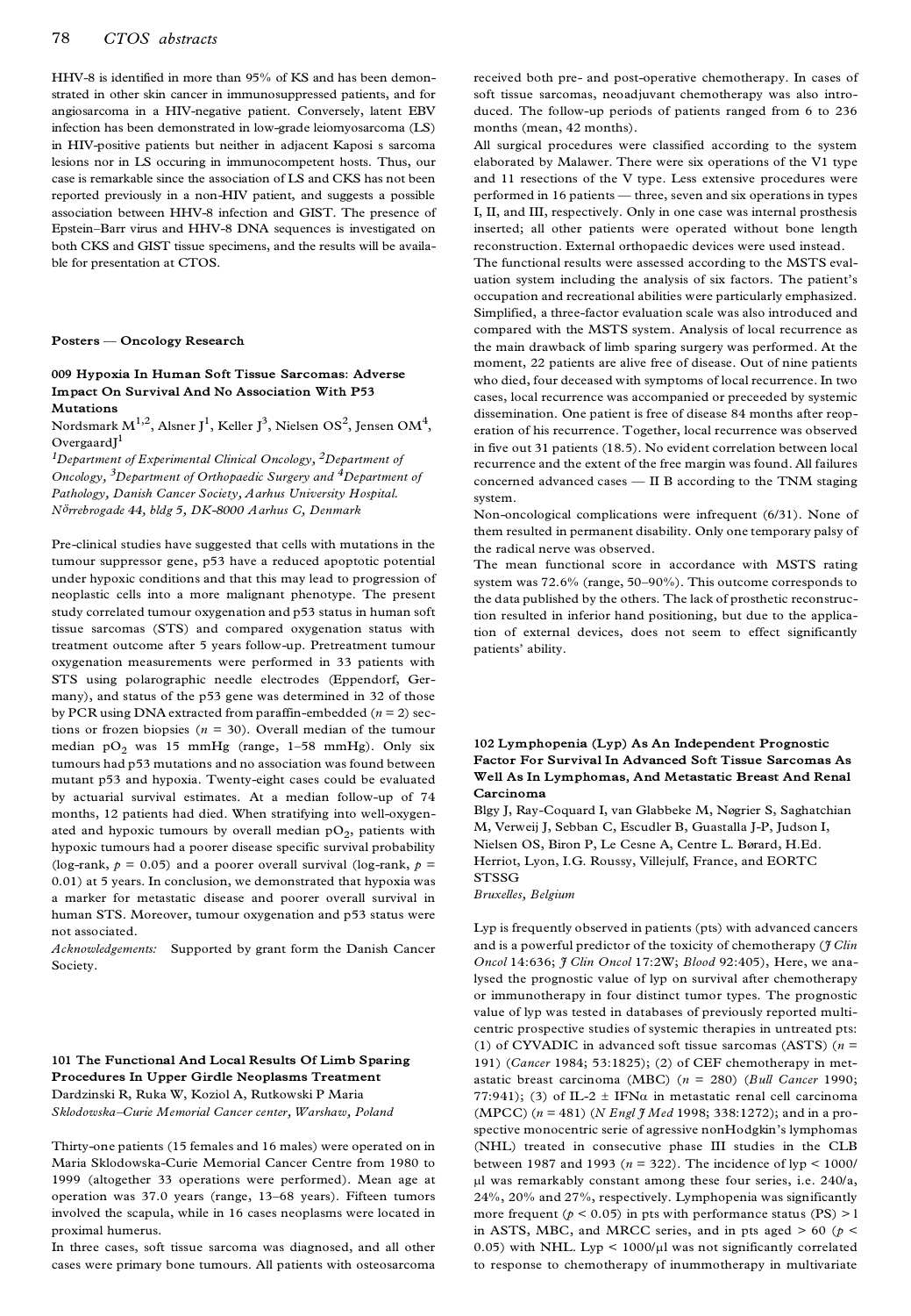HHV-8 is identified in more than 95% of KS and has been demonstrated in other skin cancer in immunosuppressed patients, and for angiosarcoma in a HIV-negative patient. Conversely, latent EBV infection has been demonstrated in low-grade leiomyosarcoma (LS) in HIV-positive patients but neither in adjacent Kaposi s sarcoma lesions nor in LS occuring in immunocompetent hosts. Thus, our case is remarkable since the association of LS and CKS has not been reported previously in a non-HIV patient, and suggests a possible association between HHV-8 infection and GIST. The presence of Epstein–Barr virus and HHV-8 DNA sequences is investigated on both CKS and GIST tissue specimens, and the results will be available for presentation at CTOS.

## Posters — Oncology Research

### 009 Hypoxia In Human Soft Tissue Sarcomas: Adverse Impact On Survival And No Association With P53 Mutations

Nordsmark M[1,2], Alsner J[1], Keller J[3], Nielsen OS[2], Jensen OM[4], Overgaard J[1]

*[1]Department of Experimental Clinical Oncology, [2]Department of Oncology, [3]Department of Orthopaedic Surgery and [4]Department of Pathology, Danish Cancer Society, Aarhus University Hospital. Nörrebrogade 44, bldg 5, DK-8000 Aarhus C, Denmark*

Pre-clinical studies have suggested that cells with mutations in the tumour suppressor gene, p53 have a reduced apoptotic potential under hypoxic conditions and that this may lead to progression of neoplastic cells into a more malignant phenotype. The present study correlated tumour oxygenation and p53 status in human soft tissue sarcomas (STS) and compared oxygenation status with treatment outcome after 5 years follow-up. Pretreatment tumour oxygenation measurements were performed in 33 patients with STS using polarographic needle electrodes (Eppendorf, Germany), and status of the p53 gene was determined in 32 of those by PCR using DNA extracted from paraffin-embedded ($n = 2$) sections or frozen biopsies ($n = 30$). Overall median of the tumour median $pO_2$ was 15 mmHg (range, 1–58 mmHg). Only six tumours had p53 mutations and no association was found between mutant p53 and hypoxia. Twenty-eight cases could be evaluated by actuarial survival estimates. At a median follow-up of 74 months, 12 patients had died. When stratifying into well-oxygenated and hypoxic tumours by overall median $pO_2$, patients with hypoxic tumours had a poorer disease specific survival probability (log-rank, $p = 0.05$) and a poorer overall survival (log-rank, $p = 0.01$) at 5 years. In conclusion, we demonstrated that hypoxia was a marker for metastatic disease and poorer overall survival in human STS. Moreover, tumour oxygenation and p53 status were not associated.

*Acknowledgements:* Supported by grant form the Danish Cancer Society.

### 101 The Functional And Local Results Of Limb Sparing Procedures In Upper Girdle Neoplasms Treatment

Dardzinski R, Ruka W, Koziol A, Rutkowski P Maria

*Sklodowska–Curie Memorial Cancer center, Warshaw, Poland*

Thirty-one patients (15 females and 16 males) were operated on in Maria Sklodowska-Curie Memorial Cancer Centre from 1980 to 1999 (altogether 33 operations were performed). Mean age at operation was 37.0 years (range, 13–68 years). Fifteen tumors involved the scapula, while in 16 cases neoplasms were located in proximal humerus.

In three cases, soft tissue sarcoma was diagnosed, and all other cases were primary bone tumours. All patients with osteosarcoma received both pre- and post-operative chemotherapy. In cases of soft tissue sarcomas, neoadjuvant chemotherapy was also introduced. The follow-up periods of patients ranged from 6 to 236 months (mean, 42 months).

All surgical procedures were classified according to the system elaborated by Malawer. There were six operations of the V1 type and 11 resections of the V type. Less extensive procedures were performed in 16 patients — three, seven and six operations in types I, II, and III, respectively. Only in one case was internal prosthesis inserted; all other patients were operated without bone length reconstruction. External orthopaedic devices were used instead.

The functional results were assessed according to the MSTS evaluation system including the analysis of six factors. The patient's occupation and recreational abilities were particularly emphasized. Simplified, a three-factor evaluation scale was also introduced and compared with the MSTS system. Analysis of local recurrence as the main drawback of limb sparing surgery was performed. At the moment, 22 patients are alive free of disease. Out of nine patients who died, four deceased with symptoms of local recurrence. In two cases, local recurrence was accompanied or preceeded by systemic dissemination. One patient is free of disease 84 months after reoperation of his recurrence. Together, local recurrence was observed in five out 31 patients (18.5). No evident correlation between local recurrence and the extent of the free margin was found. All failures concerned advanced cases — II B according to the TNM staging system.

Non-oncological complications were infrequent (6/31). None of them resulted in permanent disability. Only one temporary palsy of the radical nerve was observed.

The mean functional score in accordance with MSTS rating system was 72.6% (range, 50–90%). This outcome corresponds to the data published by the others. The lack of prosthetic reconstruction resulted in inferior hand positioning, but due to the application of external devices, does not seem to effect significantly patients' ability.

### 102 Lymphopenia (Lyp) As An Independent Prognostic Factor For Survival In Advanced Soft Tissue Sarcomas As Well As In Lymphomas, And Metastatic Breast And Renal Carcinoma

Blgy J, Ray-Coquard I, van Glabbeke M, Nøgrier S, Saghatchian M, Verweij J, Sebban C, Escudler B, Guastalla J-P, Judson I, Nielsen OS, Biron P, Le Cesne A, Centre L. Børard, H.Ed. Herriot, Lyon, I.G. Roussy, Villejulf, France, and EORTC STSSG

*Bruxelles, Belgium*

Lyp is frequently observed in patients (pts) with advanced cancers and is a powerful predictor of the toxicity of chemotherapy (*J Clin Oncol* 14:636; *J Clin Oncol* 17:2W; *Blood* 92:405), Here, we analysed the prognostic value of lyp on survival after chemotherapy or immunotherapy in four distinct tumor types. The prognostic value of lyp was tested in databases of previously reported multicentric prospective studies of systemic therapies in untreated pts: (1) of CYVADIC in advanced soft tissue sarcomas (ASTS) ($n = 191$) (*Cancer* 1984; 53:1825); (2) of CEF chemotherapy in metastatic breast carcinoma (MBC) ($n = 280$) (*Bull Cancer* 1990; 77:941); (3) of IL-2 ± IFNα in metastatic renal cell carcinoma (MPCC) ($n = 481$) (*N Engl J Med* 1998; 338:1272); and in a prospective monocentric serie of agressive nonHodgkin's lymphomas (NHL) treated in consecutive phase III studies in the CLB between 1987 and 1993 ($n = 322$). The incidence of lyp < 1000/μl was remarkably constant among these four series, i.e. 240/a, 24%, 20% and 27%, respectively. Lymphopenia was significantly more frequent ($p < 0.05$) in pts with performance status (PS) > 1 in ASTS, MBC, and MRCC series, and in pts aged > 60 ($p < 0.05$) with NHL. Lyp < 1000/μl was not significantly correlated to response to chemotherapy of inummotherapy in multivariate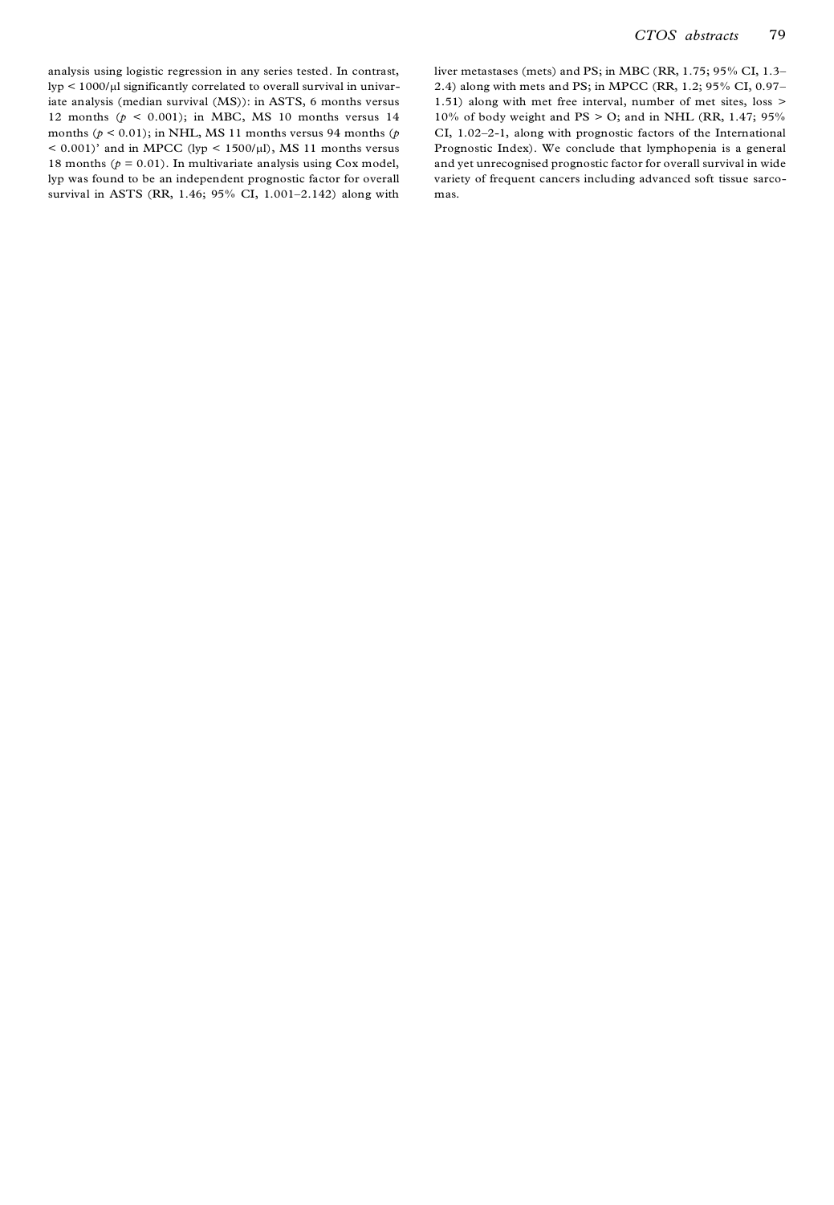analysis using logistic regression in any series tested. In contrast, lyp < 1000/μl significantly correlated to overall survival in univariate analysis (median survival (MS)): in ASTS, 6 months versus 12 months ($p < 0.001$); in MBC, MS 10 months versus 14 months ($p < 0.01$); in NHL, MS 11 months versus 94 months ($p < 0.001$)' and in MPCC (lyp < 1500/μl), MS 11 months versus 18 months ($p = 0.01$). In multivariate analysis using Cox model, lyp was found to be an independent prognostic factor for overall survival in ASTS (RR, 1.46; 95% CI, 1.001–2.142) along with liver metastases (mets) and PS; in MBC (RR, 1.75; 95% CI, 1.3–2.4) along with mets and PS; in MPCC (RR, 1.2; 95% CI, 0.97–1.51) along with met free interval, number of met sites, loss > 10% of body weight and PS > O; and in NHL (RR, 1.47; 95% CI, 1.02–2-1, along with prognostic factors of the International Prognostic Index). We conclude that lymphopenia is a general and yet unrecognised prognostic factor for overall survival in wide variety of frequent cancers including advanced soft tissue sarcomas.